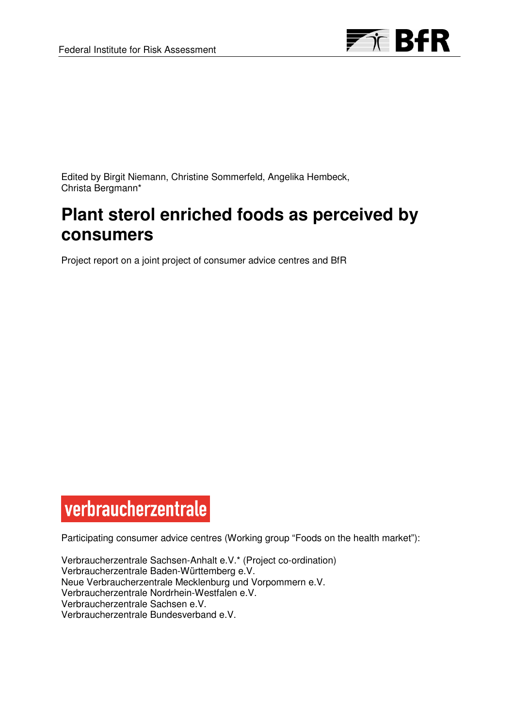Edited by Birgit Niemann, Christine Sommerfeld, Angelika Hembeck, Christa Bergmann*

# Plant sterol enriched foods as perceived by consumers

Project report on a joint project of consumer advice centres and BfR

verbraucherzentrale

Participating consumer advice centres (Working group "Foods on the health market"):

Verbraucherzentrale Sachsen-Anhalt e.V.* (Project co-ordination)
Verbraucherzentrale Baden-Württemberg e.V.
Neue Verbraucherzentrale Mecklenburg und Vorpommern e.V.
Verbraucherzentrale Nordrhein-Westfalen e.V.
Verbraucherzentrale Sachsen e.V.
Verbraucherzentrale Bundesverband e.V.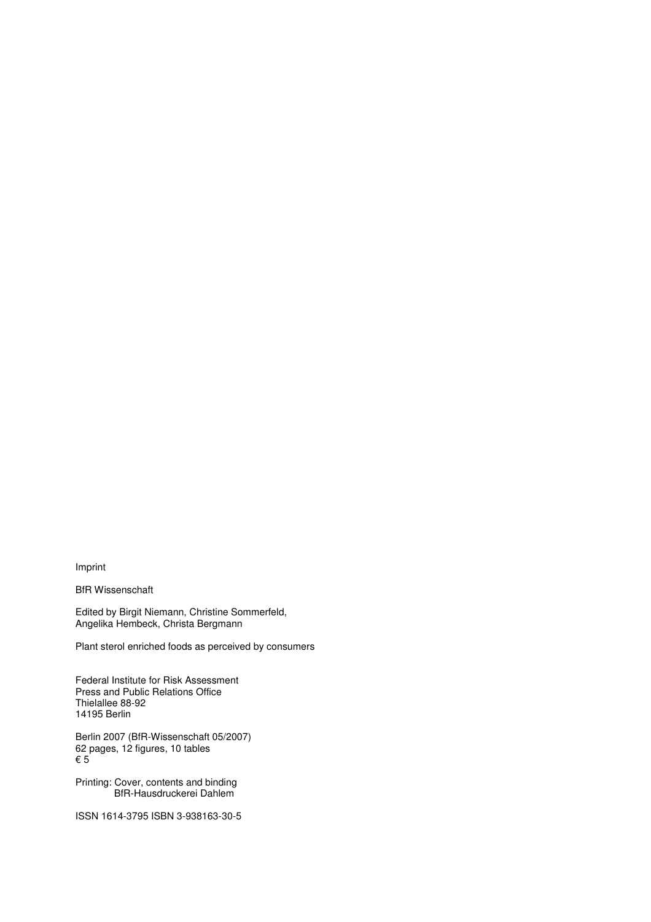Imprint

BfR Wissenschaft

Edited by Birgit Niemann, Christine Sommerfeld,
Angelika Hembeck, Christa Bergmann

Plant sterol enriched foods as perceived by consumers

Federal Institute for Risk Assessment
Press and Public Relations Office
Thielallee 88-92
14195 Berlin

Berlin 2007 (BfR-Wissenschaft 05/2007)
62 pages, 12 figures, 10 tables
€ 5

Printing: Cover, contents and binding
BfR-Hausdruckerei Dahlem

ISSN 1614-3795 ISBN 3-938163-30-5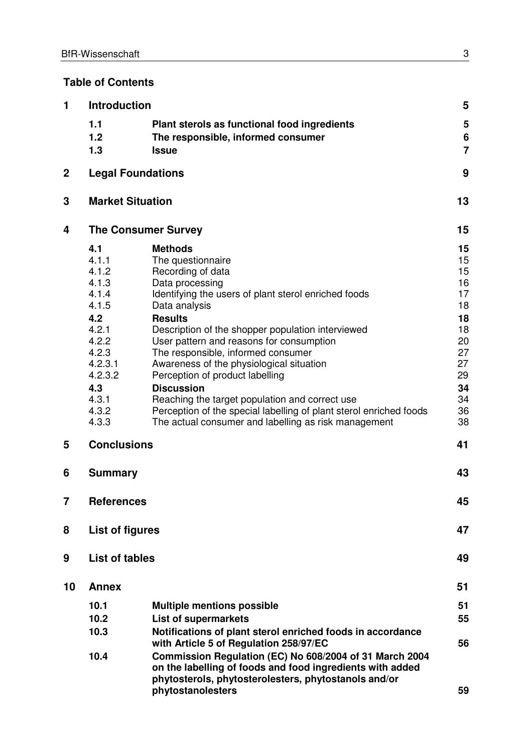## Table of Contents

| | | | |
|---|---|---|---|
| **1** | **Introduction** | | **5** |
| | **1.1** | **Plant sterols as functional food ingredients** | **5** |
| | **1.2** | **The responsible, informed consumer** | **6** |
| | **1.3** | **Issue** | **7** |
| **2** | **Legal Foundations** | | **9** |
| **3** | **Market Situation** | | **13** |
| **4** | **The Consumer Survey** | | **15** |
| | **4.1** | **Methods** | **15** |
| | 4.1.1 | The questionnaire | 15 |
| | 4.1.2 | Recording of data | 15 |
| | 4.1.3 | Data processing | 16 |
| | 4.1.4 | Identifying the users of plant sterol enriched foods | 17 |
| | 4.1.5 | Data analysis | 18 |
| | **4.2** | **Results** | **18** |
| | 4.2.1 | Description of the shopper population interviewed | 18 |
| | 4.2.2 | User pattern and reasons for consumption | 20 |
| | 4.2.3 | The responsible, informed consumer | 27 |
| | 4.2.3.1 | Awareness of the physiological situation | 27 |
| | 4.2.3.2 | Perception of product labelling | 29 |
| | **4.3** | **Discussion** | **34** |
| | 4.3.1 | Reaching the target population and correct use | 34 |
| | 4.3.2 | Perception of the special labelling of plant sterol enriched foods | 36 |
| | 4.3.3 | The actual consumer and labelling as risk management | 38 |
| **5** | **Conclusions** | | **41** |
| **6** | **Summary** | | **43** |
| **7** | **References** | | **45** |
| **8** | **List of figures** | | **47** |
| **9** | **List of tables** | | **49** |
| **10** | **Annex** | | **51** |
| | **10.1** | **Multiple mentions possible** | **51** |
| | **10.2** | **List of supermarkets** | **55** |
| | **10.3** | **Notifications of plant sterol enriched foods in accordance with Article 5 of Regulation 258/97/EC** | **56** |
| | **10.4** | **Commission Regulation (EC) No 608/2004 of 31 March 2004 on the labelling of foods and food ingredients with added phytosterols, phytosterolesters, phytostanols and/or phytostanolesters** | **59** |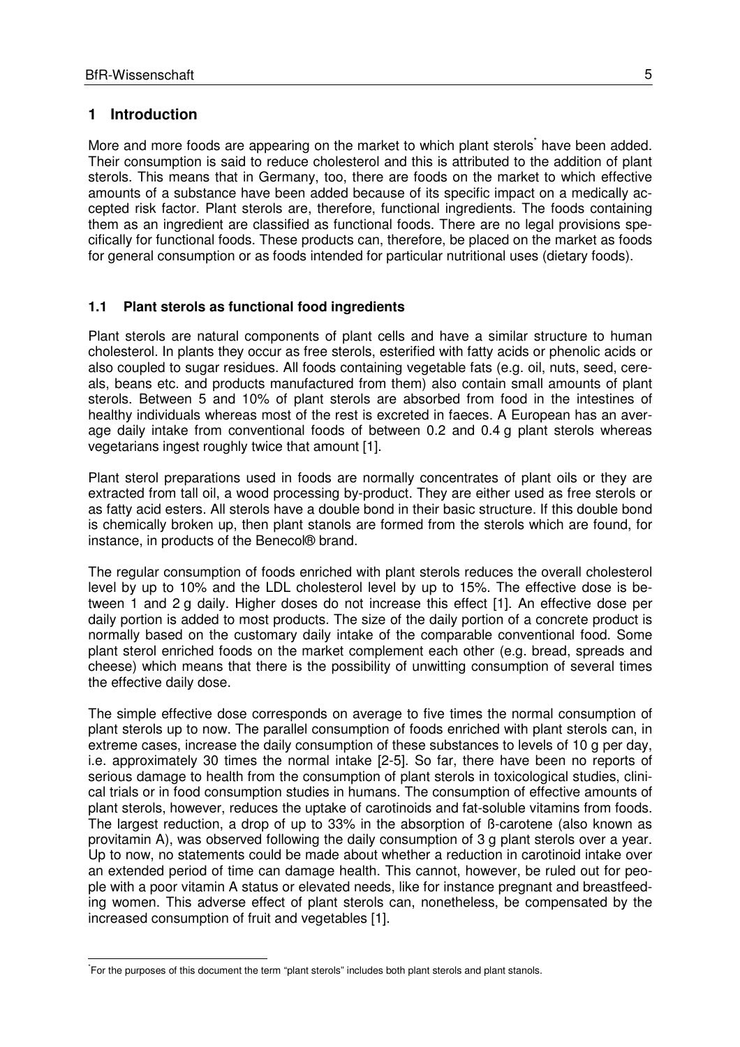# 1 Introduction

More and more foods are appearing on the market to which plant sterols* have been added. Their consumption is said to reduce cholesterol and this is attributed to the addition of plant sterols. This means that in Germany, too, there are foods on the market to which effective amounts of a substance have been added because of its specific impact on a medically accepted risk factor. Plant sterols are, therefore, functional ingredients. The foods containing them as an ingredient are classified as functional foods. There are no legal provisions specifically for functional foods. These products can, therefore, be placed on the market as foods for general consumption or as foods intended for particular nutritional uses (dietary foods).

## 1.1 Plant sterols as functional food ingredients

Plant sterols are natural components of plant cells and have a similar structure to human cholesterol. In plants they occur as free sterols, esterified with fatty acids or phenolic acids or also coupled to sugar residues. All foods containing vegetable fats (e.g. oil, nuts, seed, cereals, beans etc. and products manufactured from them) also contain small amounts of plant sterols. Between 5 and 10% of plant sterols are absorbed from food in the intestines of healthy individuals whereas most of the rest is excreted in faeces. A European has an average daily intake from conventional foods of between 0.2 and 0.4 g plant sterols whereas vegetarians ingest roughly twice that amount [1].

Plant sterol preparations used in foods are normally concentrates of plant oils or they are extracted from tall oil, a wood processing by-product. They are either used as free sterols or as fatty acid esters. All sterols have a double bond in their basic structure. If this double bond is chemically broken up, then plant stanols are formed from the sterols which are found, for instance, in products of the Benecol® brand.

The regular consumption of foods enriched with plant sterols reduces the overall cholesterol level by up to 10% and the LDL cholesterol level by up to 15%. The effective dose is between 1 and 2 g daily. Higher doses do not increase this effect [1]. An effective dose per daily portion is added to most products. The size of the daily portion of a concrete product is normally based on the customary daily intake of the comparable conventional food. Some plant sterol enriched foods on the market complement each other (e.g. bread, spreads and cheese) which means that there is the possibility of unwitting consumption of several times the effective daily dose.

The simple effective dose corresponds on average to five times the normal consumption of plant sterols up to now. The parallel consumption of foods enriched with plant sterols can, in extreme cases, increase the daily consumption of these substances to levels of 10 g per day, i.e. approximately 30 times the normal intake [2-5]. So far, there have been no reports of serious damage to health from the consumption of plant sterols in toxicological studies, clinical trials or in food consumption studies in humans. The consumption of effective amounts of plant sterols, however, reduces the uptake of carotinoids and fat-soluble vitamins from foods. The largest reduction, a drop of up to 33% in the absorption of ß-carotene (also known as provitamin A), was observed following the daily consumption of 3 g plant sterols over a year. Up to now, no statements could be made about whether a reduction in carotinoid intake over an extended period of time can damage health. This cannot, however, be ruled out for people with a poor vitamin A status or elevated needs, like for instance pregnant and breastfeeding women. This adverse effect of plant sterols can, nonetheless, be compensated by the increased consumption of fruit and vegetables [1].

---

*For the purposes of this document the term "plant sterols" includes both plant sterols and plant stanols.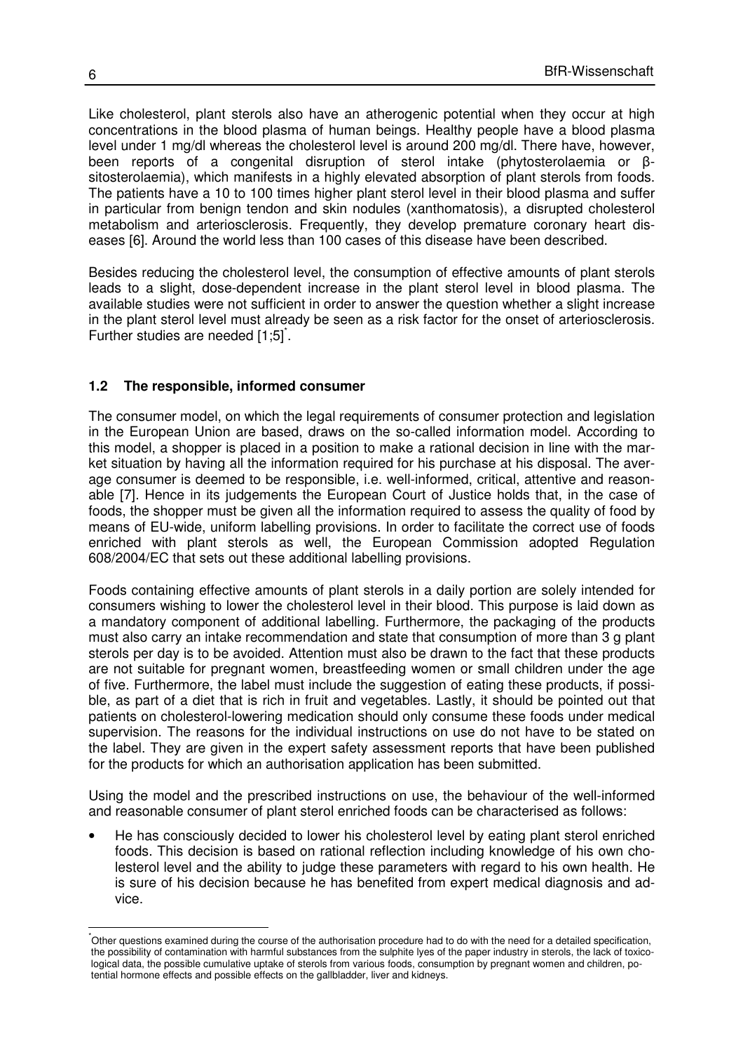Like cholesterol, plant sterols also have an atherogenic potential when they occur at high concentrations in the blood plasma of human beings. Healthy people have a blood plasma level under 1 mg/dl whereas the cholesterol level is around 200 mg/dl. There have, however, been reports of a congenital disruption of sterol intake (phytosterolaemia or β-sitosterolaemia), which manifests in a highly elevated absorption of plant sterols from foods. The patients have a 10 to 100 times higher plant sterol level in their blood plasma and suffer in particular from benign tendon and skin nodules (xanthomatosis), a disrupted cholesterol metabolism and arteriosclerosis. Frequently, they develop premature coronary heart diseases [6]. Around the world less than 100 cases of this disease have been described.

Besides reducing the cholesterol level, the consumption of effective amounts of plant sterols leads to a slight, dose-dependent increase in the plant sterol level in blood plasma. The available studies were not sufficient in order to answer the question whether a slight increase in the plant sterol level must already be seen as a risk factor for the onset of arteriosclerosis. Further studies are needed [1;5][*].

### 1.2 The responsible, informed consumer

The consumer model, on which the legal requirements of consumer protection and legislation in the European Union are based, draws on the so-called information model. According to this model, a shopper is placed in a position to make a rational decision in line with the market situation by having all the information required for his purchase at his disposal. The average consumer is deemed to be responsible, i.e. well-informed, critical, attentive and reasonable [7]. Hence in its judgements the European Court of Justice holds that, in the case of foods, the shopper must be given all the information required to assess the quality of food by means of EU-wide, uniform labelling provisions. In order to facilitate the correct use of foods enriched with plant sterols as well, the European Commission adopted Regulation 608/2004/EC that sets out these additional labelling provisions.

Foods containing effective amounts of plant sterols in a daily portion are solely intended for consumers wishing to lower the cholesterol level in their blood. This purpose is laid down as a mandatory component of additional labelling. Furthermore, the packaging of the products must also carry an intake recommendation and state that consumption of more than 3 g plant sterols per day is to be avoided. Attention must also be drawn to the fact that these products are not suitable for pregnant women, breastfeeding women or small children under the age of five. Furthermore, the label must include the suggestion of eating these products, if possible, as part of a diet that is rich in fruit and vegetables. Lastly, it should be pointed out that patients on cholesterol-lowering medication should only consume these foods under medical supervision. The reasons for the individual instructions on use do not have to be stated on the label. They are given in the expert safety assessment reports that have been published for the products for which an authorisation application has been submitted.

Using the model and the prescribed instructions on use, the behaviour of the well-informed and reasonable consumer of plant sterol enriched foods can be characterised as follows:

- He has consciously decided to lower his cholesterol level by eating plant sterol enriched foods. This decision is based on rational reflection including knowledge of his own cholesterol level and the ability to judge these parameters with regard to his own health. He is sure of his decision because he has benefited from expert medical diagnosis and advice.

---

[*] Other questions examined during the course of the authorisation procedure had to do with the need for a detailed specification, the possibility of contamination with harmful substances from the sulphite lyes of the paper industry in sterols, the lack of toxicological data, the possible cumulative uptake of sterols from various foods, consumption by pregnant women and children, potential hormone effects and possible effects on the gallbladder, liver and kidneys.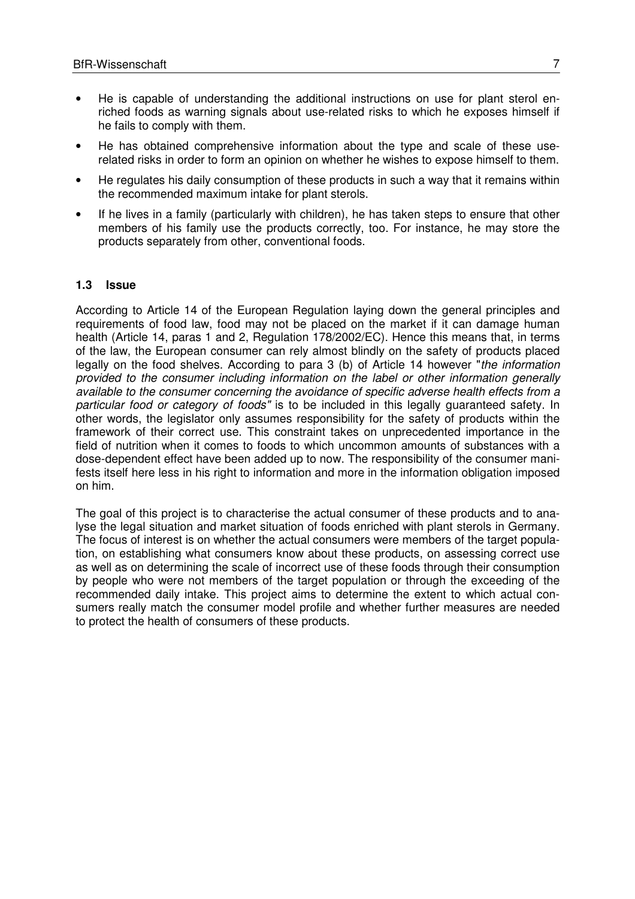- He is capable of understanding the additional instructions on use for plant sterol enriched foods as warning signals about use-related risks to which he exposes himself if he fails to comply with them.
- He has obtained comprehensive information about the type and scale of these use-related risks in order to form an opinion on whether he wishes to expose himself to them.
- He regulates his daily consumption of these products in such a way that it remains within the recommended maximum intake for plant sterols.
- If he lives in a family (particularly with children), he has taken steps to ensure that other members of his family use the products correctly, too. For instance, he may store the products separately from other, conventional foods.

### 1.3 Issue

According to Article 14 of the European Regulation laying down the general principles and requirements of food law, food may not be placed on the market if it can damage human health (Article 14, paras 1 and 2, Regulation 178/2002/EC). Hence this means that, in terms of the law, the European consumer can rely almost blindly on the safety of products placed legally on the food shelves. According to para 3 (b) of Article 14 however "*the information provided to the consumer including information on the label or other information generally available to the consumer concerning the avoidance of specific adverse health effects from a particular food or category of foods"* is to be included in this legally guaranteed safety. In other words, the legislator only assumes responsibility for the safety of products within the framework of their correct use. This constraint takes on unprecedented importance in the field of nutrition when it comes to foods to which uncommon amounts of substances with a dose-dependent effect have been added up to now. The responsibility of the consumer manifests itself here less in his right to information and more in the information obligation imposed on him.

The goal of this project is to characterise the actual consumer of these products and to analyse the legal situation and market situation of foods enriched with plant sterols in Germany. The focus of interest is on whether the actual consumers were members of the target population, on establishing what consumers know about these products, on assessing correct use as well as on determining the scale of incorrect use of these foods through their consumption by people who were not members of the target population or through the exceeding of the recommended daily intake. This project aims to determine the extent to which actual consumers really match the consumer model profile and whether further measures are needed to protect the health of consumers of these products.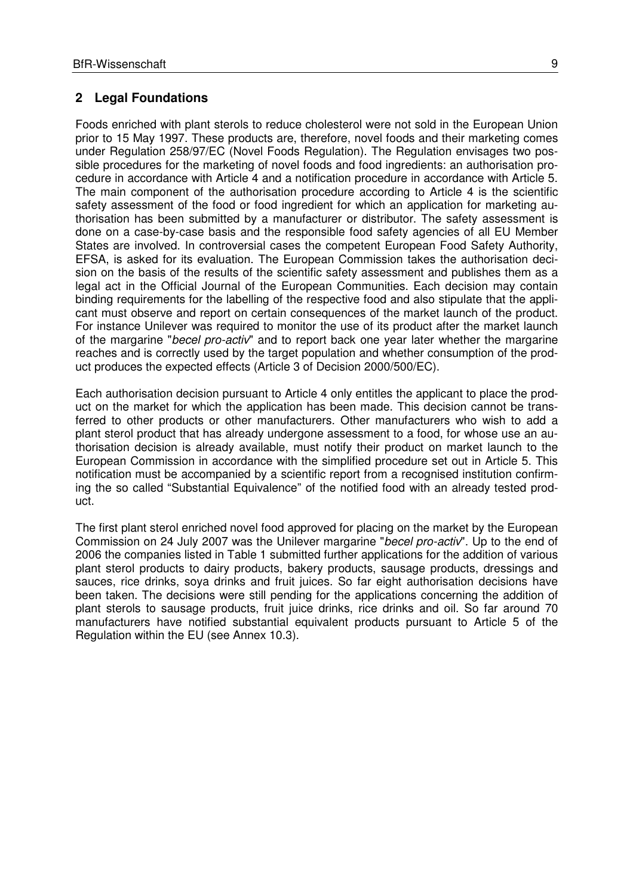## 2 Legal Foundations

Foods enriched with plant sterols to reduce cholesterol were not sold in the European Union prior to 15 May 1997. These products are, therefore, novel foods and their marketing comes under Regulation 258/97/EC (Novel Foods Regulation). The Regulation envisages two possible procedures for the marketing of novel foods and food ingredients: an authorisation procedure in accordance with Article 4 and a notification procedure in accordance with Article 5. The main component of the authorisation procedure according to Article 4 is the scientific safety assessment of the food or food ingredient for which an application for marketing authorisation has been submitted by a manufacturer or distributor. The safety assessment is done on a case-by-case basis and the responsible food safety agencies of all EU Member States are involved. In controversial cases the competent European Food Safety Authority, EFSA, is asked for its evaluation. The European Commission takes the authorisation decision on the basis of the results of the scientific safety assessment and publishes them as a legal act in the Official Journal of the European Communities. Each decision may contain binding requirements for the labelling of the respective food and also stipulate that the applicant must observe and report on certain consequences of the market launch of the product. For instance Unilever was required to monitor the use of its product after the market launch of the margarine "*becel pro-activ*" and to report back one year later whether the margarine reaches and is correctly used by the target population and whether consumption of the product produces the expected effects (Article 3 of Decision 2000/500/EC).

Each authorisation decision pursuant to Article 4 only entitles the applicant to place the product on the market for which the application has been made. This decision cannot be transferred to other products or other manufacturers. Other manufacturers who wish to add a plant sterol product that has already undergone assessment to a food, for whose use an authorisation decision is already available, must notify their product on market launch to the European Commission in accordance with the simplified procedure set out in Article 5. This notification must be accompanied by a scientific report from a recognised institution confirming the so called "Substantial Equivalence" of the notified food with an already tested product.

The first plant sterol enriched novel food approved for placing on the market by the European Commission on 24 July 2007 was the Unilever margarine "*becel pro-activ*". Up to the end of 2006 the companies listed in Table 1 submitted further applications for the addition of various plant sterol products to dairy products, bakery products, sausage products, dressings and sauces, rice drinks, soya drinks and fruit juices. So far eight authorisation decisions have been taken. The decisions were still pending for the applications concerning the addition of plant sterols to sausage products, fruit juice drinks, rice drinks and oil. So far around 70 manufacturers have notified substantial equivalent products pursuant to Article 5 of the Regulation within the EU (see Annex 10.3).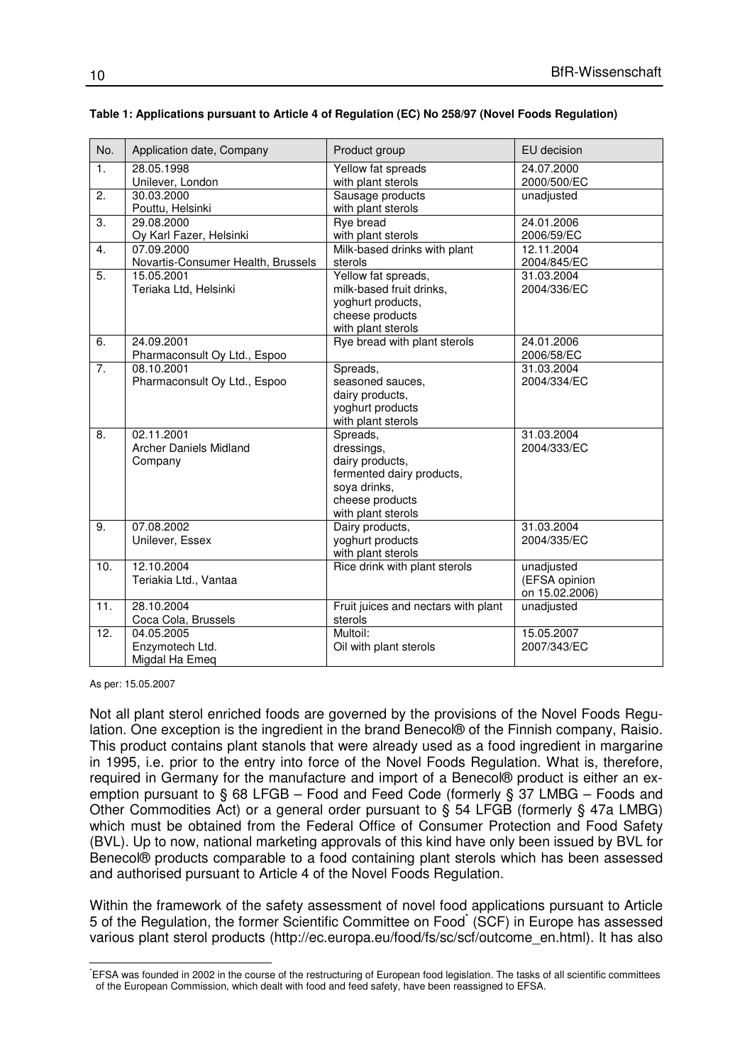**Table 1: Applications pursuant to Article 4 of Regulation (EC) No 258/97 (Novel Foods Regulation)**

| No. | Application date, Company | Product group | EU decision |
|---|---|---|---|
| 1. | 28.05.1998<br>Unilever, London | Yellow fat spreads<br>with plant sterols | 24.07.2000<br>2000/500/EC |
| 2. | 30.03.2000<br>Pouttu, Helsinki | Sausage products<br>with plant sterols | unadjusted |
| 3. | 29.08.2000<br>Oy Karl Fazer, Helsinki | Rye bread<br>with plant sterols | 24.01.2006<br>2006/59/EC |
| 4. | 07.09.2000<br>Novartis-Consumer Health, Brussels | Milk-based drinks with plant sterols | 12.11.2004<br>2004/845/EC |
| 5. | 15.05.2001<br>Teriaka Ltd, Helsinki | Yellow fat spreads,<br>milk-based fruit drinks,<br>yoghurt products,<br>cheese products<br>with plant sterols | 31.03.2004<br>2004/336/EC |
| 6. | 24.09.2001<br>Pharmaconsult Oy Ltd., Espoo | Rye bread with plant sterols | 24.01.2006<br>2006/58/EC |
| 7. | 08.10.2001<br>Pharmaconsult Oy Ltd., Espoo | Spreads,<br>seasoned sauces,<br>dairy products,<br>yoghurt products<br>with plant sterols | 31.03.2004<br>2004/334/EC |
| 8. | 02.11.2001<br>Archer Daniels Midland Company | Spreads,<br>dressings,<br>dairy products,<br>fermented dairy products,<br>soya drinks,<br>cheese products<br>with plant sterols | 31.03.2004<br>2004/333/EC |
| 9. | 07.08.2002<br>Unilever, Essex | Dairy products,<br>yoghurt products<br>with plant sterols | 31.03.2004<br>2004/335/EC |
| 10. | 12.10.2004<br>Teriakia Ltd., Vantaa | Rice drink with plant sterols | unadjusted<br>(EFSA opinion on 15.02.2006) |
| 11. | 28.10.2004<br>Coca Cola, Brussels | Fruit juices and nectars with plant sterols | unadjusted |
| 12. | 04.05.2005<br>Enzymotech Ltd.<br>Migdal Ha Emeq | Multoil:<br>Oil with plant sterols | 15.05.2007<br>2007/343/EC |

As per: 15.05.2007

Not all plant sterol enriched foods are governed by the provisions of the Novel Foods Regulation. One exception is the ingredient in the brand Benecol® of the Finnish company, Raisio. This product contains plant stanols that were already used as a food ingredient in margarine in 1995, i.e. prior to the entry into force of the Novel Foods Regulation. What is, therefore, required in Germany for the manufacture and import of a Benecol® product is either an exemption pursuant to § 68 LFGB – Food and Feed Code (formerly § 37 LMBG – Foods and Other Commodities Act) or a general order pursuant to § 54 LFGB (formerly § 47a LMBG) which must be obtained from the Federal Office of Consumer Protection and Food Safety (BVL). Up to now, national marketing approvals of this kind have only been issued by BVL for Benecol® products comparable to a food containing plant sterols which has been assessed and authorised pursuant to Article 4 of the Novel Foods Regulation.

Within the framework of the safety assessment of novel food applications pursuant to Article 5 of the Regulation, the former Scientific Committee on Food[*] (SCF) in Europe has assessed various plant sterol products (http://ec.europa.eu/food/fs/sc/scf/outcome_en.html). It has also

[*] EFSA was founded in 2002 in the course of the restructuring of European food legislation. The tasks of all scientific committees of the European Commission, which dealt with food and feed safety, have been reassigned to EFSA.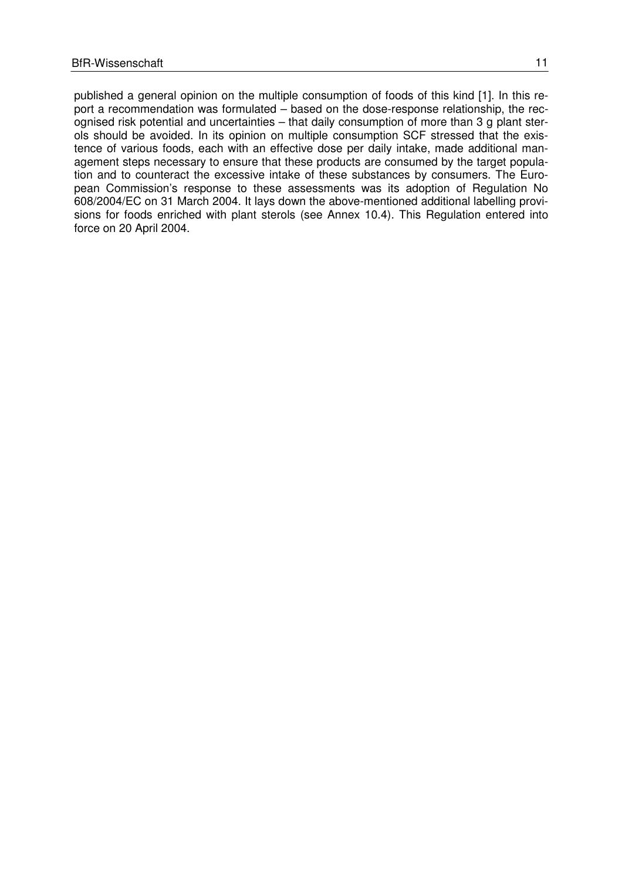published a general opinion on the multiple consumption of foods of this kind [1]. In this report a recommendation was formulated – based on the dose-response relationship, the recognised risk potential and uncertainties – that daily consumption of more than 3 g plant sterols should be avoided. In its opinion on multiple consumption SCF stressed that the existence of various foods, each with an effective dose per daily intake, made additional management steps necessary to ensure that these products are consumed by the target population and to counteract the excessive intake of these substances by consumers. The European Commission's response to these assessments was its adoption of Regulation No 608/2004/EC on 31 March 2004. It lays down the above-mentioned additional labelling provisions for foods enriched with plant sterols (see Annex 10.4). This Regulation entered into force on 20 April 2004.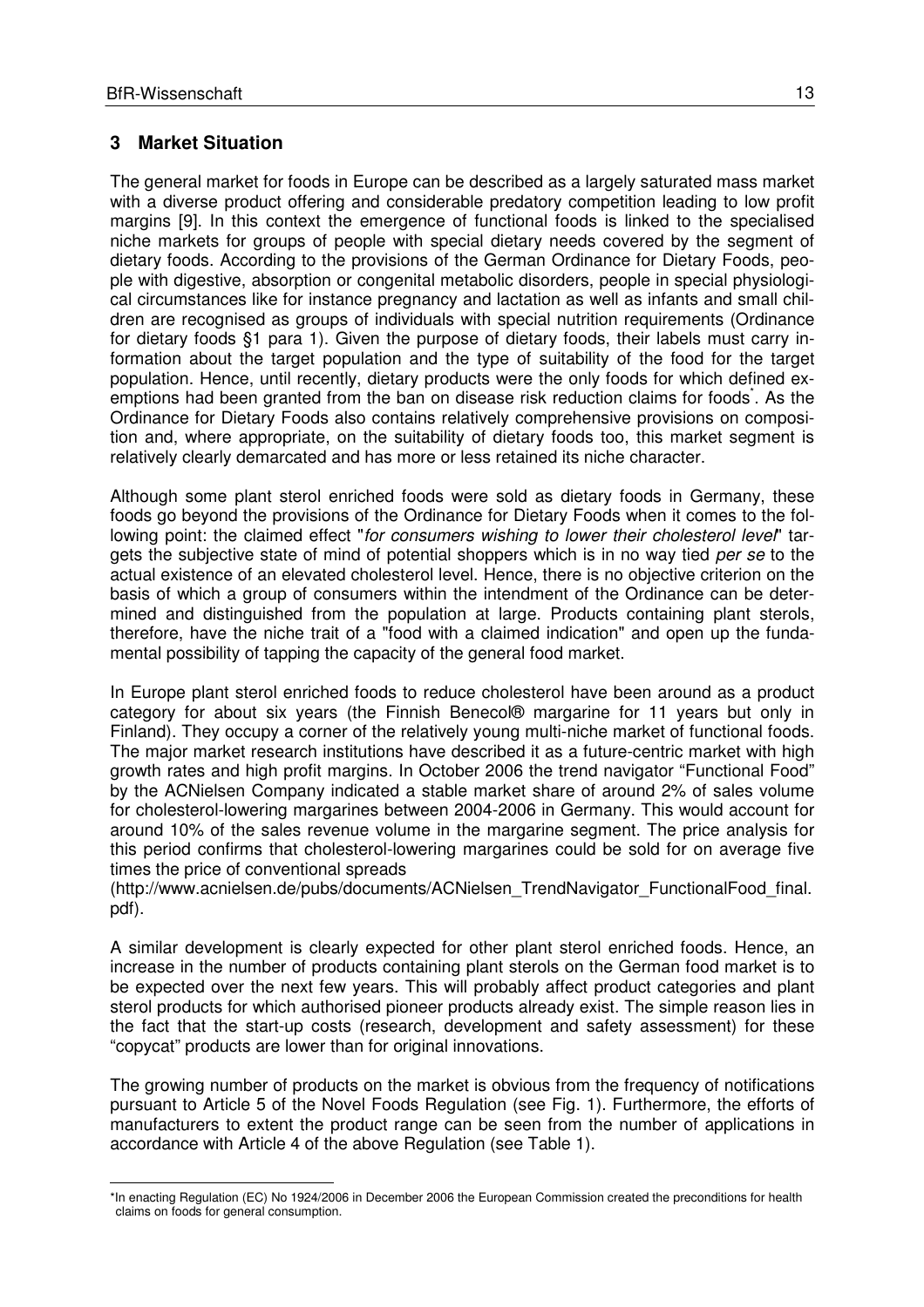## 3 Market Situation

The general market for foods in Europe can be described as a largely saturated mass market with a diverse product offering and considerable predatory competition leading to low profit margins [9]. In this context the emergence of functional foods is linked to the specialised niche markets for groups of people with special dietary needs covered by the segment of dietary foods. According to the provisions of the German Ordinance for Dietary Foods, people with digestive, absorption or congenital metabolic disorders, people in special physiological circumstances like for instance pregnancy and lactation as well as infants and small children are recognised as groups of individuals with special nutrition requirements (Ordinance for dietary foods §1 para 1). Given the purpose of dietary foods, their labels must carry information about the target population and the type of suitability of the food for the target population. Hence, until recently, dietary products were the only foods for which defined exemptions had been granted from the ban on disease risk reduction claims for foods*. As the Ordinance for Dietary Foods also contains relatively comprehensive provisions on composition and, where appropriate, on the suitability of dietary foods too, this market segment is relatively clearly demarcated and has more or less retained its niche character.

Although some plant sterol enriched foods were sold as dietary foods in Germany, these foods go beyond the provisions of the Ordinance for Dietary Foods when it comes to the following point: the claimed effect "*for consumers wishing to lower their cholesterol level*" targets the subjective state of mind of potential shoppers which is in no way tied *per se* to the actual existence of an elevated cholesterol level. Hence, there is no objective criterion on the basis of which a group of consumers within the intendment of the Ordinance can be determined and distinguished from the population at large. Products containing plant sterols, therefore, have the niche trait of a "food with a claimed indication" and open up the fundamental possibility of tapping the capacity of the general food market.

In Europe plant sterol enriched foods to reduce cholesterol have been around as a product category for about six years (the Finnish Benecol® margarine for 11 years but only in Finland). They occupy a corner of the relatively young multi-niche market of functional foods. The major market research institutions have described it as a future-centric market with high growth rates and high profit margins. In October 2006 the trend navigator "Functional Food" by the ACNielsen Company indicated a stable market share of around 2% of sales volume for cholesterol-lowering margarines between 2004-2006 in Germany. This would account for around 10% of the sales revenue volume in the margarine segment. The price analysis for this period confirms that cholesterol-lowering margarines could be sold for on average five times the price of conventional spreads (http://www.acnielsen.de/pubs/documents/ACNielsen_TrendNavigator_FunctionalFood_final.pdf).

A similar development is clearly expected for other plant sterol enriched foods. Hence, an increase in the number of products containing plant sterols on the German food market is to be expected over the next few years. This will probably affect product categories and plant sterol products for which authorised pioneer products already exist. The simple reason lies in the fact that the start-up costs (research, development and safety assessment) for these "copycat" products are lower than for original innovations.

The growing number of products on the market is obvious from the frequency of notifications pursuant to Article 5 of the Novel Foods Regulation (see Fig. 1). Furthermore, the efforts of manufacturers to extent the product range can be seen from the number of applications in accordance with Article 4 of the above Regulation (see Table 1).

---

*In enacting Regulation (EC) No 1924/2006 in December 2006 the European Commission created the preconditions for health claims on foods for general consumption.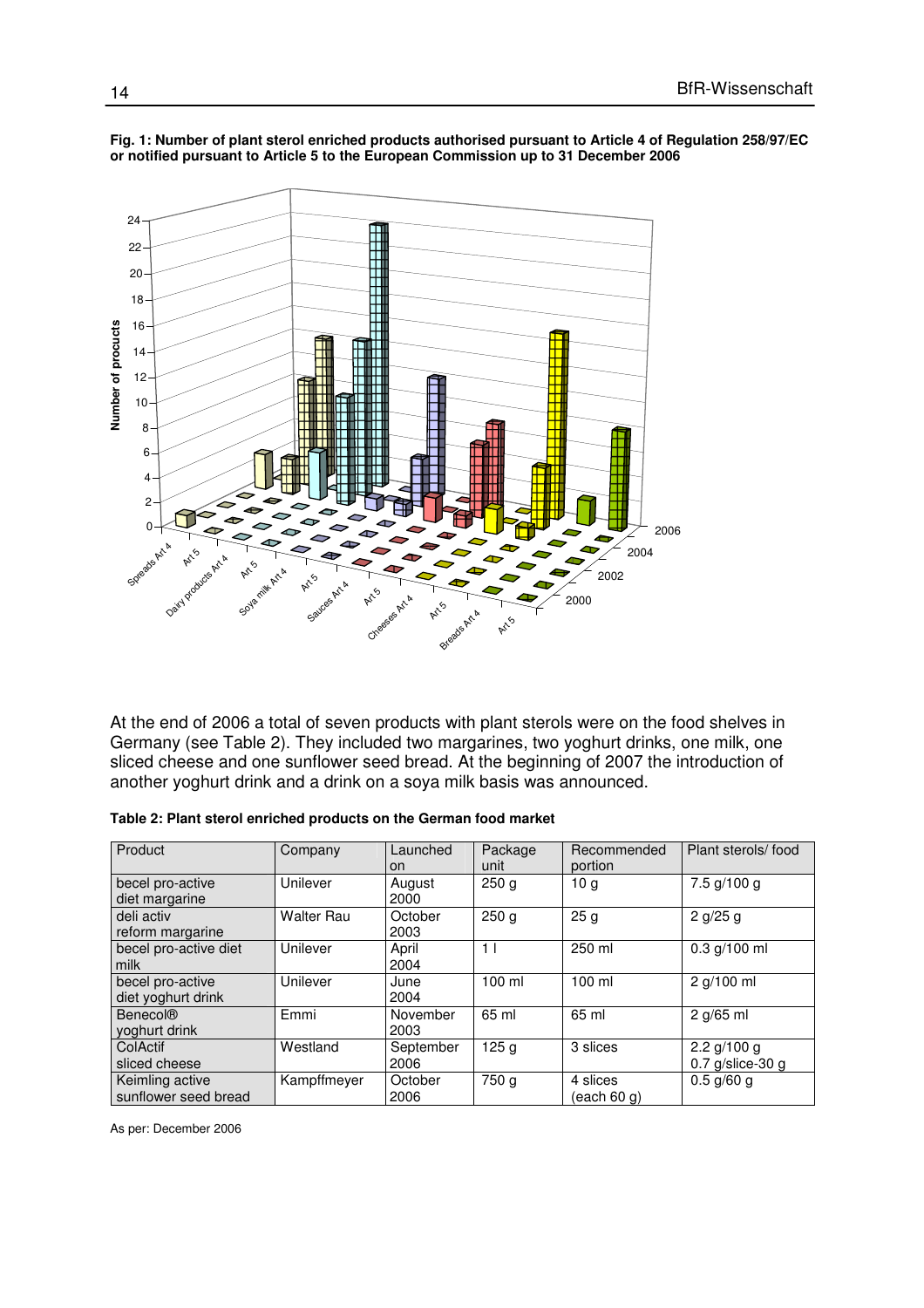**Fig. 1: Number of plant sterol enriched products authorised pursuant to Article 4 of Regulation 258/97/EC or notified pursuant to Article 5 to the European Commission up to 31 December 2006**

At the end of 2006 a total of seven products with plant sterols were on the food shelves in Germany (see Table 2). They included two margarines, two yoghurt drinks, one milk, one sliced cheese and one sunflower seed bread. At the beginning of 2007 the introduction of another yoghurt drink and a drink on a soya milk basis was announced.

**Table 2: Plant sterol enriched products on the German food market**

| Product | Company | Launched on | Package unit | Recommended portion | Plant sterols/ food |
|---|---|---|---|---|---|
| becel pro-active diet margarine | Unilever | August 2000 | 250 g | 10 g | 7.5 g/100 g |
| deli activ reform margarine | Walter Rau | October 2003 | 250 g | 25 g | 2 g/25 g |
| becel pro-active diet milk | Unilever | April 2004 | 1 l | 250 ml | 0.3 g/100 ml |
| becel pro-active diet yoghurt drink | Unilever | June 2004 | 100 ml | 100 ml | 2 g/100 ml |
| Benecol® yoghurt drink | Emmi | November 2003 | 65 ml | 65 ml | 2 g/65 ml |
| ColActif sliced cheese | Westland | September 2006 | 125 g | 3 slices | 2.2 g/100 g 0.7 g/slice-30 g |
| Keimling active sunflower seed bread | Kampffmeyer | October 2006 | 750 g | 4 slices (each 60 g) | 0.5 g/60 g |

As per: December 2006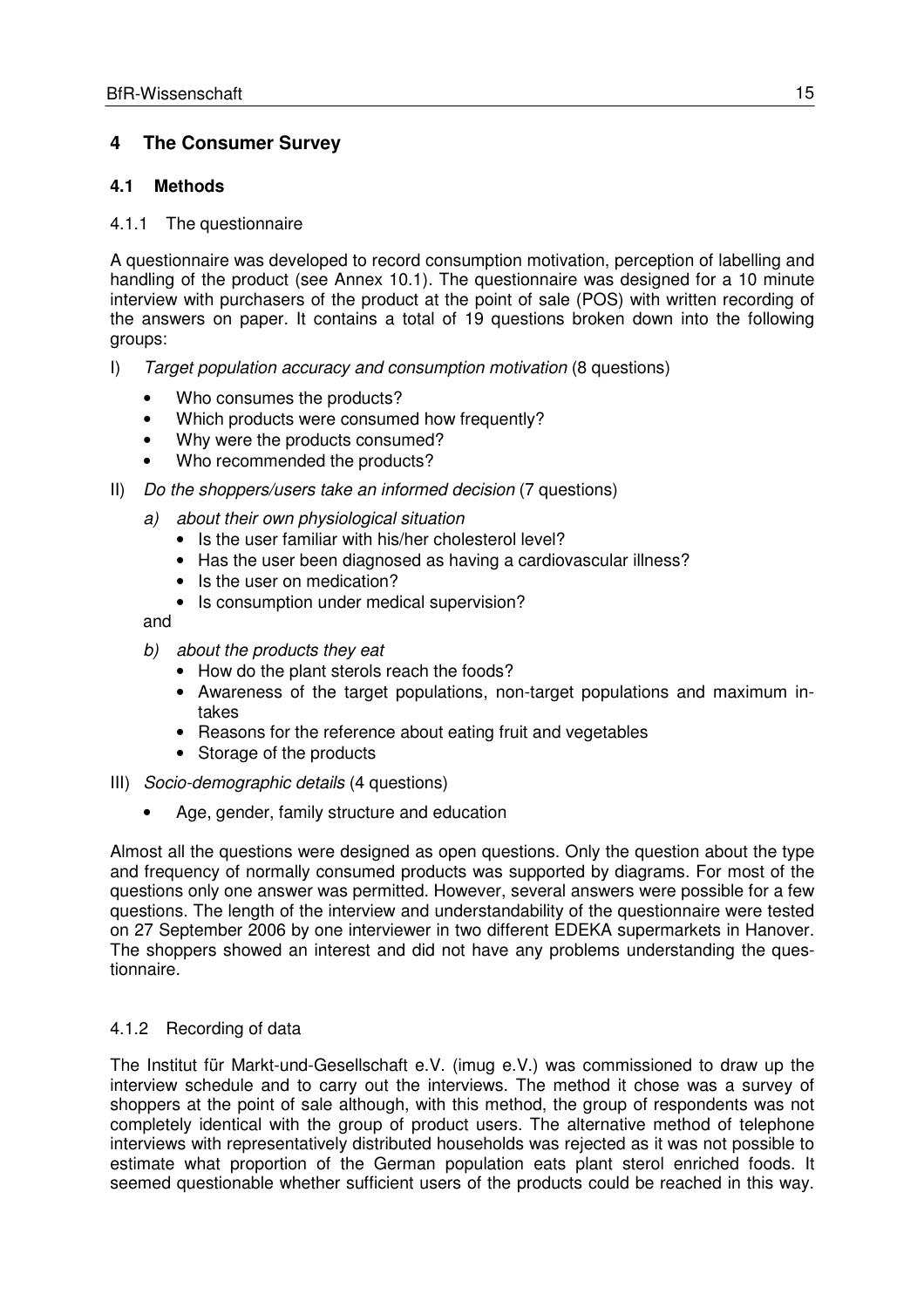# 4 The Consumer Survey

## 4.1 Methods

### 4.1.1 The questionnaire

A questionnaire was developed to record consumption motivation, perception of labelling and handling of the product (see Annex 10.1). The questionnaire was designed for a 10 minute interview with purchasers of the product at the point of sale (POS) with written recording of the answers on paper. It contains a total of 19 questions broken down into the following groups:

I) *Target population accuracy and consumption motivation* (8 questions)

- Who consumes the products?
- Which products were consumed how frequently?
- Why were the products consumed?
- Who recommended the products?

II) *Do the shoppers/users take an informed decision* (7 questions)

*a) about their own physiological situation*

- Is the user familiar with his/her cholesterol level?
- Has the user been diagnosed as having a cardiovascular illness?
- Is the user on medication?
- Is consumption under medical supervision?

and

*b) about the products they eat*

- How do the plant sterols reach the foods?
- Awareness of the target populations, non-target populations and maximum intakes
- Reasons for the reference about eating fruit and vegetables
- Storage of the products

III) *Socio-demographic details* (4 questions)

- Age, gender, family structure and education

Almost all the questions were designed as open questions. Only the question about the type and frequency of normally consumed products was supported by diagrams. For most of the questions only one answer was permitted. However, several answers were possible for a few questions. The length of the interview and understandability of the questionnaire were tested on 27 September 2006 by one interviewer in two different EDEKA supermarkets in Hanover. The shoppers showed an interest and did not have any problems understanding the questionnaire.

### 4.1.2 Recording of data

The Institut für Markt-und-Gesellschaft e.V. (imug e.V.) was commissioned to draw up the interview schedule and to carry out the interviews. The method it chose was a survey of shoppers at the point of sale although, with this method, the group of respondents was not completely identical with the group of product users. The alternative method of telephone interviews with representatively distributed households was rejected as it was not possible to estimate what proportion of the German population eats plant sterol enriched foods. It seemed questionable whether sufficient users of the products could be reached in this way.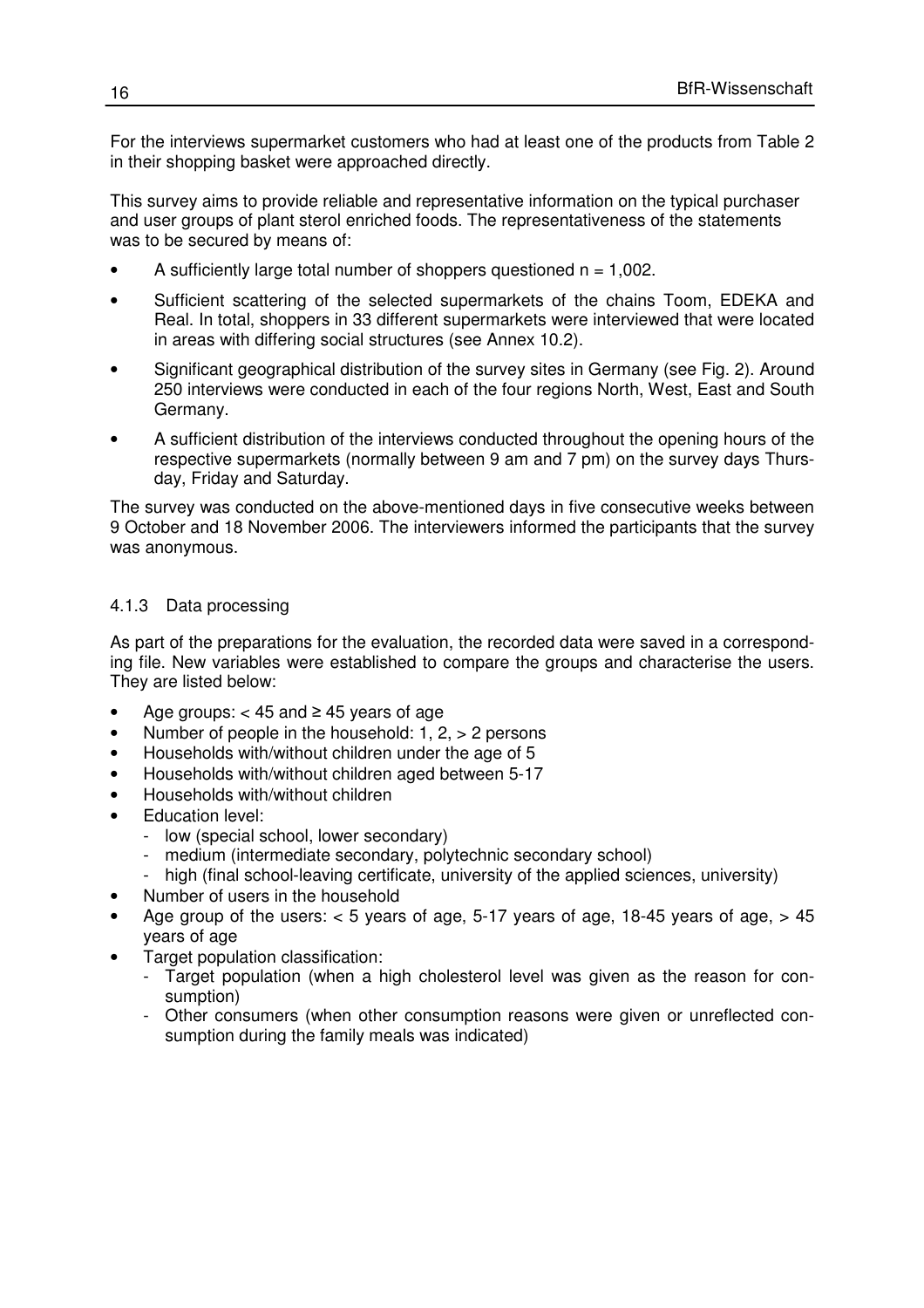For the interviews supermarket customers who had at least one of the products from Table 2 in their shopping basket were approached directly.

This survey aims to provide reliable and representative information on the typical purchaser and user groups of plant sterol enriched foods. The representativeness of the statements was to be secured by means of:

- A sufficiently large total number of shoppers questioned n = 1,002.
- Sufficient scattering of the selected supermarkets of the chains Toom, EDEKA and Real. In total, shoppers in 33 different supermarkets were interviewed that were located in areas with differing social structures (see Annex 10.2).
- Significant geographical distribution of the survey sites in Germany (see Fig. 2). Around 250 interviews were conducted in each of the four regions North, West, East and South Germany.
- A sufficient distribution of the interviews conducted throughout the opening hours of the respective supermarkets (normally between 9 am and 7 pm) on the survey days Thursday, Friday and Saturday.

The survey was conducted on the above-mentioned days in five consecutive weeks between 9 October and 18 November 2006. The interviewers informed the participants that the survey was anonymous.

### 4.1.3 Data processing

As part of the preparations for the evaluation, the recorded data were saved in a corresponding file. New variables were established to compare the groups and characterise the users. They are listed below:

- Age groups: < 45 and ≥ 45 years of age
- Number of people in the household: 1, 2, > 2 persons
- Households with/without children under the age of 5
- Households with/without children aged between 5-17
- Households with/without children
- Education level:
  - low (special school, lower secondary)
  - medium (intermediate secondary, polytechnic secondary school)
  - high (final school-leaving certificate, university of the applied sciences, university)
- Number of users in the household
- Age group of the users: < 5 years of age, 5-17 years of age, 18-45 years of age, > 45 years of age
- Target population classification:
  - Target population (when a high cholesterol level was given as the reason for consumption)
  - Other consumers (when other consumption reasons were given or unreflected consumption during the family meals was indicated)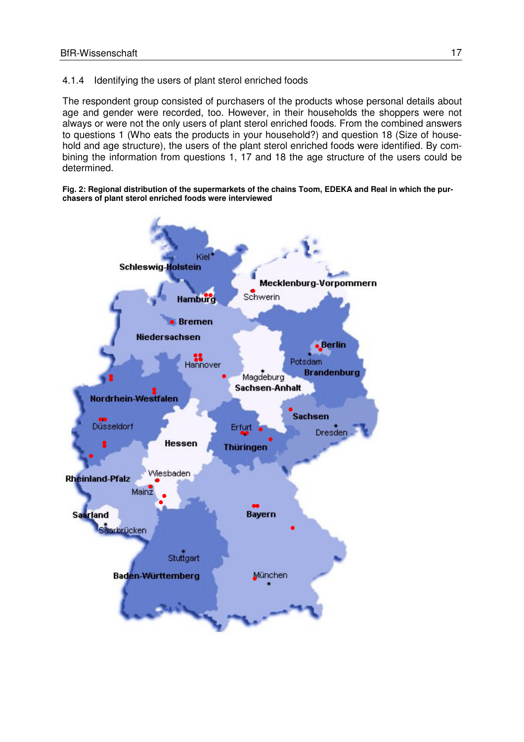### 4.1.4 Identifying the users of plant sterol enriched foods

The respondent group consisted of purchasers of the products whose personal details about age and gender were recorded, too. However, in their households the shoppers were not always or were not the only users of plant sterol enriched foods. From the combined answers to questions 1 (Who eats the products in your household?) and question 18 (Size of household and age structure), the users of the plant sterol enriched foods were identified. By combining the information from questions 1, 17 and 18 the age structure of the users could be determined.

**Fig. 2: Regional distribution of the supermarkets of the chains Toom, EDEKA and Real in which the purchasers of plant sterol enriched foods were interviewed**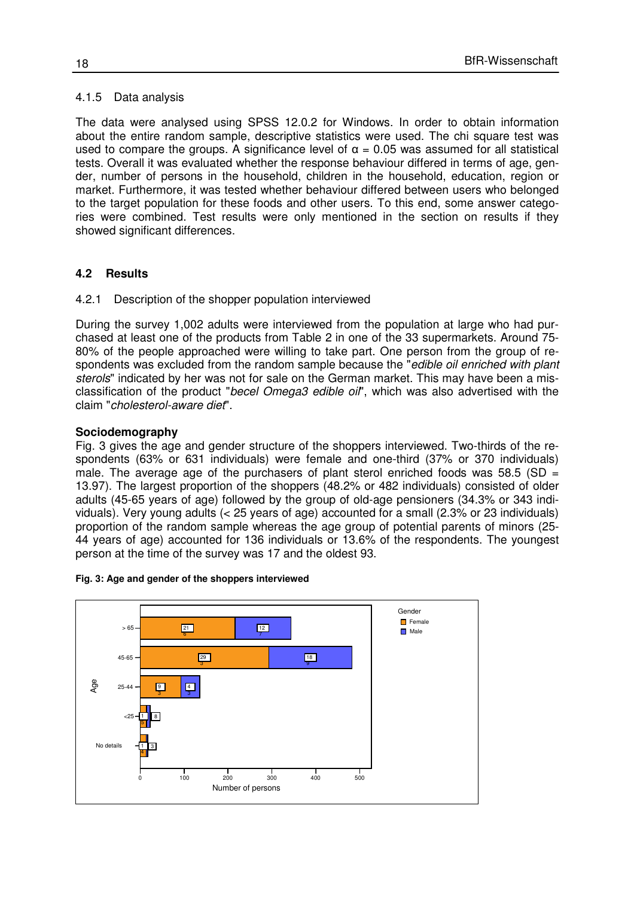### 4.1.5 Data analysis

The data were analysed using SPSS 12.0.2 for Windows. In order to obtain information about the entire random sample, descriptive statistics were used. The chi square test was used to compare the groups. A significance level of $\alpha = 0.05$ was assumed for all statistical tests. Overall it was evaluated whether the response behaviour differed in terms of age, gender, number of persons in the household, children in the household, education, region or market. Furthermore, it was tested whether behaviour differed between users who belonged to the target population for these foods and other users. To this end, some answer categories were combined. Test results were only mentioned in the section on results if they showed significant differences.

## 4.2 Results

### 4.2.1 Description of the shopper population interviewed

During the survey 1,002 adults were interviewed from the population at large who had purchased at least one of the products from Table 2 in one of the 33 supermarkets. Around 75-80% of the people approached were willing to take part. One person from the group of respondents was excluded from the random sample because the "*edible oil enriched with plant sterols*" indicated by her was not for sale on the German market. This may have been a misclassification of the product "*becel Omega3 edible oil*", which was also advertised with the claim "*cholesterol-aware diet*".

**Sociodemography**

Fig. 3 gives the age and gender structure of the shoppers interviewed. Two-thirds of the respondents (63% or 631 individuals) were female and one-third (37% or 370 individuals) male. The average age of the purchasers of plant sterol enriched foods was 58.5 (SD = 13.97). The largest proportion of the shoppers (48.2% or 482 individuals) consisted of older adults (45-65 years of age) followed by the group of old-age pensioners (34.3% or 343 individuals). Very young adults (< 25 years of age) accounted for a small (2.3% or 23 individuals) proportion of the random sample whereas the age group of potential parents of minors (25-44 years of age) accounted for 136 individuals or 13.6% of the respondents. The youngest person at the time of the survey was 17 and the oldest 93.

**Fig. 3: Age and gender of the shoppers interviewed**

| Age | Female | Male |
|---|---|---|
| > 65 | 216 | 127 |
| 45-65 | 293 | 189 |
| 25-44 | 93 | 43 |
| <25 | 15 | 8 |
| No details | 14 | 3 |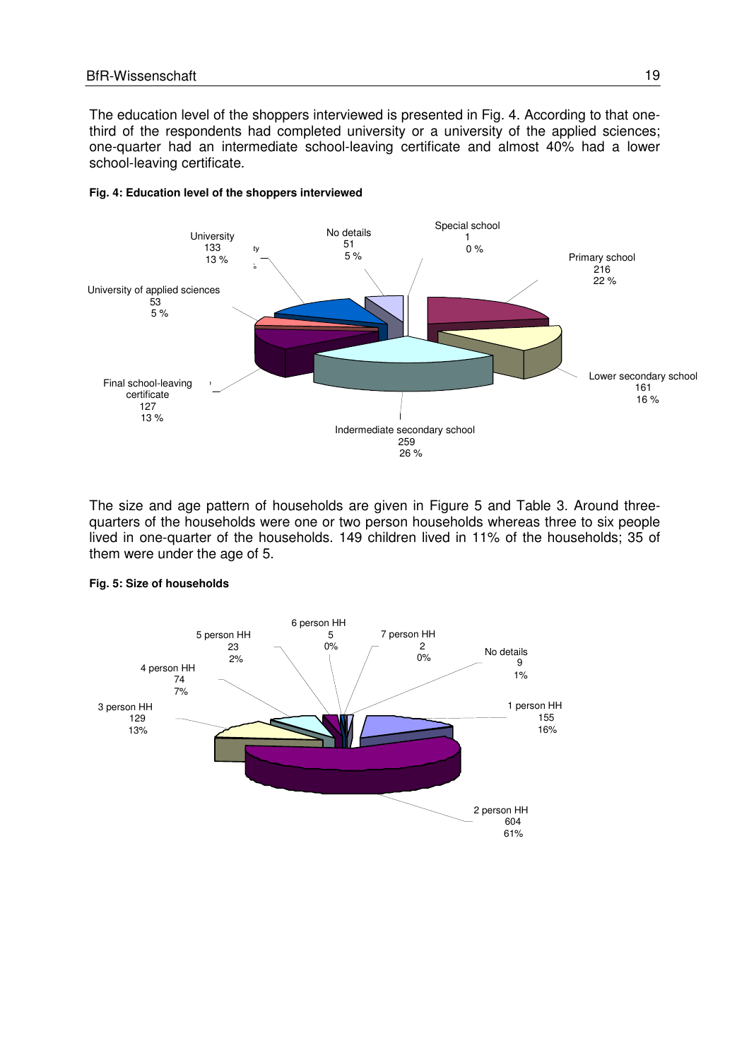The education level of the shoppers interviewed is presented in Fig. 4. According to that one-third of the respondents had completed university or a university of the applied sciences; one-quarter had an intermediate school-leaving certificate and almost 40% had a lower school-leaving certificate.

**Fig. 4: Education level of the shoppers interviewed**

| Category | Number | Percent |
|---|---|---|
| Special school | 1 | 0 % |
| Primary school | 216 | 22 % |
| Lower secondary school | 161 | 16 % |
| Indermediate secondary school | 259 | 26 % |
| Final school-leaving certificate | 127 | 13 % |
| University of applied sciences | 53 | 5 % |
| University | 133 | 13 % |
| No details | 51 | 5 % |

The size and age pattern of households are given in Figure 5 and Table 3. Around three-quarters of the households were one or two person households whereas three to six people lived in one-quarter of the households. 149 children lived in 11% of the households; 35 of them were under the age of 5.

**Fig. 5: Size of households**

| Category | Number | Percent |
|---|---|---|
| 1 person HH | 155 | 16% |
| 2 person HH | 604 | 61% |
| 3 person HH | 129 | 13% |
| 4 person HH | 74 | 7% |
| 5 person HH | 23 | 2% |
| 6 person HH | 5 | 0% |
| 7 person HH | 2 | 0% |
| No details | 9 | 1% |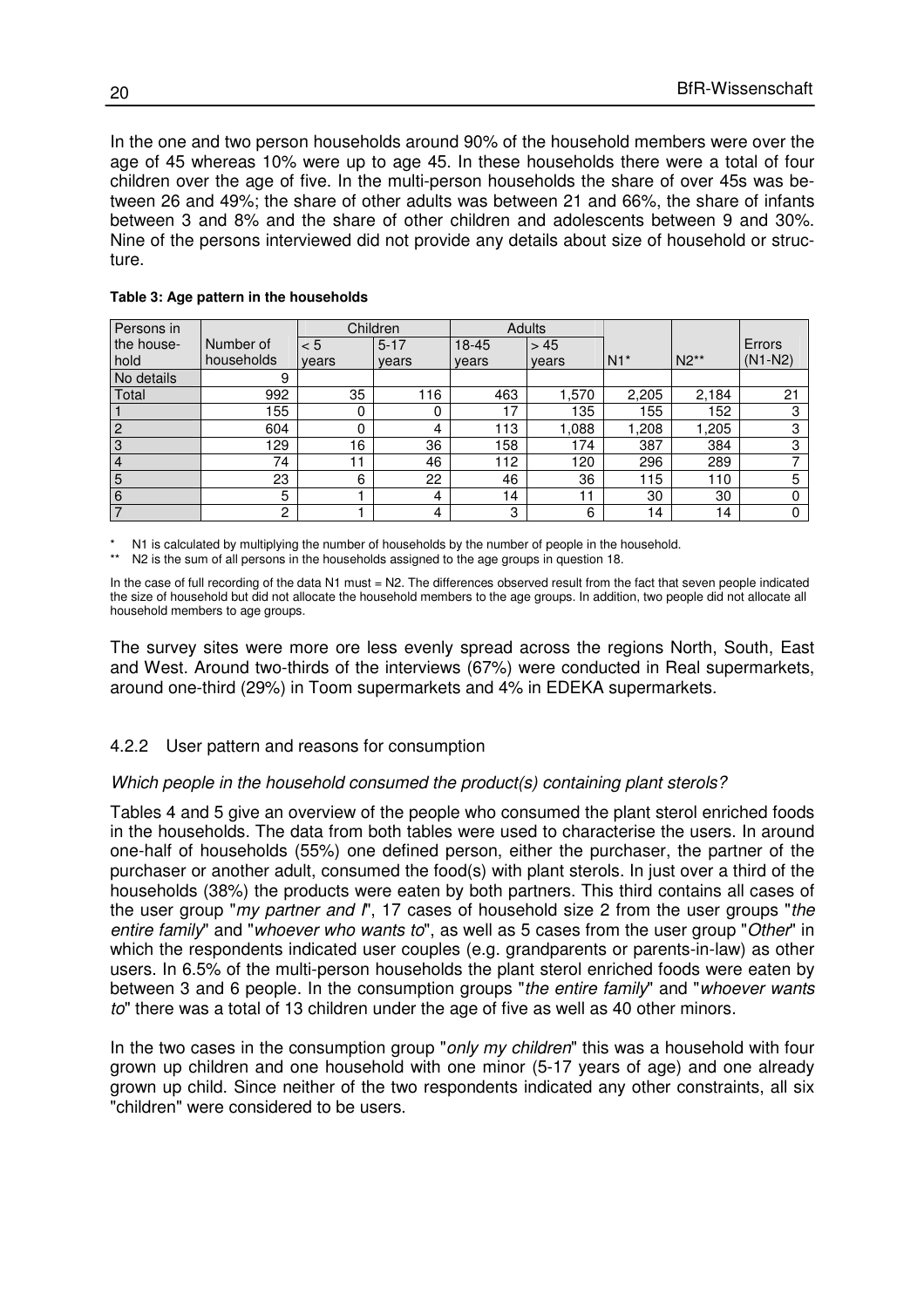In the one and two person households around 90% of the household members were over the age of 45 whereas 10% were up to age 45. In these households there were a total of four children over the age of five. In the multi-person households the share of over 45s was between 26 and 49%; the share of other adults was between 21 and 66%, the share of infants between 3 and 8% and the share of other children and adolescents between 9 and 30%. Nine of the persons interviewed did not provide any details about size of household or structure.

**Table 3: Age pattern in the households**

| Persons in the house-hold | Number of households | Children | | Adults | | N1* | N2** | Errors (N1-N2) |
|---|---|---|---|---|---|---|---|---|
| | | < 5 years | 5-17 years | 18-45 years | > 45 years | | | |
| No details | 9 | | | | | | | |
| Total | 992 | 35 | 116 | 463 | 1,570 | 2,205 | 2,184 | 21 |
| 1 | 155 | 0 | 0 | 17 | 135 | 155 | 152 | 3 |
| 2 | 604 | 0 | 4 | 113 | 1,088 | 1,208 | 1,205 | 3 |
| 3 | 129 | 16 | 36 | 158 | 174 | 387 | 384 | 3 |
| 4 | 74 | 11 | 46 | 112 | 120 | 296 | 289 | 7 |
| 5 | 23 | 6 | 22 | 46 | 36 | 115 | 110 | 5 |
| 6 | 5 | 1 | 4 | 14 | 11 | 30 | 30 | 0 |
| 7 | 2 | 1 | 4 | 3 | 6 | 14 | 14 | 0 |

\* N1 is calculated by multiplying the number of households by the number of people in the household.
\*\* N2 is the sum of all persons in the households assigned to the age groups in question 18.

In the case of full recording of the data N1 must = N2. The differences observed result from the fact that seven people indicated the size of household but did not allocate the household members to the age groups. In addition, two people did not allocate all household members to age groups.

The survey sites were more ore less evenly spread across the regions North, South, East and West. Around two-thirds of the interviews (67%) were conducted in Real supermarkets, around one-third (29%) in Toom supermarkets and 4% in EDEKA supermarkets.

### 4.2.2 User pattern and reasons for consumption

*Which people in the household consumed the product(s) containing plant sterols?*

Tables 4 and 5 give an overview of the people who consumed the plant sterol enriched foods in the households. The data from both tables were used to characterise the users. In around one-half of households (55%) one defined person, either the purchaser, the partner of the purchaser or another adult, consumed the food(s) with plant sterols. In just over a third of the households (38%) the products were eaten by both partners. This third contains all cases of the user group "*my partner and I*", 17 cases of household size 2 from the user groups "*the entire family*" and "*whoever who wants to*", as well as 5 cases from the user group "*Other*" in which the respondents indicated user couples (e.g. grandparents or parents-in-law) as other users. In 6.5% of the multi-person households the plant sterol enriched foods were eaten by between 3 and 6 people. In the consumption groups "*the entire family*" and "*whoever wants to*" there was a total of 13 children under the age of five as well as 40 other minors.

In the two cases in the consumption group "*only my children*" this was a household with four grown up children and one household with one minor (5-17 years of age) and one already grown up child. Since neither of the two respondents indicated any other constraints, all six "children" were considered to be users.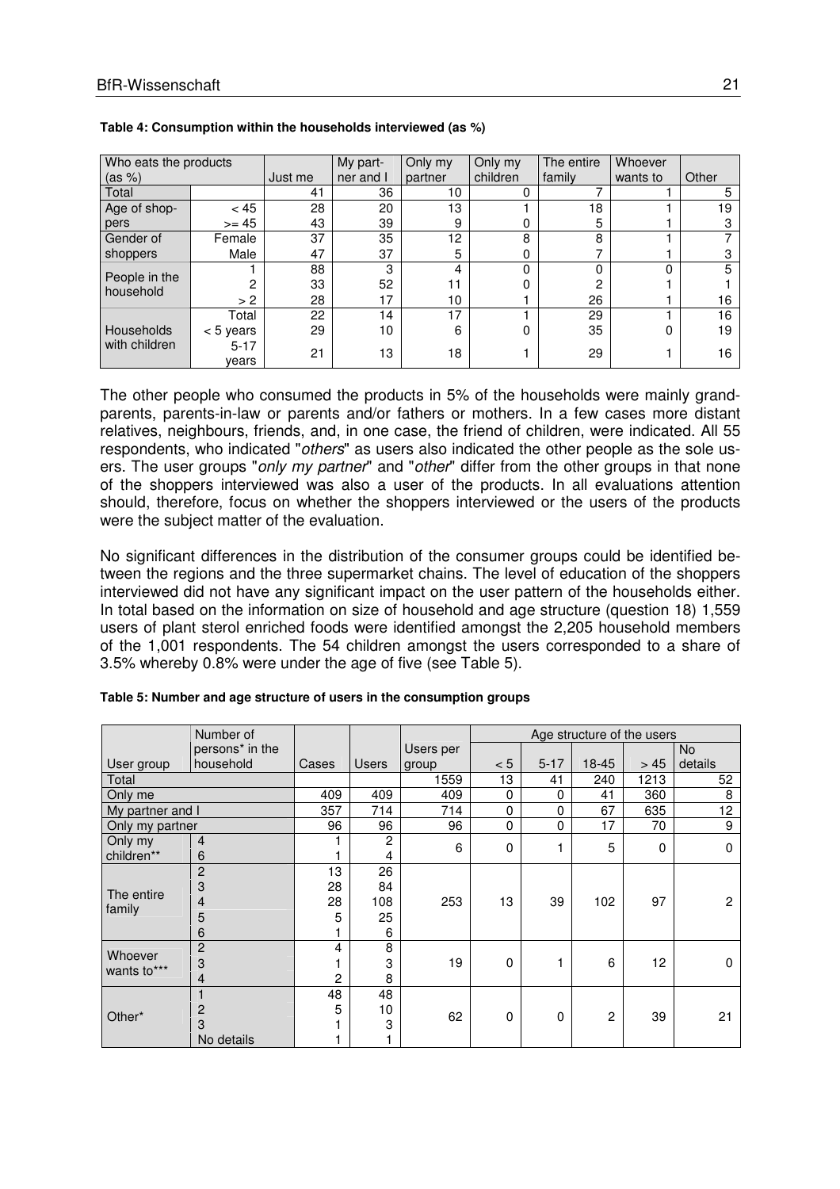**Table 4: Consumption within the households interviewed (as %)**

| Who eats the products (as %) | | Just me | My partner and I | Only my partner | Only my children | The entire family | Whoever wants to | Other |
|---|---|---|---|---|---|---|---|---|
| Total | | 41 | 36 | 10 | 0 | 7 | 1 | 5 |
| Age of shoppers | < 45 | 28 | 20 | 13 | 1 | 18 | 1 | 19 |
| | >= 45 | 43 | 39 | 9 | 0 | 5 | 1 | 3 |
| Gender of shoppers | Female | 37 | 35 | 12 | 8 | 8 | 1 | 7 |
| | Male | 47 | 37 | 5 | 0 | 7 | 1 | 3 |
| People in the household | 1 | 88 | 3 | 4 | 0 | 0 | 0 | 5 |
| | 2 | 33 | 52 | 11 | 0 | 2 | 1 | 1 |
| | > 2 | 28 | 17 | 10 | 1 | 26 | 1 | 16 |
| Households with children | Total | 22 | 14 | 17 | 1 | 29 | 1 | 16 |
| | < 5 years | 29 | 10 | 6 | 0 | 35 | 0 | 19 |
| | 5-17 years | 21 | 13 | 18 | 1 | 29 | 1 | 16 |

The other people who consumed the products in 5% of the households were mainly grandparents, parents-in-law or parents and/or fathers or mothers. In a few cases more distant relatives, neighbours, friends, and, in one case, the friend of children, were indicated. All 55 respondents, who indicated "*others*" as users also indicated the other people as the sole users. The user groups "*only my partner*" and "*other*" differ from the other groups in that none of the shoppers interviewed was also a user of the products. In all evaluations attention should, therefore, focus on whether the shoppers interviewed or the users of the products were the subject matter of the evaluation.

No significant differences in the distribution of the consumer groups could be identified between the regions and the three supermarket chains. The level of education of the shoppers interviewed did not have any significant impact on the user pattern of the households either. In total based on the information on size of household and age structure (question 18) 1,559 users of plant sterol enriched foods were identified amongst the 2,205 household members of the 1,001 respondents. The 54 children amongst the users corresponded to a share of 3.5% whereby 0.8% were under the age of five (see Table 5).

**Table 5: Number and age structure of users in the consumption groups**

| User group | Number of persons* in the household | Cases | Users | Users per group | Age structure of the users | | | | |
|---|---|---|---|---|---|---|---|---|---|
| | | | | | < 5 | 5-17 | 18-45 | > 45 | No details |
| Total | | | | 1559 | 13 | 41 | 240 | 1213 | 52 |
| Only me | | 409 | 409 | 409 | 0 | 0 | 41 | 360 | 8 |
| My partner and I | | 357 | 714 | 714 | 0 | 0 | 67 | 635 | 12 |
| Only my partner | | 96 | 96 | 96 | 0 | 0 | 17 | 70 | 9 |
| Only my children** | 4 | 1 | 2 | 6 | 0 | 1 | 5 | 0 | 0 |
| | 6 | 1 | 4 | | | | | | |
| The entire family | 2 | 13 | 26 | 253 | 13 | 39 | 102 | 97 | 2 |
| | 3 | 28 | 84 | | | | | | |
| | 4 | 28 | 108 | | | | | | |
| | 5 | 5 | 25 | | | | | | |
| | 6 | 1 | 6 | | | | | | |
| Whoever wants to*** | 2 | 4 | 8 | 19 | 0 | 1 | 6 | 12 | 0 |
| | 3 | 1 | 3 | | | | | | |
| | 4 | 2 | 8 | | | | | | |
| Other* | 1 | 48 | 48 | 62 | 0 | 0 | 2 | 39 | 21 |
| | 2 | 5 | 10 | | | | | | |
| | 3 | 1 | 3 | | | | | | |
| | No details | 1 | 1 | | | | | | |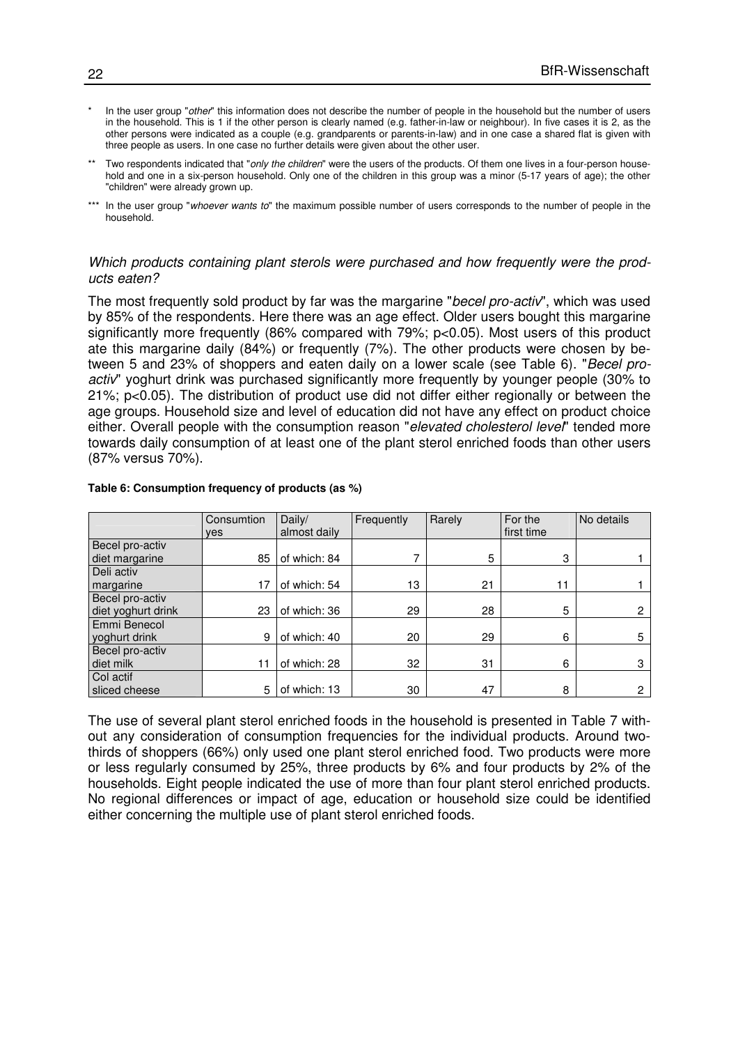\* In the user group "*other*" this information does not describe the number of people in the household but the number of users in the household. This is 1 if the other person is clearly named (e.g. father-in-law or neighbour). In five cases it is 2, as the other persons were indicated as a couple (e.g. grandparents or parents-in-law) and in one case a shared flat is given with three people as users. In one case no further details were given about the other user.

\*\* Two respondents indicated that "*only the children*" were the users of the products. Of them one lives in a four-person household and one in a six-person household. Only one of the children in this group was a minor (5-17 years of age); the other "children" were already grown up.

\*\*\* In the user group "*whoever wants to*" the maximum possible number of users corresponds to the number of people in the household.

*Which products containing plant sterols were purchased and how frequently were the products eaten?*

The most frequently sold product by far was the margarine "*becel pro-activ*", which was used by 85% of the respondents. Here there was an age effect. Older users bought this margarine significantly more frequently (86% compared with 79%; $p<0.05$). Most users of this product ate this margarine daily (84%) or frequently (7%). The other products were chosen by between 5 and 23% of shoppers and eaten daily on a lower scale (see Table 6). "*Becel pro-activ*" yoghurt drink was purchased significantly more frequently by younger people (30% to 21%; $p<0.05$). The distribution of product use did not differ either regionally or between the age groups. Household size and level of education did not have any effect on product choice either. Overall people with the consumption reason "*elevated cholesterol level*" tended more towards daily consumption of at least one of the plant sterol enriched foods than other users (87% versus 70%).

**Table 6: Consumption frequency of products (as %)**

| | Consumtion yes | Daily/ almost daily | Frequently | Rarely | For the first time | No details |
|---|---|---|---|---|---|---|
| Becel pro-activ diet margarine | 85 | of which: 84 | 7 | 5 | 3 | 1 |
| Deli activ margarine | 17 | of which: 54 | 13 | 21 | 11 | 1 |
| Becel pro-activ diet yoghurt drink | 23 | of which: 36 | 29 | 28 | 5 | 2 |
| Emmi Benecol yoghurt drink | 9 | of which: 40 | 20 | 29 | 6 | 5 |
| Becel pro-activ diet milk | 11 | of which: 28 | 32 | 31 | 6 | 3 |
| Col actif sliced cheese | 5 | of which: 13 | 30 | 47 | 8 | 2 |

The use of several plant sterol enriched foods in the household is presented in Table 7 without any consideration of consumption frequencies for the individual products. Around two-thirds of shoppers (66%) only used one plant sterol enriched food. Two products were more or less regularly consumed by 25%, three products by 6% and four products by 2% of the households. Eight people indicated the use of more than four plant sterol enriched products. No regional differences or impact of age, education or household size could be identified either concerning the multiple use of plant sterol enriched foods.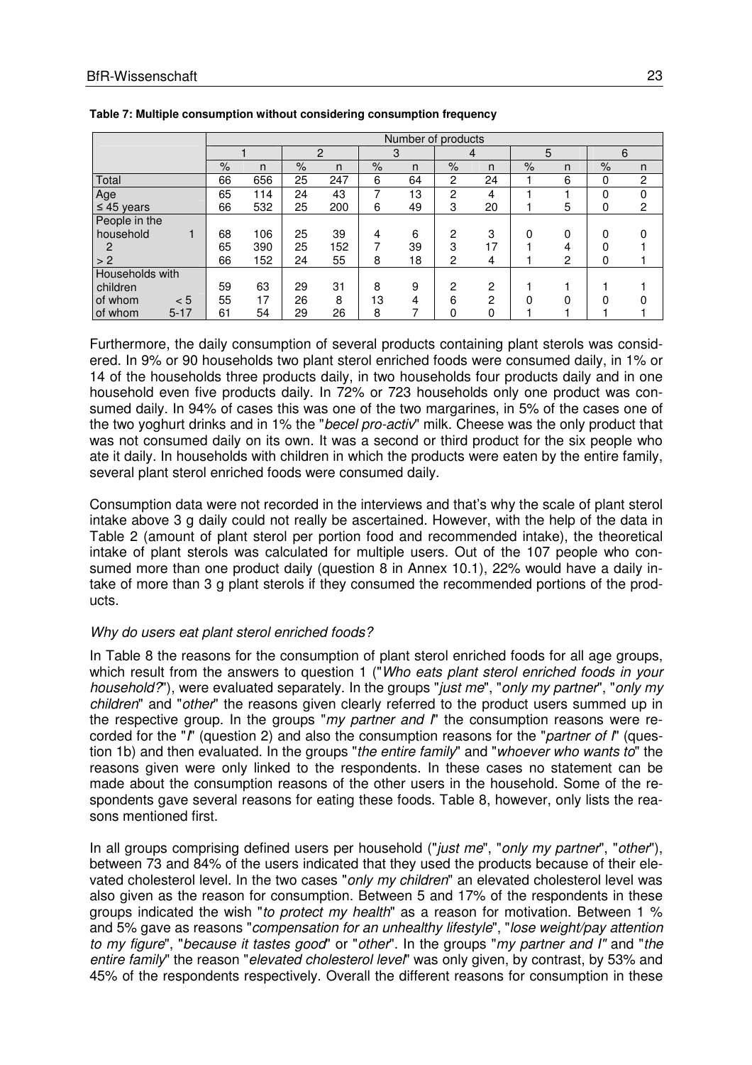**Table 7: Multiple consumption without considering consumption frequency**

| | Number of products | | | | | | | | | | | |
|---|---|---|---|---|---|---|---|---|---|---|---|---|
| | 1 | | 2 | | 3 | | 4 | | 5 | | 6 | |
| | % | n | % | n | % | n | % | n | % | n | % | n |
| Total | 66 | 656 | 25 | 247 | 6 | 64 | 2 | 24 | 1 | 6 | 0 | 2 |
| Age | 65 | 114 | 24 | 43 | 7 | 13 | 2 | 4 | 1 | 1 | 0 | 0 |
| ≤ 45 years | 66 | 532 | 25 | 200 | 6 | 49 | 3 | 20 | 1 | 5 | 0 | 2 |
| People in the household 1 | 68 | 106 | 25 | 39 | 4 | 6 | 2 | 3 | 0 | 0 | 0 | 0 |
| 2 | 65 | 390 | 25 | 152 | 7 | 39 | 3 | 17 | 1 | 4 | 0 | 1 |
| > 2 | 66 | 152 | 24 | 55 | 8 | 18 | 2 | 4 | 1 | 2 | 0 | 1 |
| Households with children | 59 | 63 | 29 | 31 | 8 | 9 | 2 | 2 | 1 | 1 | 1 | 1 |
| of whom < 5 | 55 | 17 | 26 | 8 | 13 | 4 | 6 | 2 | 0 | 0 | 0 | 0 |
| of whom 5-17 | 61 | 54 | 29 | 26 | 8 | 7 | 0 | 0 | 1 | 1 | 1 | 1 |

Furthermore, the daily consumption of several products containing plant sterols was considered. In 9% or 90 households two plant sterol enriched foods were consumed daily, in 1% or 14 of the households three products daily, in two households four products daily and in one household even five products daily. In 72% or 723 households only one product was consumed daily. In 94% of cases this was one of the two margarines, in 5% of the cases one of the two yoghurt drinks and in 1% the "*becel pro-activ*" milk. Cheese was the only product that was not consumed daily on its own. It was a second or third product for the six people who ate it daily. In households with children in which the products were eaten by the entire family, several plant sterol enriched foods were consumed daily.

Consumption data were not recorded in the interviews and that's why the scale of plant sterol intake above 3 g daily could not really be ascertained. However, with the help of the data in Table 2 (amount of plant sterol per portion food and recommended intake), the theoretical intake of plant sterols was calculated for multiple users. Out of the 107 people who consumed more than one product daily (question 8 in Annex 10.1), 22% would have a daily intake of more than 3 g plant sterols if they consumed the recommended portions of the products.

*Why do users eat plant sterol enriched foods?*

In Table 8 the reasons for the consumption of plant sterol enriched foods for all age groups, which result from the answers to question 1 ("*Who eats plant sterol enriched foods in your household?*"), were evaluated separately. In the groups "*just me*", "*only my partner*", "*only my children*" and "*other*" the reasons given clearly referred to the product users summed up in the respective group. In the groups "*my partner and I*" the consumption reasons were recorded for the "*I*" (question 2) and also the consumption reasons for the "*partner of I*" (question 1b) and then evaluated. In the groups "*the entire family*" and "*whoever who wants to*" the reasons given were only linked to the respondents. In these cases no statement can be made about the consumption reasons of the other users in the household. Some of the respondents gave several reasons for eating these foods. Table 8, however, only lists the reasons mentioned first.

In all groups comprising defined users per household ("*just me*", "*only my partner*", "*other*"), between 73 and 84% of the users indicated that they used the products because of their elevated cholesterol level. In the two cases "*only my children*" an elevated cholesterol level was also given as the reason for consumption. Between 5 and 17% of the respondents in these groups indicated the wish "*to protect my health*" as a reason for motivation. Between 1 % and 5% gave as reasons "*compensation for an unhealthy lifestyle*", "*lose weight/pay attention to my figure*", "*because it tastes good*" or "*other*". In the groups "*my partner and I*" and "*the entire family*" the reason "*elevated cholesterol level*" was only given, by contrast, by 53% and 45% of the respondents respectively. Overall the different reasons for consumption in these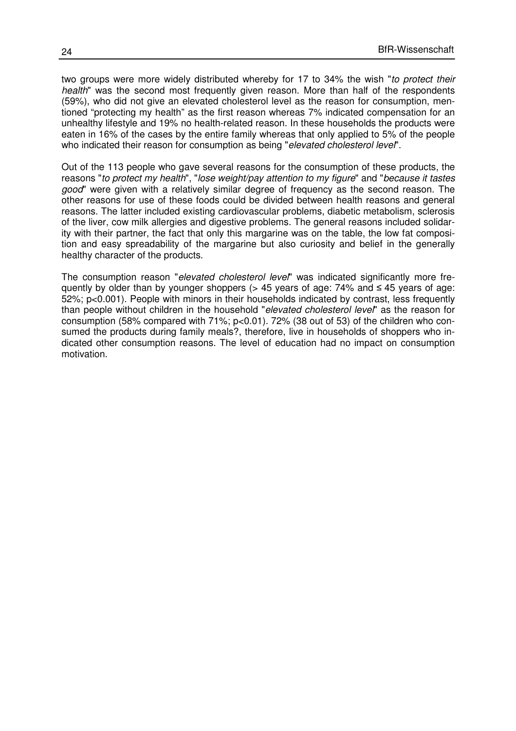two groups were more widely distributed whereby for 17 to 34% the wish "*to protect their health*" was the second most frequently given reason. More than half of the respondents (59%), who did not give an elevated cholesterol level as the reason for consumption, mentioned "protecting my health" as the first reason whereas 7% indicated compensation for an unhealthy lifestyle and 19% no health-related reason. In these households the products were eaten in 16% of the cases by the entire family whereas that only applied to 5% of the people who indicated their reason for consumption as being "*elevated cholesterol level*".

Out of the 113 people who gave several reasons for the consumption of these products, the reasons "*to protect my health*", "*lose weight/pay attention to my figure*" and "*because it tastes good*" were given with a relatively similar degree of frequency as the second reason. The other reasons for use of these foods could be divided between health reasons and general reasons. The latter included existing cardiovascular problems, diabetic metabolism, sclerosis of the liver, cow milk allergies and digestive problems. The general reasons included solidarity with their partner, the fact that only this margarine was on the table, the low fat composition and easy spreadability of the margarine but also curiosity and belief in the generally healthy character of the products.

The consumption reason "*elevated cholesterol level*" was indicated significantly more frequently by older than by younger shoppers (> 45 years of age: 74% and ≤ 45 years of age: 52%; $p<0.001$). People with minors in their households indicated by contrast, less frequently than people without children in the household "*elevated cholesterol level*" as the reason for consumption (58% compared with 71%; $p<0.01$). 72% (38 out of 53) of the children who consumed the products during family meals?, therefore, live in households of shoppers who indicated other consumption reasons. The level of education had no impact on consumption motivation.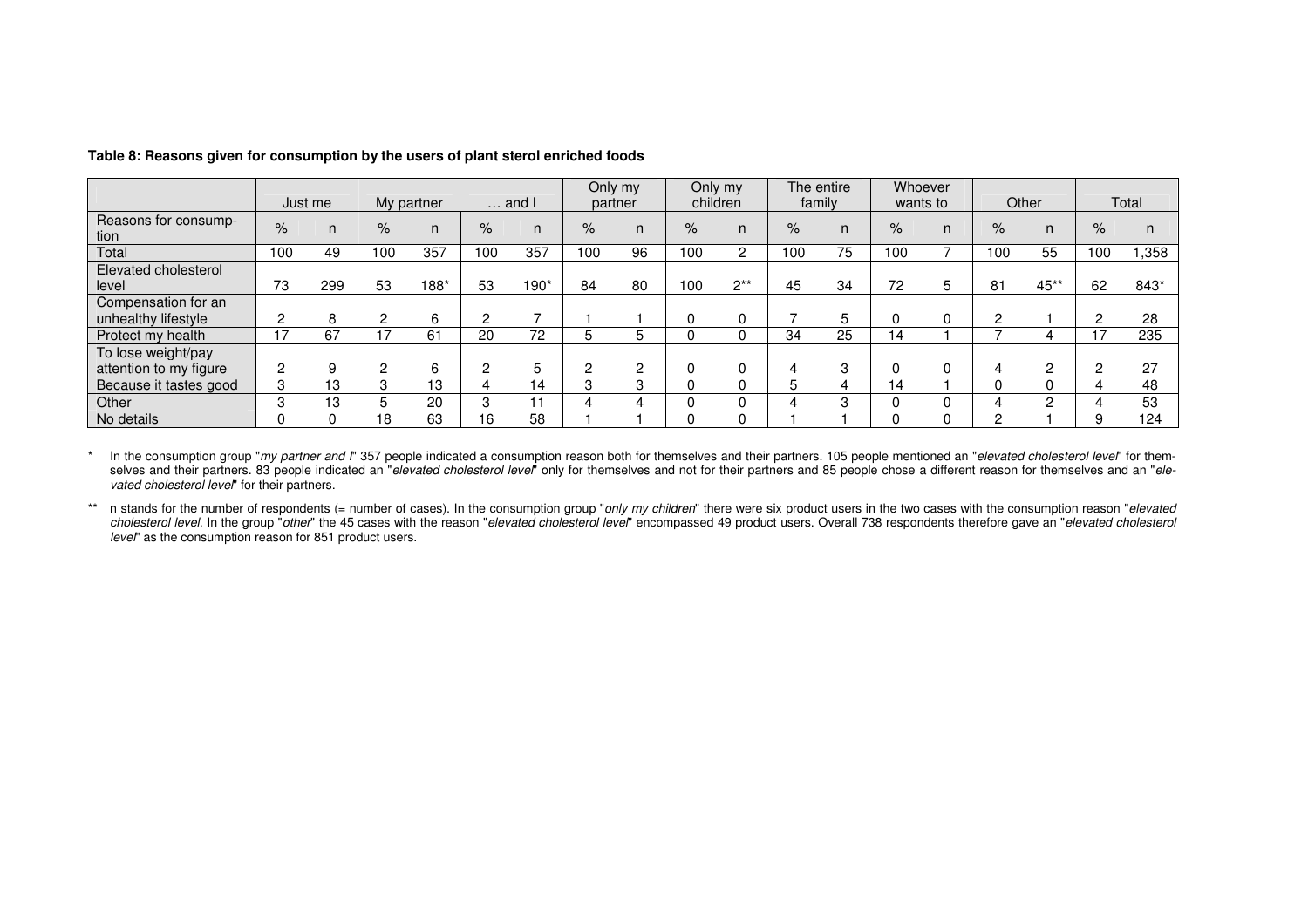**Table 8: Reasons given for consumption by the users of plant sterol enriched foods**

| | Just me | | My partner | | … and I | | Only my partner | | Only my children | | The entire family | | Whoever wants to | | Other | | Total | |
|---|---|---|---|---|---|---|---|---|---|---|---|---|---|---|---|---|---|---|
| Reasons for consumption | % | n | % | n | % | n | % | n | % | n | % | n | % | n | % | n | % | n |
| Total | 100 | 49 | 100 | 357 | 100 | 357 | 100 | 96 | 100 | 2 | 100 | 75 | 100 | 7 | 100 | 55 | 100 | 1,358 |
| Elevated cholesterol level | 73 | 299 | 53 | 188* | 53 | 190* | 84 | 80 | 100 | 2** | 45 | 34 | 72 | 5 | 81 | 45** | 62 | 843* |
| Compensation for an unhealthy lifestyle | 2 | 8 | 2 | 6 | 2 | 7 | 1 | 1 | 0 | 0 | 7 | 5 | 0 | 0 | 2 | 1 | 2 | 28 |
| Protect my health | 17 | 67 | 17 | 61 | 20 | 72 | 5 | 5 | 0 | 0 | 34 | 25 | 14 | 1 | 7 | 4 | 17 | 235 |
| To lose weight/pay attention to my figure | 2 | 9 | 2 | 6 | 2 | 5 | 2 | 2 | 0 | 0 | 4 | 3 | 0 | 0 | 4 | 2 | 2 | 27 |
| Because it tastes good | 3 | 13 | 3 | 13 | 4 | 14 | 3 | 3 | 0 | 0 | 5 | 4 | 14 | 1 | 0 | 0 | 4 | 48 |
| Other | 3 | 13 | 5 | 20 | 3 | 11 | 4 | 4 | 0 | 0 | 4 | 3 | 0 | 0 | 4 | 2 | 4 | 53 |
| No details | 0 | 0 | 18 | 63 | 16 | 58 | 1 | 1 | 0 | 0 | 1 | 1 | 0 | 0 | 2 | 1 | 9 | 124 |

\* In the consumption group "*my partner and I*" 357 people indicated a consumption reason both for themselves and their partners. 105 people mentioned an "*elevated cholesterol level*" for themselves and their partners. 83 people indicated an "*elevated cholesterol level*" only for themselves and not for their partners and 85 people chose a different reason for themselves and an "*elevated cholesterol level*" for their partners.

\*\* n stands for the number of respondents (= number of cases). In the consumption group "*only my children*" there were six product users in the two cases with the consumption reason "*elevated cholesterol level*. In the group "*other*" the 45 cases with the reason "*elevated cholesterol level*" encompassed 49 product users. Overall 738 respondents therefore gave an "*elevated cholesterol level*" as the consumption reason for 851 product users.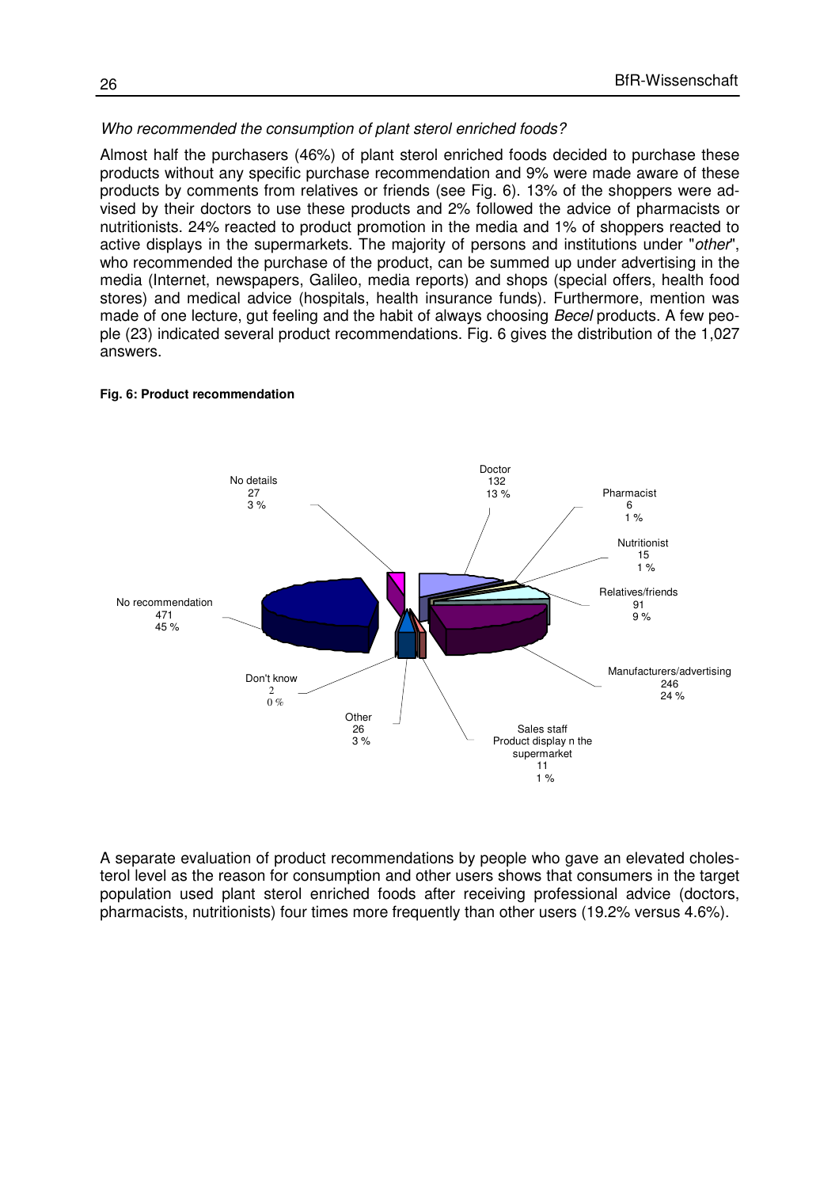*Who recommended the consumption of plant sterol enriched foods?*

Almost half the purchasers (46%) of plant sterol enriched foods decided to purchase these products without any specific purchase recommendation and 9% were made aware of these products by comments from relatives or friends (see Fig. 6). 13% of the shoppers were advised by their doctors to use these products and 2% followed the advice of pharmacists or nutritionists. 24% reacted to product promotion in the media and 1% of shoppers reacted to active displays in the supermarkets. The majority of persons and institutions under "*other*", who recommended the purchase of the product, can be summed up under advertising in the media (Internet, newspapers, Galileo, media reports) and shops (special offers, health food stores) and medical advice (hospitals, health insurance funds). Furthermore, mention was made of one lecture, gut feeling and the habit of always choosing *Becel* products. A few people (23) indicated several product recommendations. Fig. 6 gives the distribution of the 1,027 answers.

**Fig. 6: Product recommendation**

No details 27 3 %

Doctor 132 13 %

Pharmacist 6 1 %

Nutritionist 15 1 %

Relatives/friends 91 9 %

Manufacturers/advertising 246 24 %

Sales staff Product display n the supermarket 11 1 %

Other 26 3 %

Don't know 2 0 %

No recommendation 471 45 %

A separate evaluation of product recommendations by people who gave an elevated cholesterol level as the reason for consumption and other users shows that consumers in the target population used plant sterol enriched foods after receiving professional advice (doctors, pharmacists, nutritionists) four times more frequently than other users (19.2% versus 4.6%).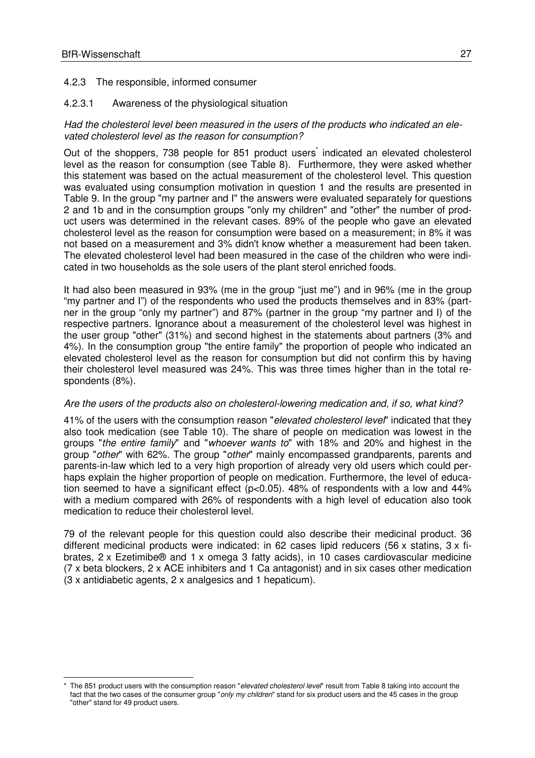### 4.2.3 The responsible, informed consumer

#### 4.2.3.1 Awareness of the physiological situation

*Had the cholesterol level been measured in the users of the products who indicated an elevated cholesterol level as the reason for consumption?*

Out of the shoppers, 738 people for 851 product users* indicated an elevated cholesterol level as the reason for consumption (see Table 8). Furthermore, they were asked whether this statement was based on the actual measurement of the cholesterol level. This question was evaluated using consumption motivation in question 1 and the results are presented in Table 9. In the group "my partner and I" the answers were evaluated separately for questions 2 and 1b and in the consumption groups "only my children" and "other" the number of product users was determined in the relevant cases. 89% of the people who gave an elevated cholesterol level as the reason for consumption were based on a measurement; in 8% it was not based on a measurement and 3% didn't know whether a measurement had been taken. The elevated cholesterol level had been measured in the case of the children who were indicated in two households as the sole users of the plant sterol enriched foods.

It had also been measured in 93% (me in the group "just me") and in 96% (me in the group "my partner and I") of the respondents who used the products themselves and in 83% (partner in the group "only my partner") and 87% (partner in the group "my partner and I) of the respective partners. Ignorance about a measurement of the cholesterol level was highest in the user group "other" (31%) and second highest in the statements about partners (3% and 4%). In the consumption group "the entire family" the proportion of people who indicated an elevated cholesterol level as the reason for consumption but did not confirm this by having their cholesterol level measured was 24%. This was three times higher than in the total respondents (8%).

*Are the users of the products also on cholesterol-lowering medication and, if so, what kind?*

41% of the users with the consumption reason "*elevated cholesterol level*" indicated that they also took medication (see Table 10). The share of people on medication was lowest in the groups "*the entire family*" and "*whoever wants to*" with 18% and 20% and highest in the group "*other*" with 62%. The group "*other*" mainly encompassed grandparents, parents and parents-in-law which led to a very high proportion of already very old users which could perhaps explain the higher proportion of people on medication. Furthermore, the level of education seemed to have a significant effect ($p<0.05$). 48% of respondents with a low and 44% with a medium compared with 26% of respondents with a high level of education also took medication to reduce their cholesterol level.

79 of the relevant people for this question could also describe their medicinal product. 36 different medicinal products were indicated: in 62 cases lipid reducers (56 x statins, 3 x fibrates, 2 x Ezetimibe® and 1 x omega 3 fatty acids), in 10 cases cardiovascular medicine (7 x beta blockers, 2 x ACE inhibiters and 1 Ca antagonist) and in six cases other medication (3 x antidiabetic agents, 2 x analgesics and 1 hepaticum).

---

* The 851 product users with the consumption reason "*elevated cholesterol level*" result from Table 8 taking into account the fact that the two cases of the consumer group "*only my children*" stand for six product users and the 45 cases in the group "other" stand for 49 product users.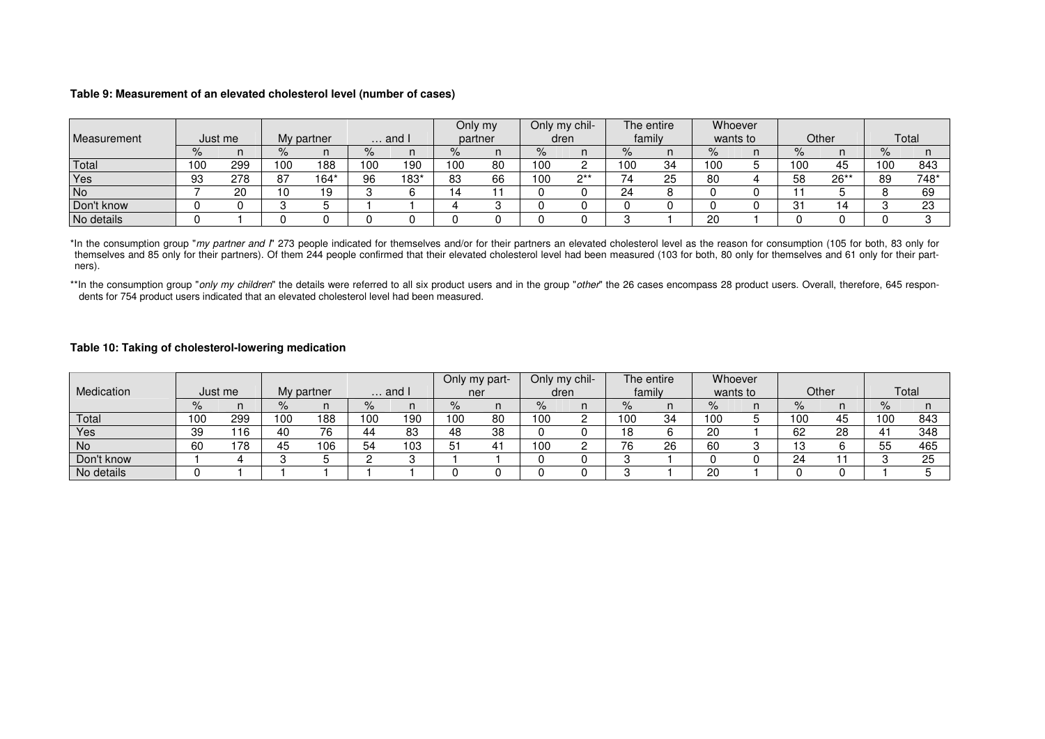**Table 9: Measurement of an elevated cholesterol level (number of cases)**

| Measurement | Just me | | My partner | | … and I | | Only my partner | | Only my children | | The entire family | | Whoever wants to | | Other | | Total | |
|---|---|---|---|---|---|---|---|---|---|---|---|---|---|---|---|---|---|---|
| | % | n | % | n | % | n | % | n | % | n | % | n | % | n | % | n | % | n |
| Total | 100 | 299 | 100 | 188 | 100 | 190 | 100 | 80 | 100 | 2 | 100 | 34 | 100 | 5 | 100 | 45 | 100 | 843 |
| Yes | 93 | 278 | 87 | 164* | 96 | 183* | 83 | 66 | 100 | 2** | 74 | 25 | 80 | 4 | 58 | 26** | 89 | 748* |
| No | 7 | 20 | 10 | 19 | 3 | 6 | 14 | 11 | 0 | 0 | 24 | 8 | 0 | 0 | 11 | 5 | 8 | 69 |
| Don't know | 0 | 0 | 3 | 5 | 1 | 1 | 4 | 3 | 0 | 0 | 0 | 0 | 0 | 0 | 31 | 14 | 3 | 23 |
| No details | 0 | 1 | 0 | 0 | 0 | 0 | 0 | 0 | 0 | 0 | 3 | 1 | 20 | 1 | 0 | 0 | 0 | 3 |

*In the consumption group "*my partner and I*" 273 people indicated for themselves and/or for their partners an elevated cholesterol level as the reason for consumption (105 for both, 83 only for themselves and 85 only for their partners). Of them 244 people confirmed that their elevated cholesterol level had been measured (103 for both, 80 only for themselves and 61 only for their partners).

**In the consumption group "*only my children*" the details were referred to all six product users and in the group "*other*" the 26 cases encompass 28 product users. Overall, therefore, 645 respondents for 754 product users indicated that an elevated cholesterol level had been measured.

**Table 10: Taking of cholesterol-lowering medication**

| Medication | Just me | | My partner | | … and I | | Only my partner | | Only my children | | The entire family | | Whoever wants to | | Other | | Total | |
|---|---|---|---|---|---|---|---|---|---|---|---|---|---|---|---|---|---|---|
| | % | n | % | n | % | n | % | n | % | n | % | n | % | n | % | n | % | n |
| Total | 100 | 299 | 100 | 188 | 100 | 190 | 100 | 80 | 100 | 2 | 100 | 34 | 100 | 5 | 100 | 45 | 100 | 843 |
| Yes | 39 | 116 | 40 | 76 | 44 | 83 | 48 | 38 | 0 | 0 | 18 | 6 | 20 | 1 | 62 | 28 | 41 | 348 |
| No | 60 | 178 | 45 | 106 | 54 | 103 | 51 | 41 | 100 | 2 | 76 | 26 | 60 | 3 | 13 | 6 | 55 | 465 |
| Don't know | 1 | 4 | 3 | 5 | 2 | 3 | 1 | 1 | 0 | 0 | 3 | 1 | 0 | 0 | 24 | 11 | 3 | 25 |
| No details | 0 | 1 | 1 | 1 | 1 | 1 | 0 | 0 | 0 | 0 | 3 | 1 | 20 | 1 | 0 | 0 | 1 | 5 |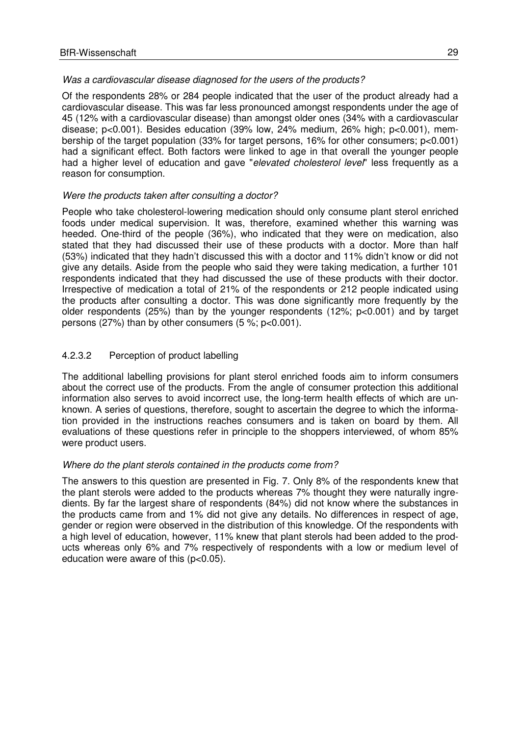*Was a cardiovascular disease diagnosed for the users of the products?*

Of the respondents 28% or 284 people indicated that the user of the product already had a cardiovascular disease. This was far less pronounced amongst respondents under the age of 45 (12% with a cardiovascular disease) than amongst older ones (34% with a cardiovascular disease; $p<0.001$). Besides education (39% low, 24% medium, 26% high; $p<0.001$), membership of the target population (33% for target persons, 16% for other consumers; $p<0.001$) had a significant effect. Both factors were linked to age in that overall the younger people had a higher level of education and gave "*elevated cholesterol level*" less frequently as a reason for consumption.

*Were the products taken after consulting a doctor?*

People who take cholesterol-lowering medication should only consume plant sterol enriched foods under medical supervision. It was, therefore, examined whether this warning was heeded. One-third of the people (36%), who indicated that they were on medication, also stated that they had discussed their use of these products with a doctor. More than half (53%) indicated that they hadn't discussed this with a doctor and 11% didn't know or did not give any details. Aside from the people who said they were taking medication, a further 101 respondents indicated that they had discussed the use of these products with their doctor. Irrespective of medication a total of 21% of the respondents or 212 people indicated using the products after consulting a doctor. This was done significantly more frequently by the older respondents (25%) than by the younger respondents (12%; $p<0.001$) and by target persons (27%) than by other consumers (5 %; $p<0.001$).

#### 4.2.3.2 Perception of product labelling

The additional labelling provisions for plant sterol enriched foods aim to inform consumers about the correct use of the products. From the angle of consumer protection this additional information also serves to avoid incorrect use, the long-term health effects of which are unknown. A series of questions, therefore, sought to ascertain the degree to which the information provided in the instructions reaches consumers and is taken on board by them. All evaluations of these questions refer in principle to the shoppers interviewed, of whom 85% were product users.

*Where do the plant sterols contained in the products come from?*

The answers to this question are presented in Fig. 7. Only 8% of the respondents knew that the plant sterols were added to the products whereas 7% thought they were naturally ingredients. By far the largest share of respondents (84%) did not know where the substances in the products came from and 1% did not give any details. No differences in respect of age, gender or region were observed in the distribution of this knowledge. Of the respondents with a high level of education, however, 11% knew that plant sterols had been added to the products whereas only 6% and 7% respectively of respondents with a low or medium level of education were aware of this ($p<0.05$).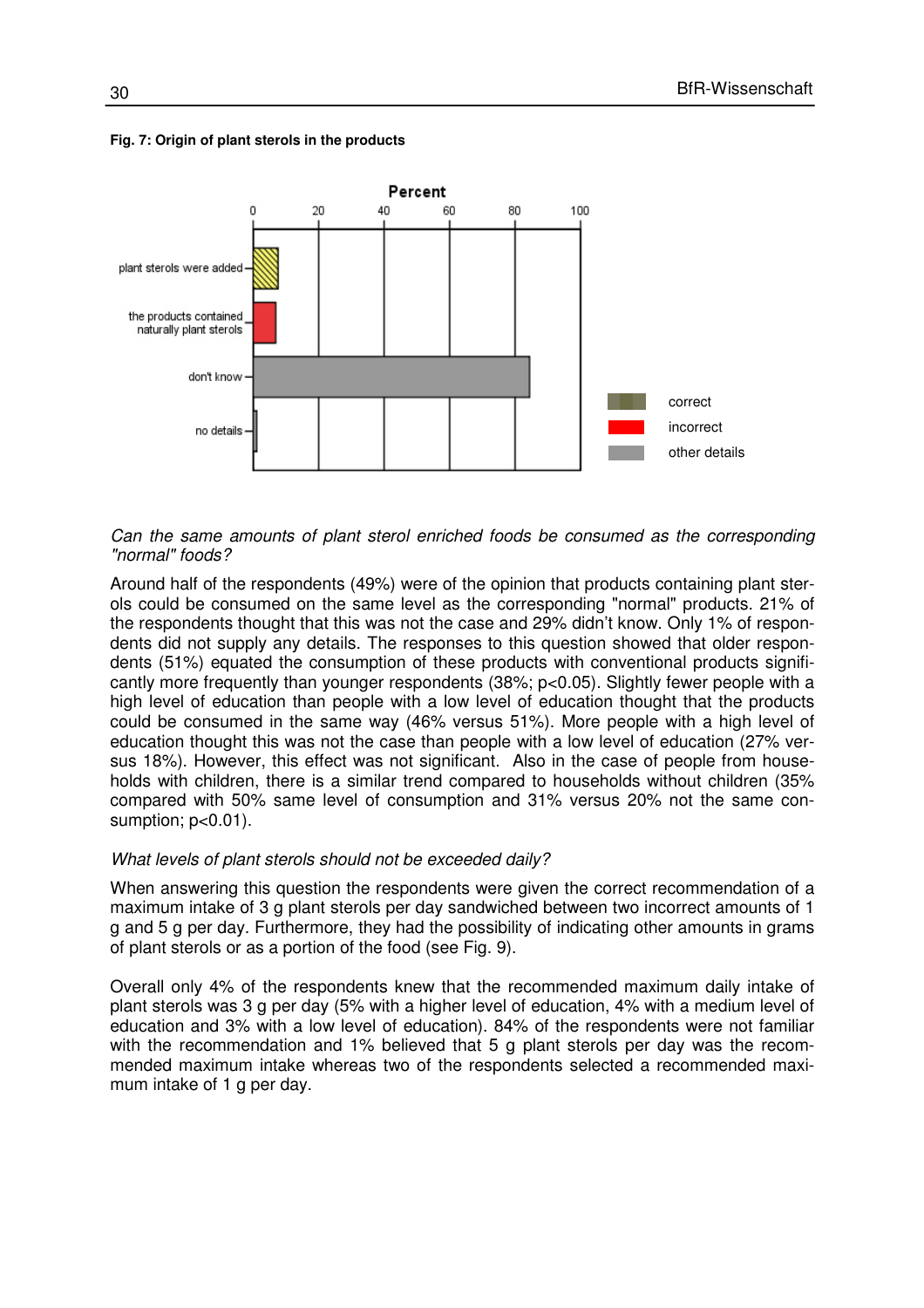**Fig. 7: Origin of plant sterols in the products**

*Can the same amounts of plant sterol enriched foods be consumed as the corresponding "normal" foods?*

Around half of the respondents (49%) were of the opinion that products containing plant sterols could be consumed on the same level as the corresponding "normal" products. 21% of the respondents thought that this was not the case and 29% didn't know. Only 1% of respondents did not supply any details. The responses to this question showed that older respondents (51%) equated the consumption of these products with conventional products significantly more frequently than younger respondents (38%; $p<0.05$). Slightly fewer people with a high level of education than people with a low level of education thought that the products could be consumed in the same way (46% versus 51%). More people with a high level of education thought this was not the case than people with a low level of education (27% versus 18%). However, this effect was not significant. Also in the case of people from households with children, there is a similar trend compared to households without children (35% compared with 50% same level of consumption and 31% versus 20% not the same consumption; $p<0.01$).

*What levels of plant sterols should not be exceeded daily?*

When answering this question the respondents were given the correct recommendation of a maximum intake of 3 g plant sterols per day sandwiched between two incorrect amounts of 1 g and 5 g per day. Furthermore, they had the possibility of indicating other amounts in grams of plant sterols or as a portion of the food (see Fig. 9).

Overall only 4% of the respondents knew that the recommended maximum daily intake of plant sterols was 3 g per day (5% with a higher level of education, 4% with a medium level of education and 3% with a low level of education). 84% of the respondents were not familiar with the recommendation and 1% believed that 5 g plant sterols per day was the recommended maximum intake whereas two of the respondents selected a recommended maximum intake of 1 g per day.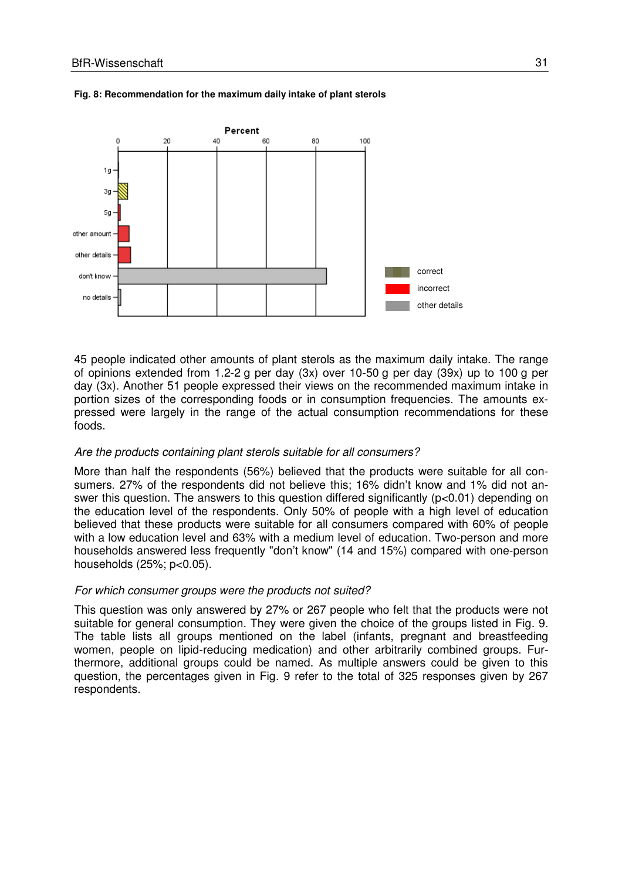**Fig. 8: Recommendation for the maximum daily intake of plant sterols**

45 people indicated other amounts of plant sterols as the maximum daily intake. The range of opinions extended from 1.2-2 g per day (3x) over 10-50 g per day (39x) up to 100 g per day (3x). Another 51 people expressed their views on the recommended maximum intake in portion sizes of the corresponding foods or in consumption frequencies. The amounts expressed were largely in the range of the actual consumption recommendations for these foods.

*Are the products containing plant sterols suitable for all consumers?*

More than half the respondents (56%) believed that the products were suitable for all consumers. 27% of the respondents did not believe this; 16% didn't know and 1% did not answer this question. The answers to this question differed significantly ($p<0.01$) depending on the education level of the respondents. Only 50% of people with a high level of education believed that these products were suitable for all consumers compared with 60% of people with a low education level and 63% with a medium level of education. Two-person and more households answered less frequently "don't know" (14 and 15%) compared with one-person households (25%; $p<0.05$).

*For which consumer groups were the products not suited?*

This question was only answered by 27% or 267 people who felt that the products were not suitable for general consumption. They were given the choice of the groups listed in Fig. 9. The table lists all groups mentioned on the label (infants, pregnant and breastfeeding women, people on lipid-reducing medication) and other arbitrarily combined groups. Furthermore, additional groups could be named. As multiple answers could be given to this question, the percentages given in Fig. 9 refer to the total of 325 responses given by 267 respondents.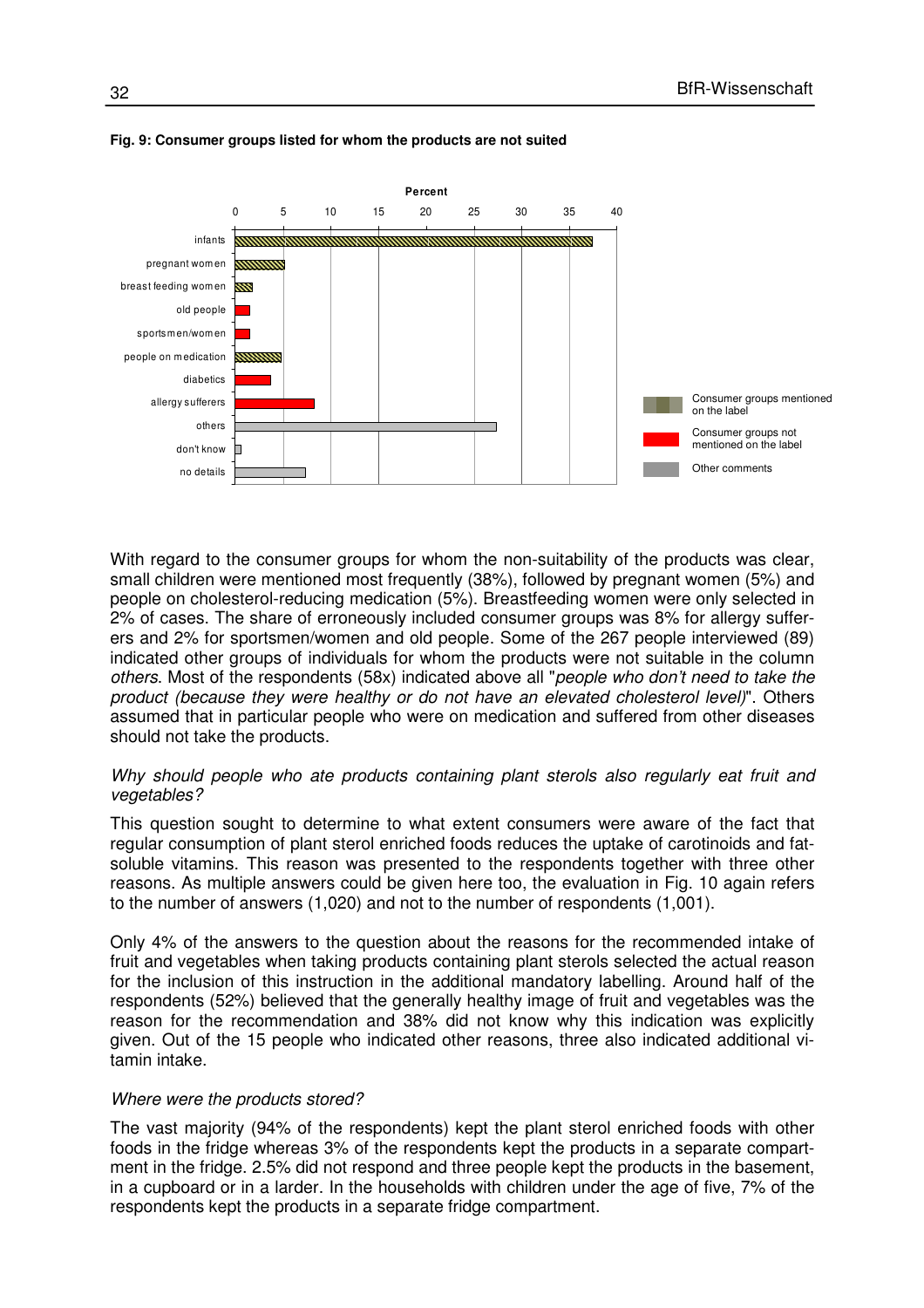**Fig. 9: Consumer groups listed for whom the products are not suited**

With regard to the consumer groups for whom the non-suitability of the products was clear, small children were mentioned most frequently (38%), followed by pregnant women (5%) and people on cholesterol-reducing medication (5%). Breastfeeding women were only selected in 2% of cases. The share of erroneously included consumer groups was 8% for allergy sufferers and 2% for sportsmen/women and old people. Some of the 267 people interviewed (89) indicated other groups of individuals for whom the products were not suitable in the column *others*. Most of the respondents (58x) indicated above all "*people who don't need to take the product (because they were healthy or do not have an elevated cholesterol level)*". Others assumed that in particular people who were on medication and suffered from other diseases should not take the products.

*Why should people who ate products containing plant sterols also regularly eat fruit and vegetables?*

This question sought to determine to what extent consumers were aware of the fact that regular consumption of plant sterol enriched foods reduces the uptake of carotinoids and fat-soluble vitamins. This reason was presented to the respondents together with three other reasons. As multiple answers could be given here too, the evaluation in Fig. 10 again refers to the number of answers (1,020) and not to the number of respondents (1,001).

Only 4% of the answers to the question about the reasons for the recommended intake of fruit and vegetables when taking products containing plant sterols selected the actual reason for the inclusion of this instruction in the additional mandatory labelling. Around half of the respondents (52%) believed that the generally healthy image of fruit and vegetables was the reason for the recommendation and 38% did not know why this indication was explicitly given. Out of the 15 people who indicated other reasons, three also indicated additional vitamin intake.

*Where were the products stored?*

The vast majority (94% of the respondents) kept the plant sterol enriched foods with other foods in the fridge whereas 3% of the respondents kept the products in a separate compartment in the fridge. 2.5% did not respond and three people kept the products in the basement, in a cupboard or in a larder. In the households with children under the age of five, 7% of the respondents kept the products in a separate fridge compartment.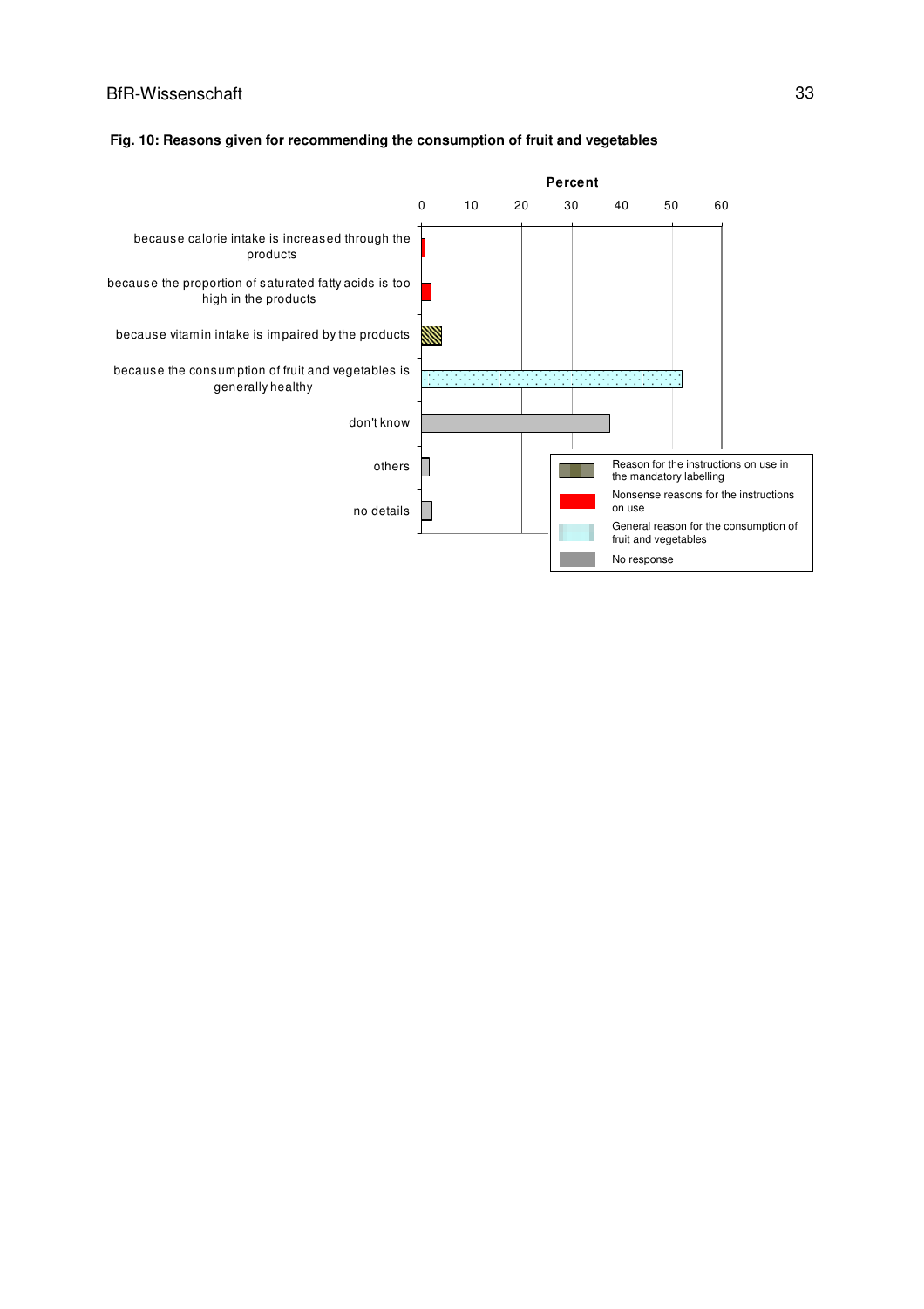**Fig. 10: Reasons given for recommending the consumption of fruit and vegetables**

Percent

0 10 20 30 40 50 60

because calorie intake is increased through the products

because the proportion of saturated fatty acids is too high in the products

because vitamin intake is impaired by the products

because the consumption of fruit and vegetables is generally healthy

don't know

others

no details

Reason for the instructions on use in the mandatory labelling

Nonsense reasons for the instructions on use

General reason for the consumption of fruit and vegetables

No response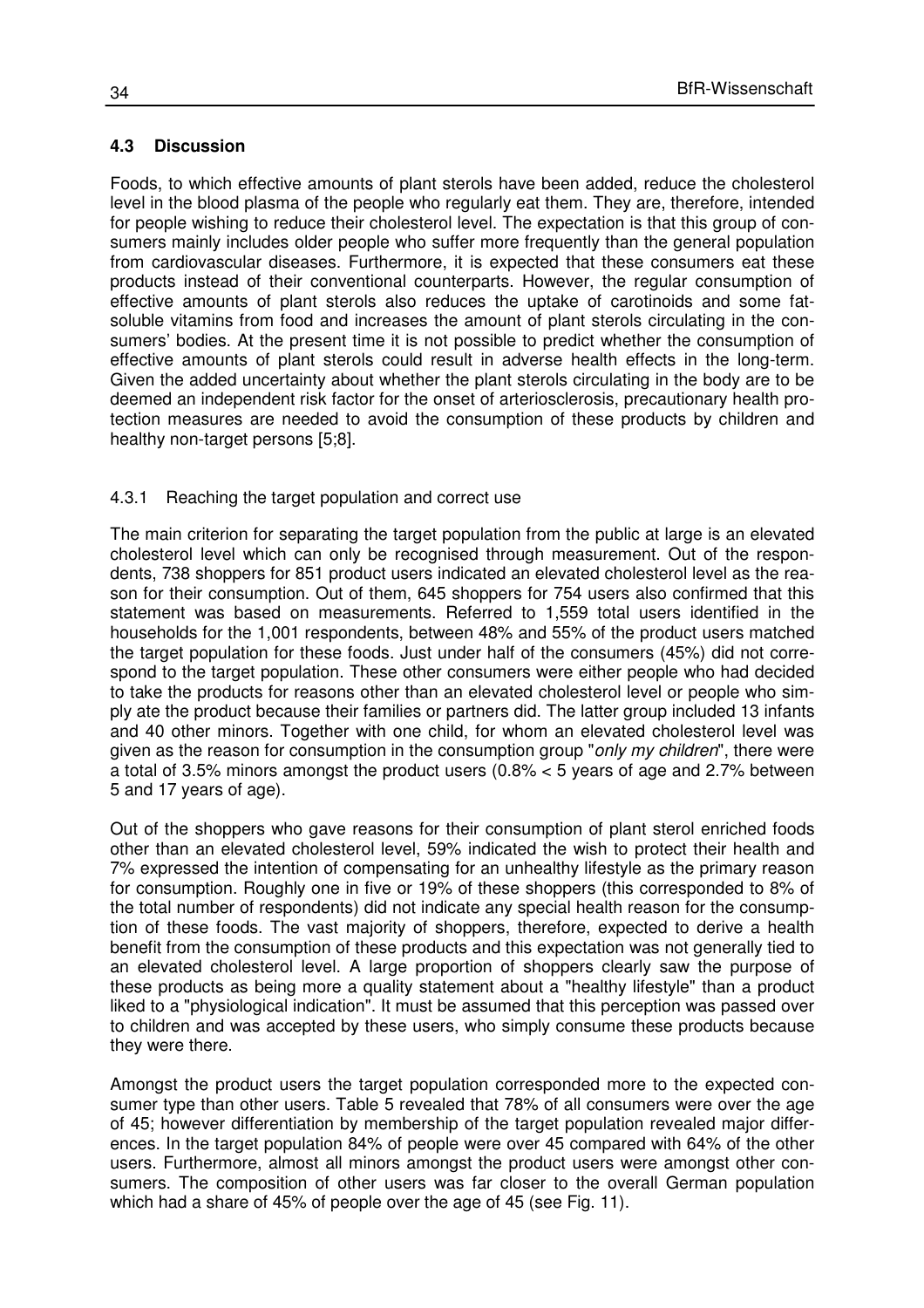## 4.3 Discussion

Foods, to which effective amounts of plant sterols have been added, reduce the cholesterol level in the blood plasma of the people who regularly eat them. They are, therefore, intended for people wishing to reduce their cholesterol level. The expectation is that this group of consumers mainly includes older people who suffer more frequently than the general population from cardiovascular diseases. Furthermore, it is expected that these consumers eat these products instead of their conventional counterparts. However, the regular consumption of effective amounts of plant sterols also reduces the uptake of carotinoids and some fat-soluble vitamins from food and increases the amount of plant sterols circulating in the consumers' bodies. At the present time it is not possible to predict whether the consumption of effective amounts of plant sterols could result in adverse health effects in the long-term. Given the added uncertainty about whether the plant sterols circulating in the body are to be deemed an independent risk factor for the onset of arteriosclerosis, precautionary health protection measures are needed to avoid the consumption of these products by children and healthy non-target persons [5;8].

### 4.3.1 Reaching the target population and correct use

The main criterion for separating the target population from the public at large is an elevated cholesterol level which can only be recognised through measurement. Out of the respondents, 738 shoppers for 851 product users indicated an elevated cholesterol level as the reason for their consumption. Out of them, 645 shoppers for 754 users also confirmed that this statement was based on measurements. Referred to 1,559 total users identified in the households for the 1,001 respondents, between 48% and 55% of the product users matched the target population for these foods. Just under half of the consumers (45%) did not correspond to the target population. These other consumers were either people who had decided to take the products for reasons other than an elevated cholesterol level or people who simply ate the product because their families or partners did. The latter group included 13 infants and 40 other minors. Together with one child, for whom an elevated cholesterol level was given as the reason for consumption in the consumption group "*only my children*", there were a total of 3.5% minors amongst the product users (0.8% < 5 years of age and 2.7% between 5 and 17 years of age).

Out of the shoppers who gave reasons for their consumption of plant sterol enriched foods other than an elevated cholesterol level, 59% indicated the wish to protect their health and 7% expressed the intention of compensating for an unhealthy lifestyle as the primary reason for consumption. Roughly one in five or 19% of these shoppers (this corresponded to 8% of the total number of respondents) did not indicate any special health reason for the consumption of these foods. The vast majority of shoppers, therefore, expected to derive a health benefit from the consumption of these products and this expectation was not generally tied to an elevated cholesterol level. A large proportion of shoppers clearly saw the purpose of these products as being more a quality statement about a "healthy lifestyle" than a product liked to a "physiological indication". It must be assumed that this perception was passed over to children and was accepted by these users, who simply consume these products because they were there.

Amongst the product users the target population corresponded more to the expected consumer type than other users. Table 5 revealed that 78% of all consumers were over the age of 45; however differentiation by membership of the target population revealed major differences. In the target population 84% of people were over 45 compared with 64% of the other users. Furthermore, almost all minors amongst the product users were amongst other consumers. The composition of other users was far closer to the overall German population which had a share of 45% of people over the age of 45 (see Fig. 11).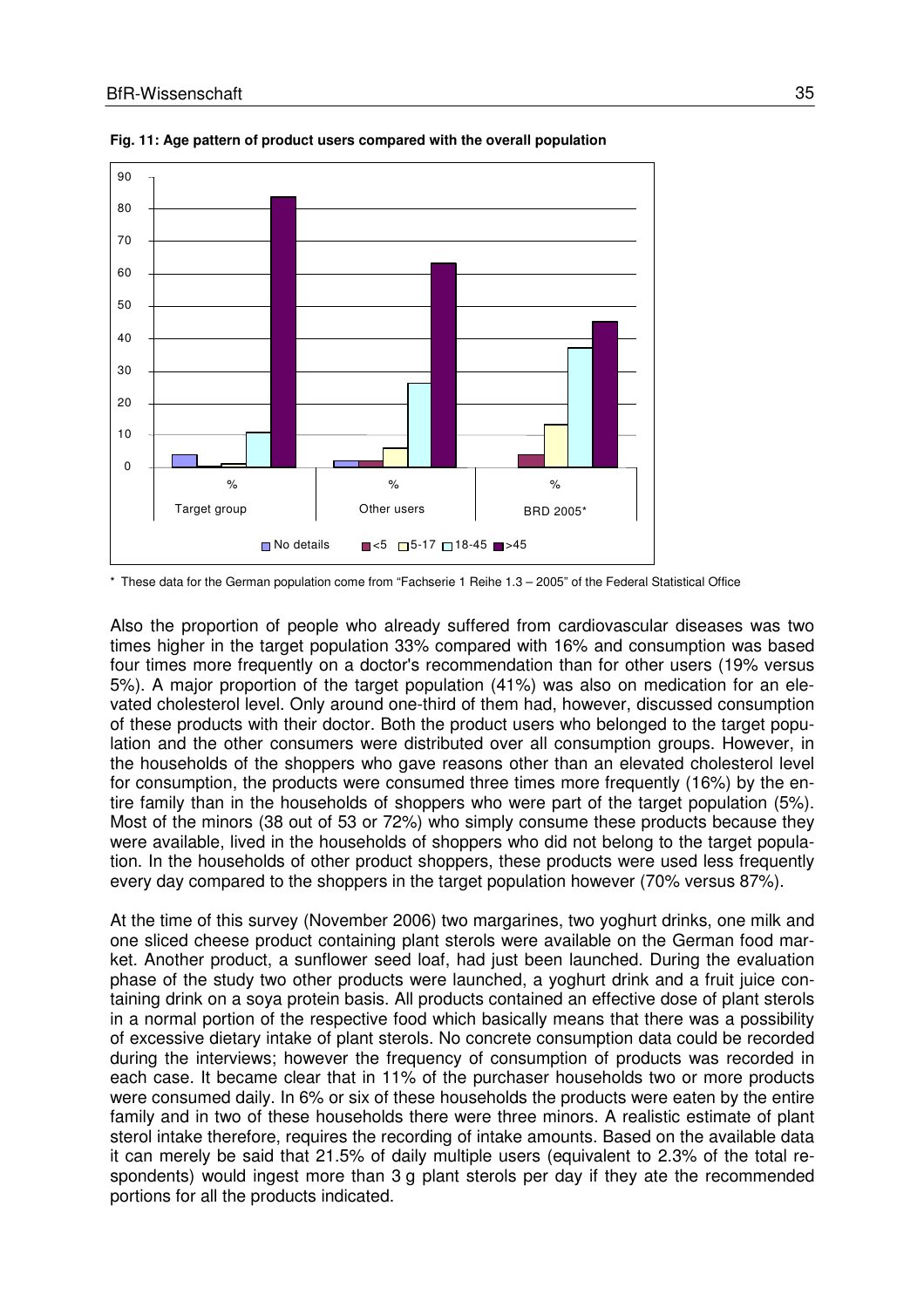**Fig. 11: Age pattern of product users compared with the overall population**

\* These data for the German population come from "Fachserie 1 Reihe 1.3 – 2005" of the Federal Statistical Office

Also the proportion of people who already suffered from cardiovascular diseases was two times higher in the target population 33% compared with 16% and consumption was based four times more frequently on a doctor's recommendation than for other users (19% versus 5%). A major proportion of the target population (41%) was also on medication for an elevated cholesterol level. Only around one-third of them had, however, discussed consumption of these products with their doctor. Both the product users who belonged to the target population and the other consumers were distributed over all consumption groups. However, in the households of the shoppers who gave reasons other than an elevated cholesterol level for consumption, the products were consumed three times more frequently (16%) by the entire family than in the households of shoppers who were part of the target population (5%). Most of the minors (38 out of 53 or 72%) who simply consume these products because they were available, lived in the households of shoppers who did not belong to the target population. In the households of other product shoppers, these products were used less frequently every day compared to the shoppers in the target population however (70% versus 87%).

At the time of this survey (November 2006) two margarines, two yoghurt drinks, one milk and one sliced cheese product containing plant sterols were available on the German food market. Another product, a sunflower seed loaf, had just been launched. During the evaluation phase of the study two other products were launched, a yoghurt drink and a fruit juice containing drink on a soya protein basis. All products contained an effective dose of plant sterols in a normal portion of the respective food which basically means that there was a possibility of excessive dietary intake of plant sterols. No concrete consumption data could be recorded during the interviews; however the frequency of consumption of products was recorded in each case. It became clear that in 11% of the purchaser households two or more products were consumed daily. In 6% or six of these households the products were eaten by the entire family and in two of these households there were three minors. A realistic estimate of plant sterol intake therefore, requires the recording of intake amounts. Based on the available data it can merely be said that 21.5% of daily multiple users (equivalent to 2.3% of the total respondents) would ingest more than 3 g plant sterols per day if they ate the recommended portions for all the products indicated.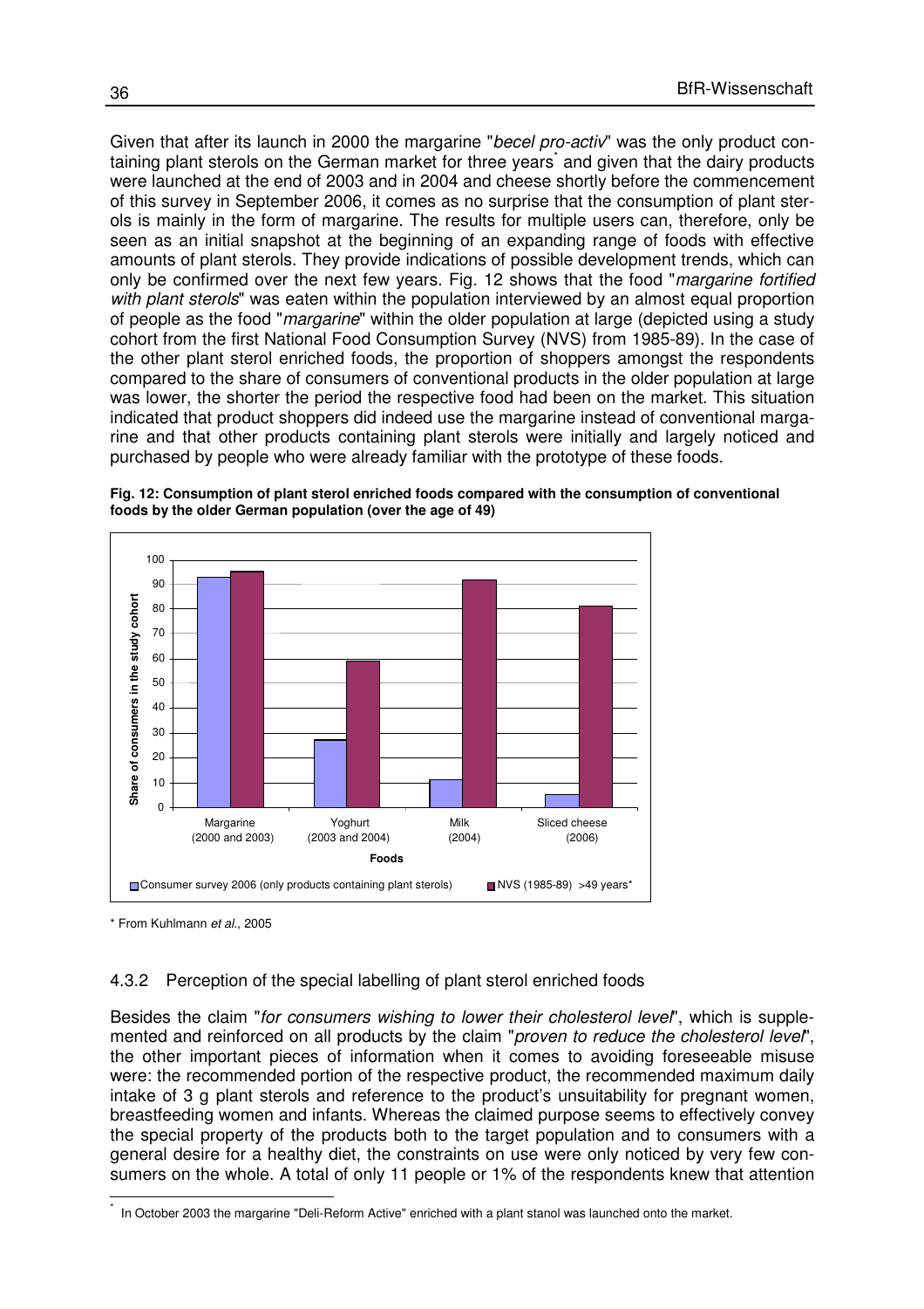Given that after its launch in 2000 the margarine "*becel pro-activ*" was the only product containing plant sterols on the German market for three years* and given that the dairy products were launched at the end of 2003 and in 2004 and cheese shortly before the commencement of this survey in September 2006, it comes as no surprise that the consumption of plant sterols is mainly in the form of margarine. The results for multiple users can, therefore, only be seen as an initial snapshot at the beginning of an expanding range of foods with effective amounts of plant sterols. They provide indications of possible development trends, which can only be confirmed over the next few years. Fig. 12 shows that the food "*margarine fortified with plant sterols*" was eaten within the population interviewed by an almost equal proportion of people as the food "*margarine*" within the older population at large (depicted using a study cohort from the first National Food Consumption Survey (NVS) from 1985-89). In the case of the other plant sterol enriched foods, the proportion of shoppers amongst the respondents compared to the share of consumers of conventional products in the older population at large was lower, the shorter the period the respective food had been on the market. This situation indicated that product shoppers did indeed use the margarine instead of conventional margarine and that other products containing plant sterols were initially and largely noticed and purchased by people who were already familiar with the prototype of these foods.

**Fig. 12: Consumption of plant sterol enriched foods compared with the consumption of conventional foods by the older German population (over the age of 49)**

| Foods | Consumer survey 2006 (only products containing plant sterols) | NVS (1985-89) >49 years* |
|---|---|---|
| Margarine (2000 and 2003) | 93 | 95 |
| Yoghurt (2003 and 2004) | 27 | 59 |
| Milk (2004) | 11 | 92 |
| Sliced cheese (2006) | 5 | 81 |

Y-axis: Share of consumers in the study cohort

\* From Kuhlmann *et al.*, 2005

### 4.3.2 Perception of the special labelling of plant sterol enriched foods

Besides the claim "*for consumers wishing to lower their cholesterol level*", which is supplemented and reinforced on all products by the claim "*proven to reduce the cholesterol level*", the other important pieces of information when it comes to avoiding foreseeable misuse were: the recommended portion of the respective product, the recommended maximum daily intake of 3 g plant sterols and reference to the product's unsuitability for pregnant women, breastfeeding women and infants. Whereas the claimed purpose seems to effectively convey the special property of the products both to the target population and to consumers with a general desire for a healthy diet, the constraints on use were only noticed by very few consumers on the whole. A total of only 11 people or 1% of the respondents knew that attention

\* In October 2003 the margarine "Deli-Reform Active" enriched with a plant stanol was launched onto the market.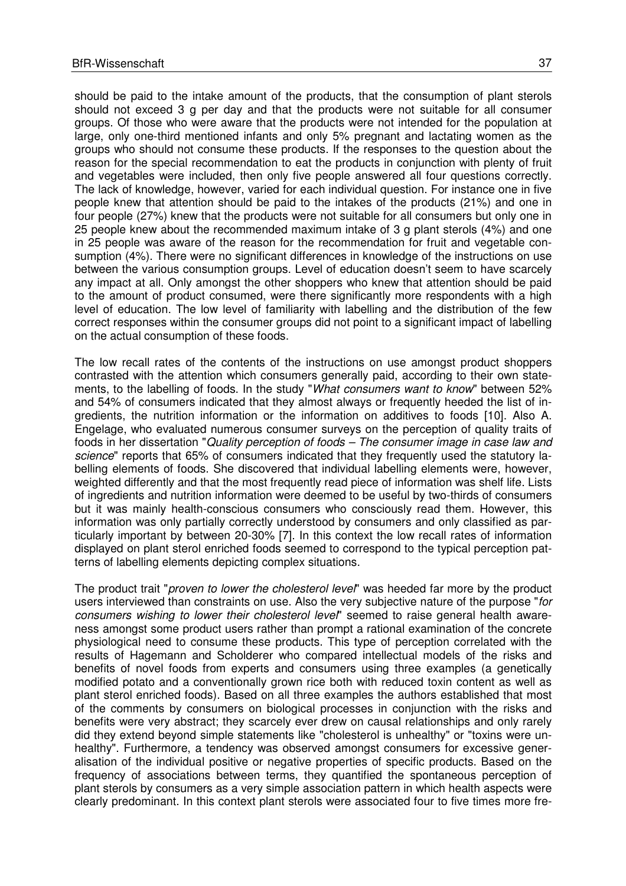should be paid to the intake amount of the products, that the consumption of plant sterols should not exceed 3 g per day and that the products were not suitable for all consumer groups. Of those who were aware that the products were not intended for the population at large, only one-third mentioned infants and only 5% pregnant and lactating women as the groups who should not consume these products. If the responses to the question about the reason for the special recommendation to eat the products in conjunction with plenty of fruit and vegetables were included, then only five people answered all four questions correctly. The lack of knowledge, however, varied for each individual question. For instance one in five people knew that attention should be paid to the intakes of the products (21%) and one in four people (27%) knew that the products were not suitable for all consumers but only one in 25 people knew about the recommended maximum intake of 3 g plant sterols (4%) and one in 25 people was aware of the reason for the recommendation for fruit and vegetable consumption (4%). There were no significant differences in knowledge of the instructions on use between the various consumption groups. Level of education doesn't seem to have scarcely any impact at all. Only amongst the other shoppers who knew that attention should be paid to the amount of product consumed, were there significantly more respondents with a high level of education. The low level of familiarity with labelling and the distribution of the few correct responses within the consumer groups did not point to a significant impact of labelling on the actual consumption of these foods.

The low recall rates of the contents of the instructions on use amongst product shoppers contrasted with the attention which consumers generally paid, according to their own statements, to the labelling of foods. In the study "*What consumers want to know*" between 52% and 54% of consumers indicated that they almost always or frequently heeded the list of ingredients, the nutrition information or the information on additives to foods [10]. Also A. Engelage, who evaluated numerous consumer surveys on the perception of quality traits of foods in her dissertation "*Quality perception of foods – The consumer image in case law and science*" reports that 65% of consumers indicated that they frequently used the statutory labelling elements of foods. She discovered that individual labelling elements were, however, weighted differently and that the most frequently read piece of information was shelf life. Lists of ingredients and nutrition information were deemed to be useful by two-thirds of consumers but it was mainly health-conscious consumers who consciously read them. However, this information was only partially correctly understood by consumers and only classified as particularly important by between 20-30% [7]. In this context the low recall rates of information displayed on plant sterol enriched foods seemed to correspond to the typical perception patterns of labelling elements depicting complex situations.

The product trait "*proven to lower the cholesterol level*" was heeded far more by the product users interviewed than constraints on use. Also the very subjective nature of the purpose "*for consumers wishing to lower their cholesterol level*" seemed to raise general health awareness amongst some product users rather than prompt a rational examination of the concrete physiological need to consume these products. This type of perception correlated with the results of Hagemann and Scholderer who compared intellectual models of the risks and benefits of novel foods from experts and consumers using three examples (a genetically modified potato and a conventionally grown rice both with reduced toxin content as well as plant sterol enriched foods). Based on all three examples the authors established that most of the comments by consumers on biological processes in conjunction with the risks and benefits were very abstract; they scarcely ever drew on causal relationships and only rarely did they extend beyond simple statements like "cholesterol is unhealthy" or "toxins were unhealthy". Furthermore, a tendency was observed amongst consumers for excessive generalisation of the individual positive or negative properties of specific products. Based on the frequency of associations between terms, they quantified the spontaneous perception of plant sterols by consumers as a very simple association pattern in which health aspects were clearly predominant. In this context plant sterols were associated four to five times more fre-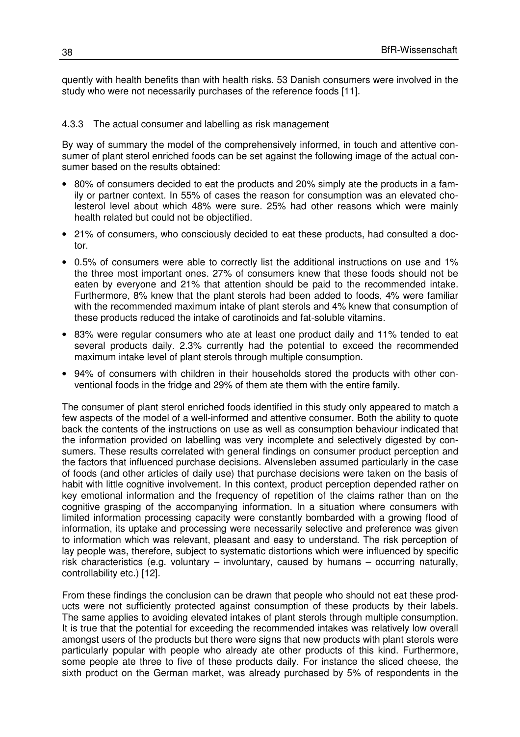quently with health benefits than with health risks. 53 Danish consumers were involved in the study who were not necessarily purchases of the reference foods [11].

### 4.3.3 The actual consumer and labelling as risk management

By way of summary the model of the comprehensively informed, in touch and attentive consumer of plant sterol enriched foods can be set against the following image of the actual consumer based on the results obtained:

- 80% of consumers decided to eat the products and 20% simply ate the products in a family or partner context. In 55% of cases the reason for consumption was an elevated cholesterol level about which 48% were sure. 25% had other reasons which were mainly health related but could not be objectified.
- 21% of consumers, who consciously decided to eat these products, had consulted a doctor.
- 0.5% of consumers were able to correctly list the additional instructions on use and 1% the three most important ones. 27% of consumers knew that these foods should not be eaten by everyone and 21% that attention should be paid to the recommended intake. Furthermore, 8% knew that the plant sterols had been added to foods, 4% were familiar with the recommended maximum intake of plant sterols and 4% knew that consumption of these products reduced the intake of carotinoids and fat-soluble vitamins.
- 83% were regular consumers who ate at least one product daily and 11% tended to eat several products daily. 2.3% currently had the potential to exceed the recommended maximum intake level of plant sterols through multiple consumption.
- 94% of consumers with children in their households stored the products with other conventional foods in the fridge and 29% of them ate them with the entire family.

The consumer of plant sterol enriched foods identified in this study only appeared to match a few aspects of the model of a well-informed and attentive consumer. Both the ability to quote back the contents of the instructions on use as well as consumption behaviour indicated that the information provided on labelling was very incomplete and selectively digested by consumers. These results correlated with general findings on consumer product perception and the factors that influenced purchase decisions. Alvensleben assumed particularly in the case of foods (and other articles of daily use) that purchase decisions were taken on the basis of habit with little cognitive involvement. In this context, product perception depended rather on key emotional information and the frequency of repetition of the claims rather than on the cognitive grasping of the accompanying information. In a situation where consumers with limited information processing capacity were constantly bombarded with a growing flood of information, its uptake and processing were necessarily selective and preference was given to information which was relevant, pleasant and easy to understand. The risk perception of lay people was, therefore, subject to systematic distortions which were influenced by specific risk characteristics (e.g. voluntary – involuntary, caused by humans – occurring naturally, controllability etc.) [12].

From these findings the conclusion can be drawn that people who should not eat these products were not sufficiently protected against consumption of these products by their labels. The same applies to avoiding elevated intakes of plant sterols through multiple consumption. It is true that the potential for exceeding the recommended intakes was relatively low overall amongst users of the products but there were signs that new products with plant sterols were particularly popular with people who already ate other products of this kind. Furthermore, some people ate three to five of these products daily. For instance the sliced cheese, the sixth product on the German market, was already purchased by 5% of respondents in the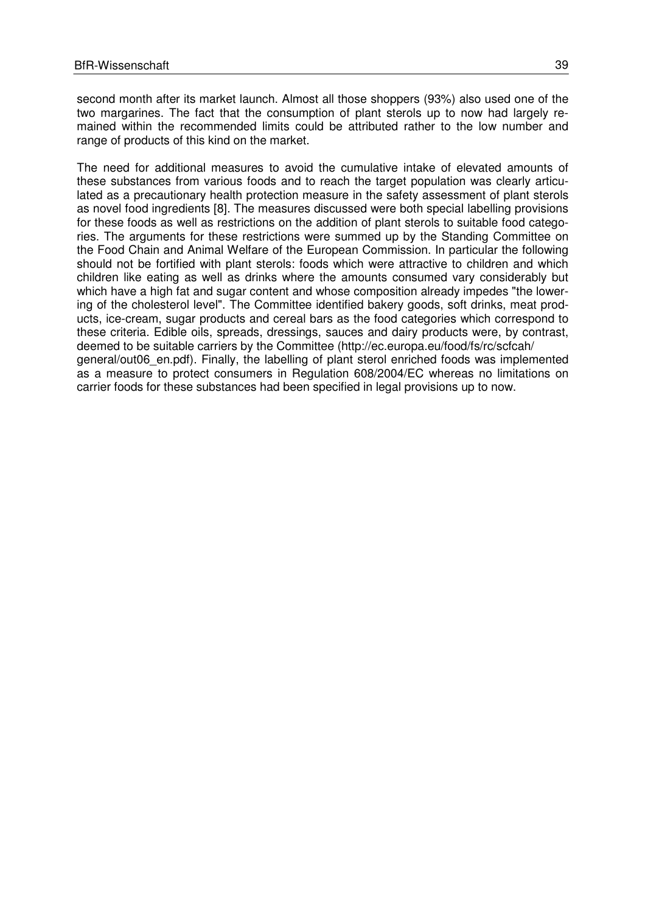second month after its market launch. Almost all those shoppers (93%) also used one of the two margarines. The fact that the consumption of plant sterols up to now had largely remained within the recommended limits could be attributed rather to the low number and range of products of this kind on the market.

The need for additional measures to avoid the cumulative intake of elevated amounts of these substances from various foods and to reach the target population was clearly articulated as a precautionary health protection measure in the safety assessment of plant sterols as novel food ingredients [8]. The measures discussed were both special labelling provisions for these foods as well as restrictions on the addition of plant sterols to suitable food categories. The arguments for these restrictions were summed up by the Standing Committee on the Food Chain and Animal Welfare of the European Commission. In particular the following should not be fortified with plant sterols: foods which were attractive to children and which children like eating as well as drinks where the amounts consumed vary considerably but which have a high fat and sugar content and whose composition already impedes "the lowering of the cholesterol level". The Committee identified bakery goods, soft drinks, meat products, ice-cream, sugar products and cereal bars as the food categories which correspond to these criteria. Edible oils, spreads, dressings, sauces and dairy products were, by contrast, deemed to be suitable carriers by the Committee (http://ec.europa.eu/food/fs/rc/scfcah/general/out06_en.pdf). Finally, the labelling of plant sterol enriched foods was implemented as a measure to protect consumers in Regulation 608/2004/EC whereas no limitations on carrier foods for these substances had been specified in legal provisions up to now.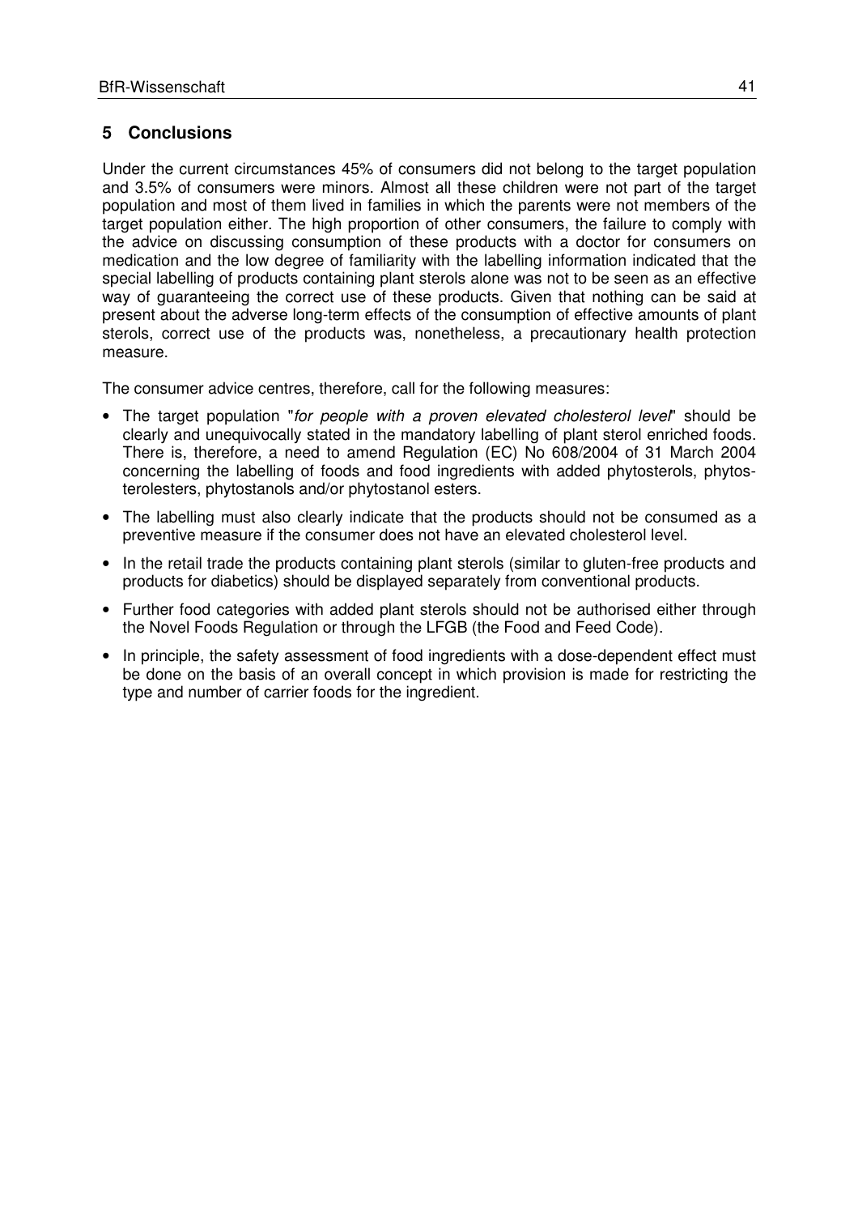## 5 Conclusions

Under the current circumstances 45% of consumers did not belong to the target population and 3.5% of consumers were minors. Almost all these children were not part of the target population and most of them lived in families in which the parents were not members of the target population either. The high proportion of other consumers, the failure to comply with the advice on discussing consumption of these products with a doctor for consumers on medication and the low degree of familiarity with the labelling information indicated that the special labelling of products containing plant sterols alone was not to be seen as an effective way of guaranteeing the correct use of these products. Given that nothing can be said at present about the adverse long-term effects of the consumption of effective amounts of plant sterols, correct use of the products was, nonetheless, a precautionary health protection measure.

The consumer advice centres, therefore, call for the following measures:

- The target population "*for people with a proven elevated cholesterol level*" should be clearly and unequivocally stated in the mandatory labelling of plant sterol enriched foods. There is, therefore, a need to amend Regulation (EC) No 608/2004 of 31 March 2004 concerning the labelling of foods and food ingredients with added phytosterols, phytosterolesters, phytostanols and/or phytostanol esters.
- The labelling must also clearly indicate that the products should not be consumed as a preventive measure if the consumer does not have an elevated cholesterol level.
- In the retail trade the products containing plant sterols (similar to gluten-free products and products for diabetics) should be displayed separately from conventional products.
- Further food categories with added plant sterols should not be authorised either through the Novel Foods Regulation or through the LFGB (the Food and Feed Code).
- In principle, the safety assessment of food ingredients with a dose-dependent effect must be done on the basis of an overall concept in which provision is made for restricting the type and number of carrier foods for the ingredient.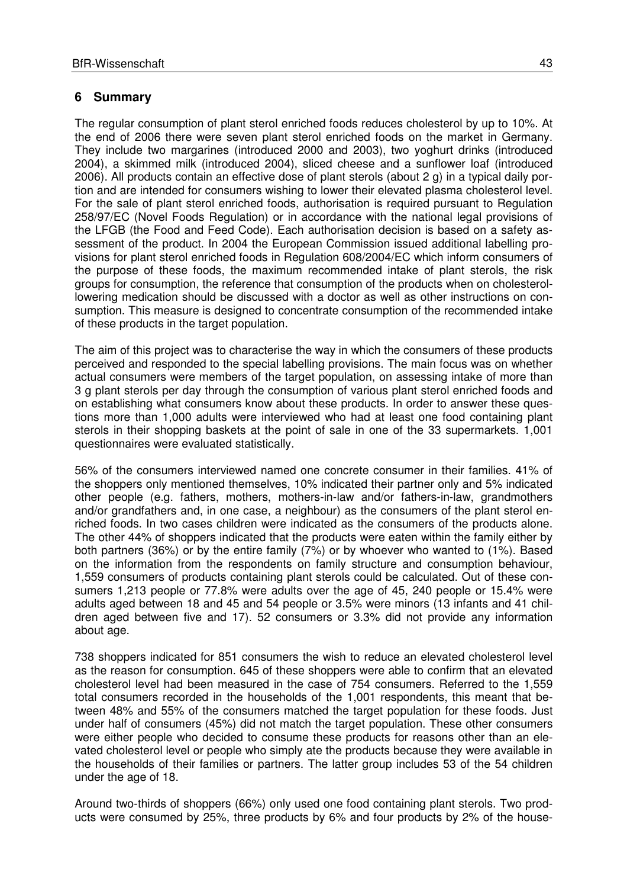# 6 Summary

The regular consumption of plant sterol enriched foods reduces cholesterol by up to 10%. At the end of 2006 there were seven plant sterol enriched foods on the market in Germany. They include two margarines (introduced 2000 and 2003), two yoghurt drinks (introduced 2004), a skimmed milk (introduced 2004), sliced cheese and a sunflower loaf (introduced 2006). All products contain an effective dose of plant sterols (about 2 g) in a typical daily portion and are intended for consumers wishing to lower their elevated plasma cholesterol level. For the sale of plant sterol enriched foods, authorisation is required pursuant to Regulation 258/97/EC (Novel Foods Regulation) or in accordance with the national legal provisions of the LFGB (the Food and Feed Code). Each authorisation decision is based on a safety assessment of the product. In 2004 the European Commission issued additional labelling provisions for plant sterol enriched foods in Regulation 608/2004/EC which inform consumers of the purpose of these foods, the maximum recommended intake of plant sterols, the risk groups for consumption, the reference that consumption of the products when on cholesterol-lowering medication should be discussed with a doctor as well as other instructions on consumption. This measure is designed to concentrate consumption of the recommended intake of these products in the target population.

The aim of this project was to characterise the way in which the consumers of these products perceived and responded to the special labelling provisions. The main focus was on whether actual consumers were members of the target population, on assessing intake of more than 3 g plant sterols per day through the consumption of various plant sterol enriched foods and on establishing what consumers know about these products. In order to answer these questions more than 1,000 adults were interviewed who had at least one food containing plant sterols in their shopping baskets at the point of sale in one of the 33 supermarkets. 1,001 questionnaires were evaluated statistically.

56% of the consumers interviewed named one concrete consumer in their families. 41% of the shoppers only mentioned themselves, 10% indicated their partner only and 5% indicated other people (e.g. fathers, mothers, mothers-in-law and/or fathers-in-law, grandmothers and/or grandfathers and, in one case, a neighbour) as the consumers of the plant sterol enriched foods. In two cases children were indicated as the consumers of the products alone. The other 44% of shoppers indicated that the products were eaten within the family either by both partners (36%) or by the entire family (7%) or by whoever who wanted to (1%). Based on the information from the respondents on family structure and consumption behaviour, 1,559 consumers of products containing plant sterols could be calculated. Out of these consumers 1,213 people or 77.8% were adults over the age of 45, 240 people or 15.4% were adults aged between 18 and 45 and 54 people or 3.5% were minors (13 infants and 41 children aged between five and 17). 52 consumers or 3.3% did not provide any information about age.

738 shoppers indicated for 851 consumers the wish to reduce an elevated cholesterol level as the reason for consumption. 645 of these shoppers were able to confirm that an elevated cholesterol level had been measured in the case of 754 consumers. Referred to the 1,559 total consumers recorded in the households of the 1,001 respondents, this meant that between 48% and 55% of the consumers matched the target population for these foods. Just under half of consumers (45%) did not match the target population. These other consumers were either people who decided to consume these products for reasons other than an elevated cholesterol level or people who simply ate the products because they were available in the households of their families or partners. The latter group includes 53 of the 54 children under the age of 18.

Around two-thirds of shoppers (66%) only used one food containing plant sterols. Two products were consumed by 25%, three products by 6% and four products by 2% of the house-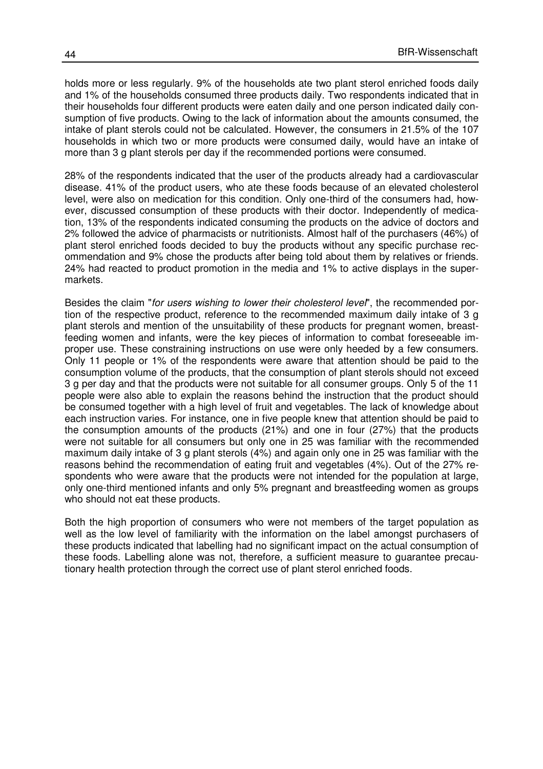holds more or less regularly. 9% of the households ate two plant sterol enriched foods daily and 1% of the households consumed three products daily. Two respondents indicated that in their households four different products were eaten daily and one person indicated daily consumption of five products. Owing to the lack of information about the amounts consumed, the intake of plant sterols could not be calculated. However, the consumers in 21.5% of the 107 households in which two or more products were consumed daily, would have an intake of more than 3 g plant sterols per day if the recommended portions were consumed.

28% of the respondents indicated that the user of the products already had a cardiovascular disease. 41% of the product users, who ate these foods because of an elevated cholesterol level, were also on medication for this condition. Only one-third of the consumers had, however, discussed consumption of these products with their doctor. Independently of medication, 13% of the respondents indicated consuming the products on the advice of doctors and 2% followed the advice of pharmacists or nutritionists. Almost half of the purchasers (46%) of plant sterol enriched foods decided to buy the products without any specific purchase recommendation and 9% chose the products after being told about them by relatives or friends. 24% had reacted to product promotion in the media and 1% to active displays in the supermarkets.

Besides the claim "*for users wishing to lower their cholesterol level*", the recommended portion of the respective product, reference to the recommended maximum daily intake of 3 g plant sterols and mention of the unsuitability of these products for pregnant women, breastfeeding women and infants, were the key pieces of information to combat foreseeable improper use. These constraining instructions on use were only heeded by a few consumers. Only 11 people or 1% of the respondents were aware that attention should be paid to the consumption volume of the products, that the consumption of plant sterols should not exceed 3 g per day and that the products were not suitable for all consumer groups. Only 5 of the 11 people were also able to explain the reasons behind the instruction that the product should be consumed together with a high level of fruit and vegetables. The lack of knowledge about each instruction varies. For instance, one in five people knew that attention should be paid to the consumption amounts of the products (21%) and one in four (27%) that the products were not suitable for all consumers but only one in 25 was familiar with the recommended maximum daily intake of 3 g plant sterols (4%) and again only one in 25 was familiar with the reasons behind the recommendation of eating fruit and vegetables (4%). Out of the 27% respondents who were aware that the products were not intended for the population at large, only one-third mentioned infants and only 5% pregnant and breastfeeding women as groups who should not eat these products.

Both the high proportion of consumers who were not members of the target population as well as the low level of familiarity with the information on the label amongst purchasers of these products indicated that labelling had no significant impact on the actual consumption of these foods. Labelling alone was not, therefore, a sufficient measure to guarantee precautionary health protection through the correct use of plant sterol enriched foods.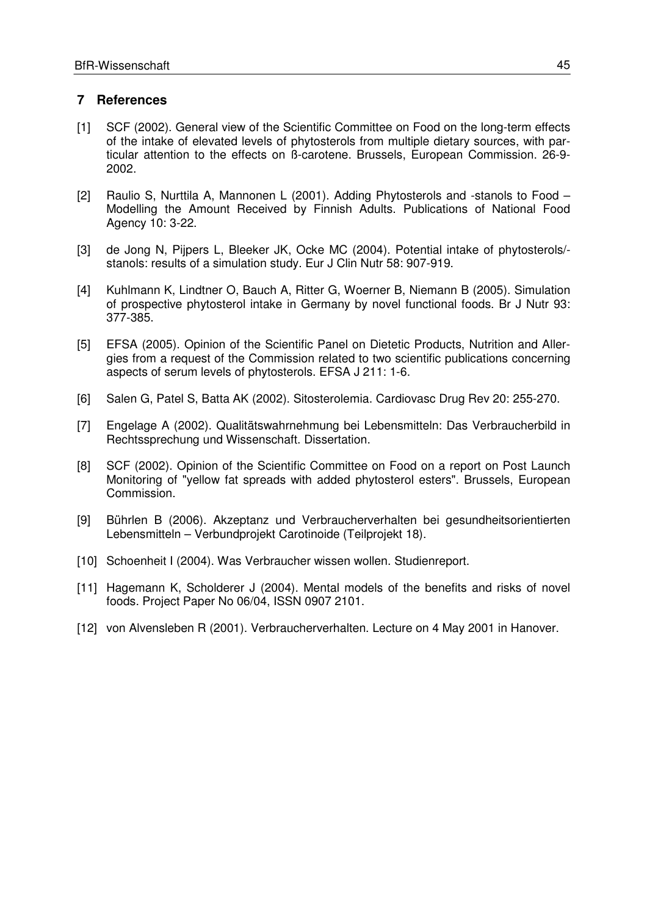## 7 References

[1] SCF (2002). General view of the Scientific Committee on Food on the long-term effects of the intake of elevated levels of phytosterols from multiple dietary sources, with particular attention to the effects on ß-carotene. Brussels, European Commission. 26-9-2002.

[2] Raulio S, Nurttila A, Mannonen L (2001). Adding Phytosterols and -stanols to Food – Modelling the Amount Received by Finnish Adults. Publications of National Food Agency 10: 3-22.

[3] de Jong N, Pijpers L, Bleeker JK, Ocke MC (2004). Potential intake of phytosterols/-stanols: results of a simulation study. Eur J Clin Nutr 58: 907-919.

[4] Kuhlmann K, Lindtner O, Bauch A, Ritter G, Woerner B, Niemann B (2005). Simulation of prospective phytosterol intake in Germany by novel functional foods. Br J Nutr 93: 377-385.

[5] EFSA (2005). Opinion of the Scientific Panel on Dietetic Products, Nutrition and Allergies from a request of the Commission related to two scientific publications concerning aspects of serum levels of phytosterols. EFSA J 211: 1-6.

[6] Salen G, Patel S, Batta AK (2002). Sitosterolemia. Cardiovasc Drug Rev 20: 255-270.

[7] Engelage A (2002). Qualitätswahrnehmung bei Lebensmitteln: Das Verbraucherbild in Rechtssprechung und Wissenschaft. Dissertation.

[8] SCF (2002). Opinion of the Scientific Committee on Food on a report on Post Launch Monitoring of "yellow fat spreads with added phytosterol esters". Brussels, European Commission.

[9] Bührlen B (2006). Akzeptanz und Verbraucherverhalten bei gesundheitsorientierten Lebensmitteln – Verbundprojekt Carotinoide (Teilprojekt 18).

[10] Schoenheit I (2004). Was Verbraucher wissen wollen. Studienreport.

[11] Hagemann K, Scholderer J (2004). Mental models of the benefits and risks of novel foods. Project Paper No 06/04, ISSN 0907 2101.

[12] von Alvensleben R (2001). Verbraucherverhalten. Lecture on 4 May 2001 in Hanover.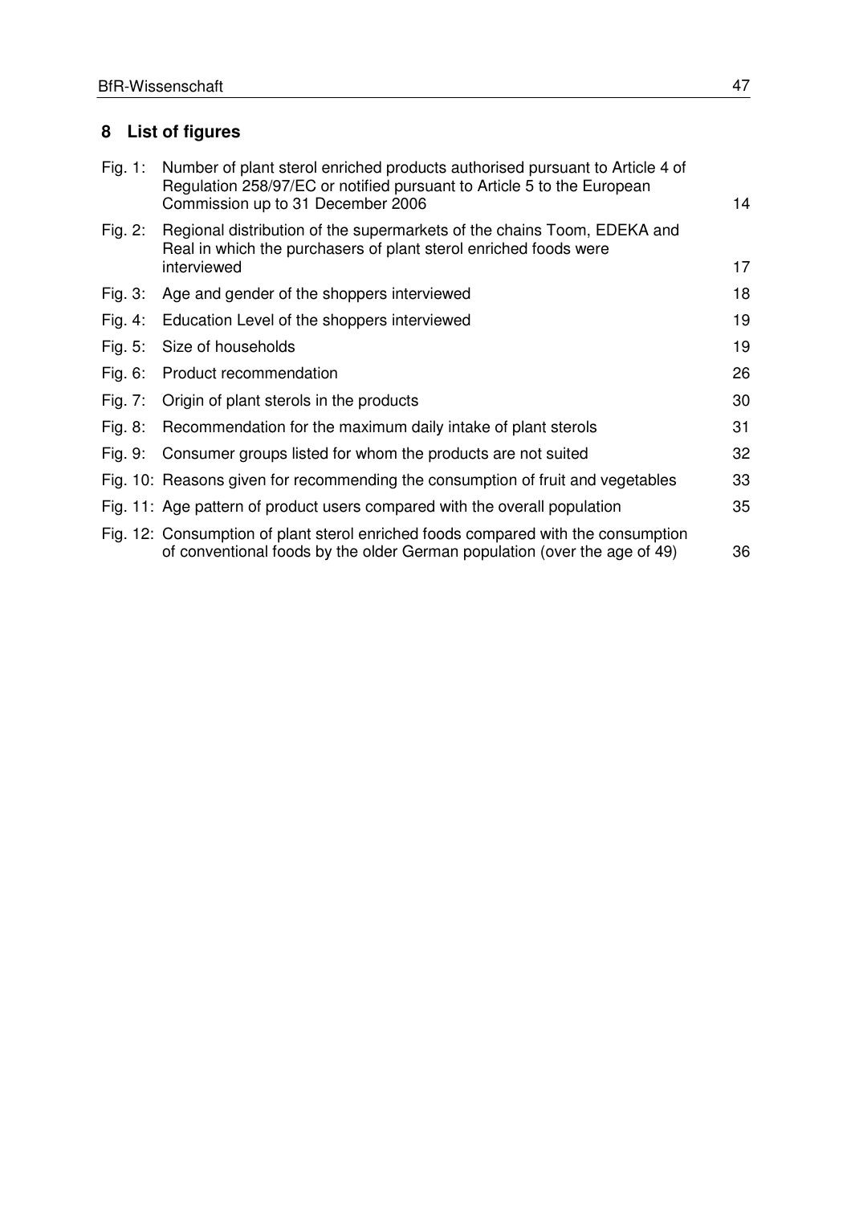## 8 List of figures

| | | |
|---|---|---|
| Fig. 1: | Number of plant sterol enriched products authorised pursuant to Article 4 of Regulation 258/97/EC or notified pursuant to Article 5 to the European Commission up to 31 December 2006 | 14 |
| Fig. 2: | Regional distribution of the supermarkets of the chains Toom, EDEKA and Real in which the purchasers of plant sterol enriched foods were interviewed | 17 |
| Fig. 3: | Age and gender of the shoppers interviewed | 18 |
| Fig. 4: | Education Level of the shoppers interviewed | 19 |
| Fig. 5: | Size of households | 19 |
| Fig. 6: | Product recommendation | 26 |
| Fig. 7: | Origin of plant sterols in the products | 30 |
| Fig. 8: | Recommendation for the maximum daily intake of plant sterols | 31 |
| Fig. 9: | Consumer groups listed for whom the products are not suited | 32 |
| Fig. 10: | Reasons given for recommending the consumption of fruit and vegetables | 33 |
| Fig. 11: | Age pattern of product users compared with the overall population | 35 |
| Fig. 12: | Consumption of plant sterol enriched foods compared with the consumption of conventional foods by the older German population (over the age of 49) | 36 |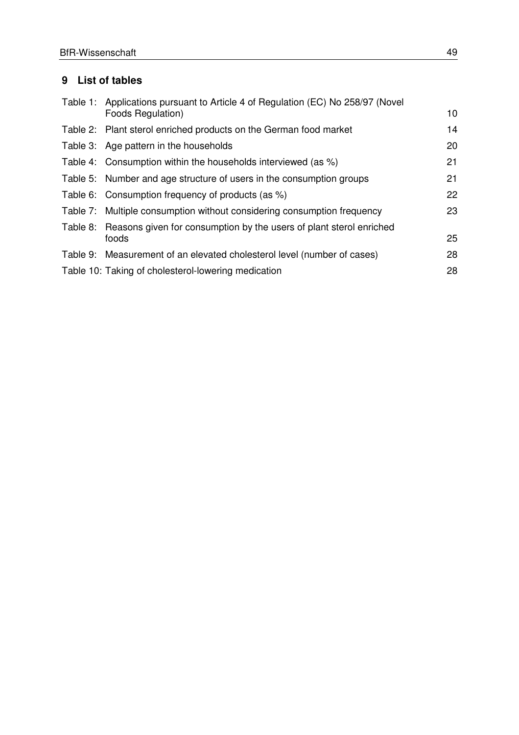## 9 List of tables

| | | |
|---|---|---|
| Table 1: | Applications pursuant to Article 4 of Regulation (EC) No 258/97 (Novel Foods Regulation) | 10 |
| Table 2: | Plant sterol enriched products on the German food market | 14 |
| Table 3: | Age pattern in the households | 20 |
| Table 4: | Consumption within the households interviewed (as %) | 21 |
| Table 5: | Number and age structure of users in the consumption groups | 21 |
| Table 6: | Consumption frequency of products (as %) | 22 |
| Table 7: | Multiple consumption without considering consumption frequency | 23 |
| Table 8: | Reasons given for consumption by the users of plant sterol enriched foods | 25 |
| Table 9: | Measurement of an elevated cholesterol level (number of cases) | 28 |
| Table 10: | Taking of cholesterol-lowering medication | 28 |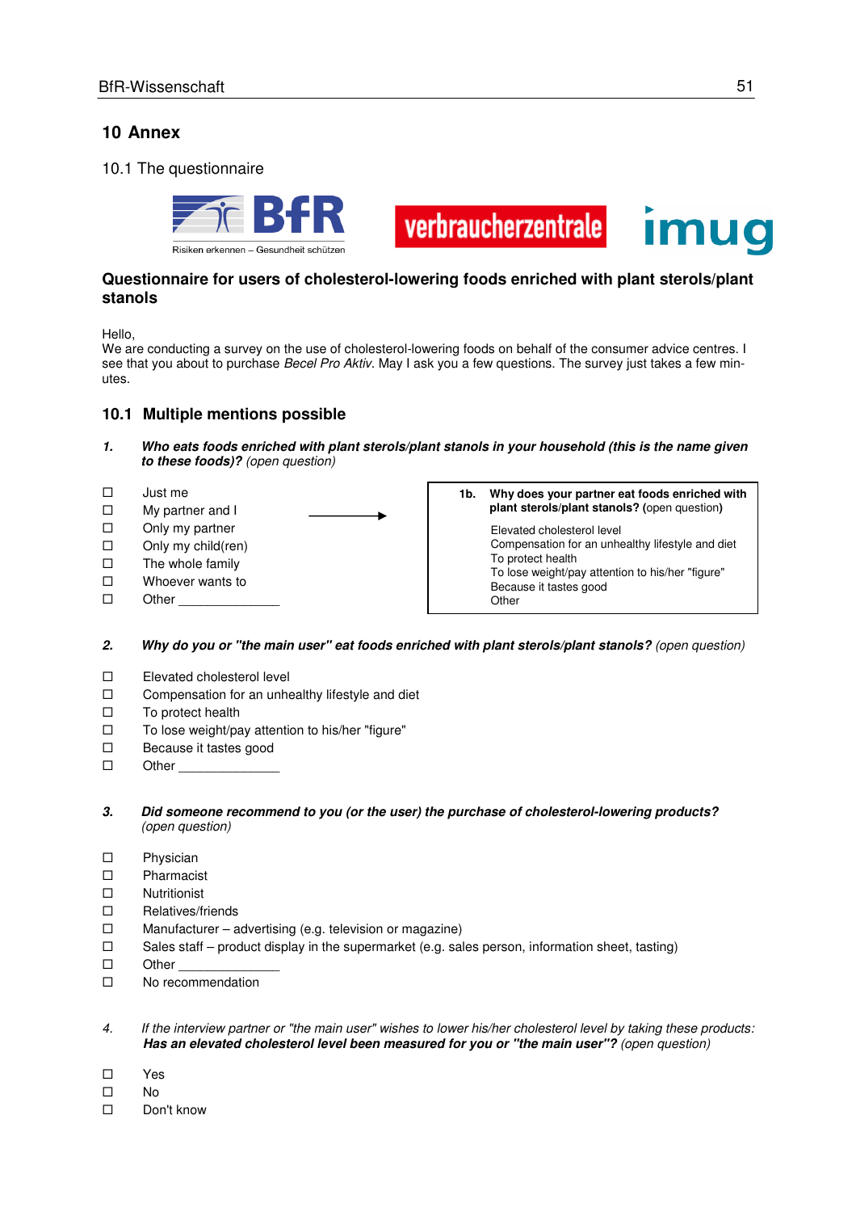# 10 Annex

## 10.1 The questionnaire

BfR Risiken erkennen – Gesundheit schützen | verbraucherzentrale | imug

### Questionnaire for users of cholesterol-lowering foods enriched with plant sterols/plant stanols

Hello,
We are conducting a survey on the use of cholesterol-lowering foods on behalf of the consumer advice centres. I see that you about to purchase *Becel Pro Aktiv*. May I ask you a few questions. The survey just takes a few minutes.

## 10.1 Multiple mentions possible

1. ***Who eats foods enriched with plant sterols/plant stanols in your household (this is the name given to these foods)?*** *(open question)*

- ☐ Just me
- ☐ My partner and I →
- ☐ Only my partner
- ☐ Only my child(ren)
- ☐ The whole family
- ☐ Whoever wants to
- ☐ Other ______________

**1b. Why does your partner eat foods enriched with plant sterols/plant stanols?** (open question)

Elevated cholesterol level
Compensation for an unhealthy lifestyle and diet
To protect health
To lose weight/pay attention to his/her "figure"
Because it tastes good
Other

2. ***Why do you or "the main user" eat foods enriched with plant sterols/plant stanols?*** *(open question)*

- ☐ Elevated cholesterol level
- ☐ Compensation for an unhealthy lifestyle and diet
- ☐ To protect health
- ☐ To lose weight/pay attention to his/her "figure"
- ☐ Because it tastes good
- ☐ Other ______________

3. ***Did someone recommend to you (or the user) the purchase of cholesterol-lowering products?*** *(open question)*

- ☐ Physician
- ☐ Pharmacist
- ☐ Nutritionist
- ☐ Relatives/friends
- ☐ Manufacturer – advertising (e.g. television or magazine)
- ☐ Sales staff – product display in the supermarket (e.g. sales person, information sheet, tasting)
- ☐ Other ______________
- ☐ No recommendation

4. *If the interview partner or "the main user" wishes to lower his/her cholesterol level by taking these products:* ***Has an elevated cholesterol level been measured for you or "the main user"?*** *(open question)*

- ☐ Yes
- ☐ No
- ☐ Don't know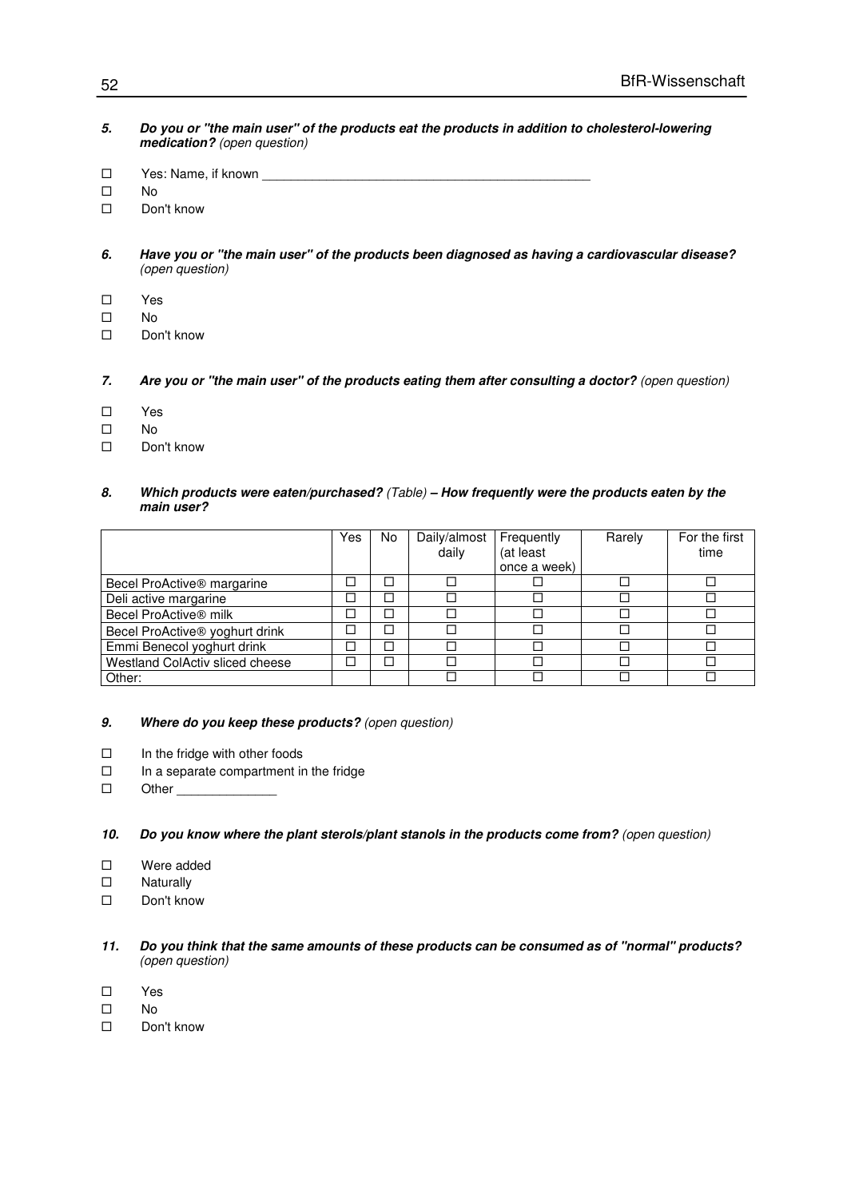**5. Do you or "the main user" of the products eat the products in addition to cholesterol-lowering medication?** *(open question)*

- ☐ Yes: Name, if known ______________________________________________
- ☐ No
- ☐ Don't know

**6. Have you or "the main user" of the products been diagnosed as having a cardiovascular disease?** *(open question)*

- ☐ Yes
- ☐ No
- ☐ Don't know

**7. Are you or "the main user" of the products eating them after consulting a doctor?** *(open question)*

- ☐ Yes
- ☐ No
- ☐ Don't know

**8. Which products were eaten/purchased?** *(Table)* **– How frequently were the products eaten by the main user?**

| | Yes | No | Daily/almost daily | Frequently (at least once a week) | Rarely | For the first time |
|---|---|---|---|---|---|---|
| Becel ProActive® margarine | ☐ | ☐ | ☐ | ☐ | ☐ | ☐ |
| Deli active margarine | ☐ | ☐ | ☐ | ☐ | ☐ | ☐ |
| Becel ProActive® milk | ☐ | ☐ | ☐ | ☐ | ☐ | ☐ |
| Becel ProActive® yoghurt drink | ☐ | ☐ | ☐ | ☐ | ☐ | ☐ |
| Emmi Benecol yoghurt drink | ☐ | ☐ | ☐ | ☐ | ☐ | ☐ |
| Westland ColActiv sliced cheese | ☐ | ☐ | ☐ | ☐ | ☐ | ☐ |
| Other: | | | ☐ | ☐ | ☐ | ☐ |

**9. Where do you keep these products?** *(open question)*

- ☐ In the fridge with other foods
- ☐ In a separate compartment in the fridge
- ☐ Other ______________

**10. Do you know where the plant sterols/plant stanols in the products come from?** *(open question)*

- ☐ Were added
- ☐ Naturally
- ☐ Don't know

**11. Do you think that the same amounts of these products can be consumed as of "normal" products?** *(open question)*

- ☐ Yes
- ☐ No
- ☐ Don't know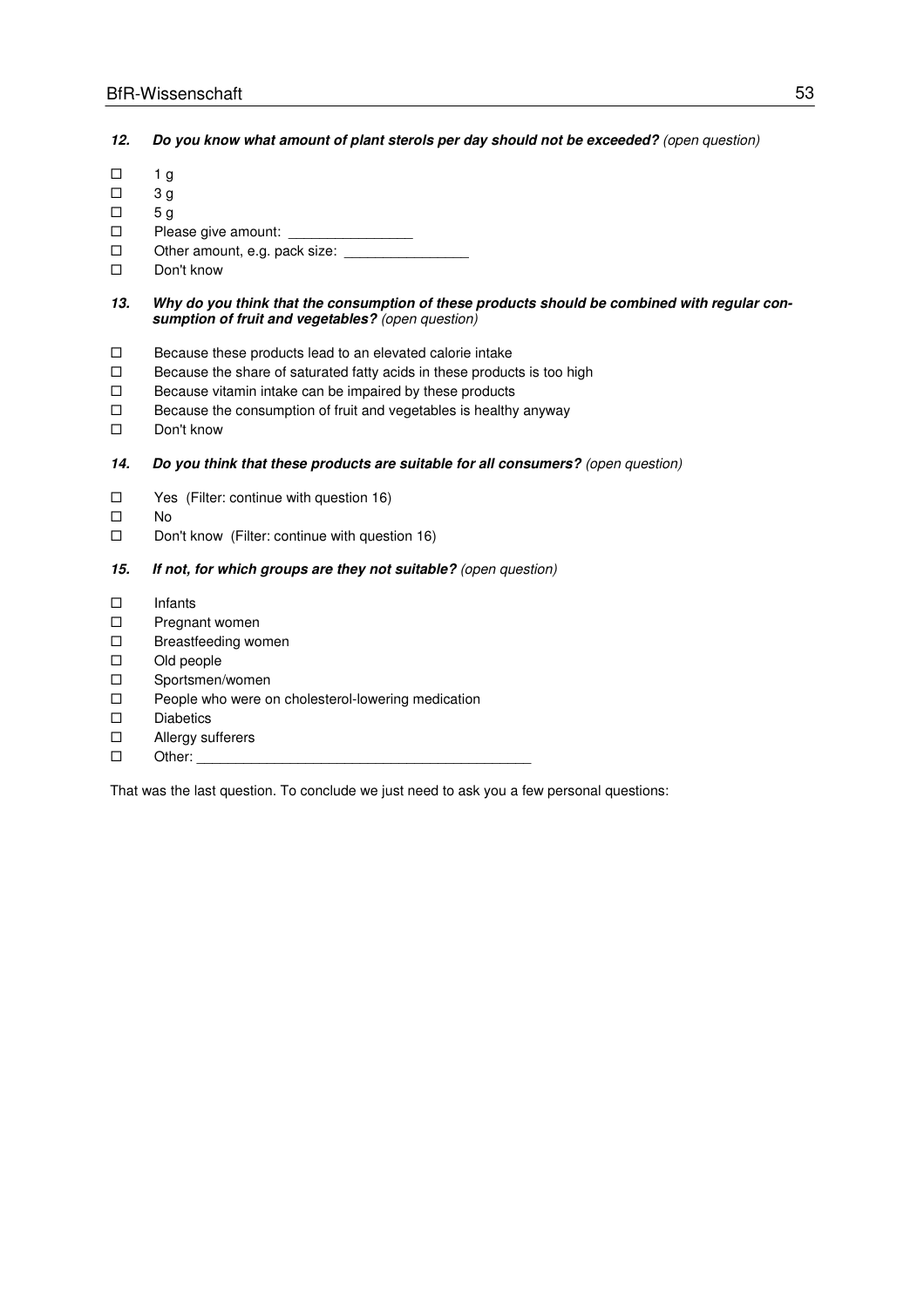***12. Do you know what amount of plant sterols per day should not be exceeded?*** *(open question)*

- ☐ 1 g
- ☐ 3 g
- ☐ 5 g
- ☐ Please give amount: ________________
- ☐ Other amount, e.g. pack size: ________________
- ☐ Don't know

***13. Why do you think that the consumption of these products should be combined with regular consumption of fruit and vegetables?*** *(open question)*

- ☐ Because these products lead to an elevated calorie intake
- ☐ Because the share of saturated fatty acids in these products is too high
- ☐ Because vitamin intake can be impaired by these products
- ☐ Because the consumption of fruit and vegetables is healthy anyway
- ☐ Don't know

***14. Do you think that these products are suitable for all consumers?*** *(open question)*

- ☐ Yes (Filter: continue with question 16)
- ☐ No
- ☐ Don't know (Filter: continue with question 16)

***15. If not, for which groups are they not suitable?*** *(open question)*

- ☐ Infants
- ☐ Pregnant women
- ☐ Breastfeeding women
- ☐ Old people
- ☐ Sportsmen/women
- ☐ People who were on cholesterol-lowering medication
- ☐ Diabetics
- ☐ Allergy sufferers
- ☐ Other: ____________________________________________

That was the last question. To conclude we just need to ask you a few personal questions: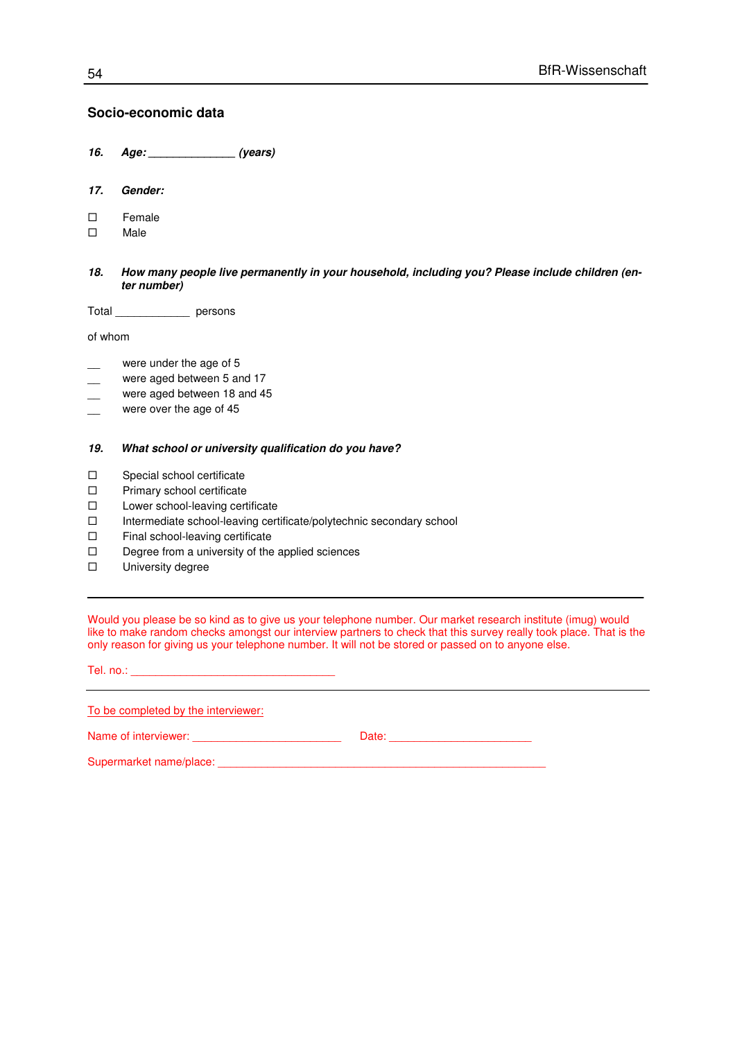## Socio-economic data

***16. Age:*** ______________ ***(years)***

***17. Gender:***

- ☐ Female
- ☐ Male

***18. How many people live permanently in your household, including you? Please include children (enter number)***

Total ____________ persons

of whom

__ were under the age of 5
__ were aged between 5 and 17
__ were aged between 18 and 45
__ were over the age of 45

***19. What school or university qualification do you have?***

- ☐ Special school certificate
- ☐ Primary school certificate
- ☐ Lower school-leaving certificate
- ☐ Intermediate school-leaving certificate/polytechnic secondary school
- ☐ Final school-leaving certificate
- ☐ Degree from a university of the applied sciences
- ☐ University degree

---

Would you please be so kind as to give us your telephone number. Our market research institute (imug) would like to make random checks amongst our interview partners to check that this survey really took place. That is the only reason for giving us your telephone number. It will not be stored or passed on to anyone else.

Tel. no.: ________________________________

---

To be completed by the interviewer:

Name of interviewer: ________________________ Date: ______________________

Supermarket name/place: ______________________________________________________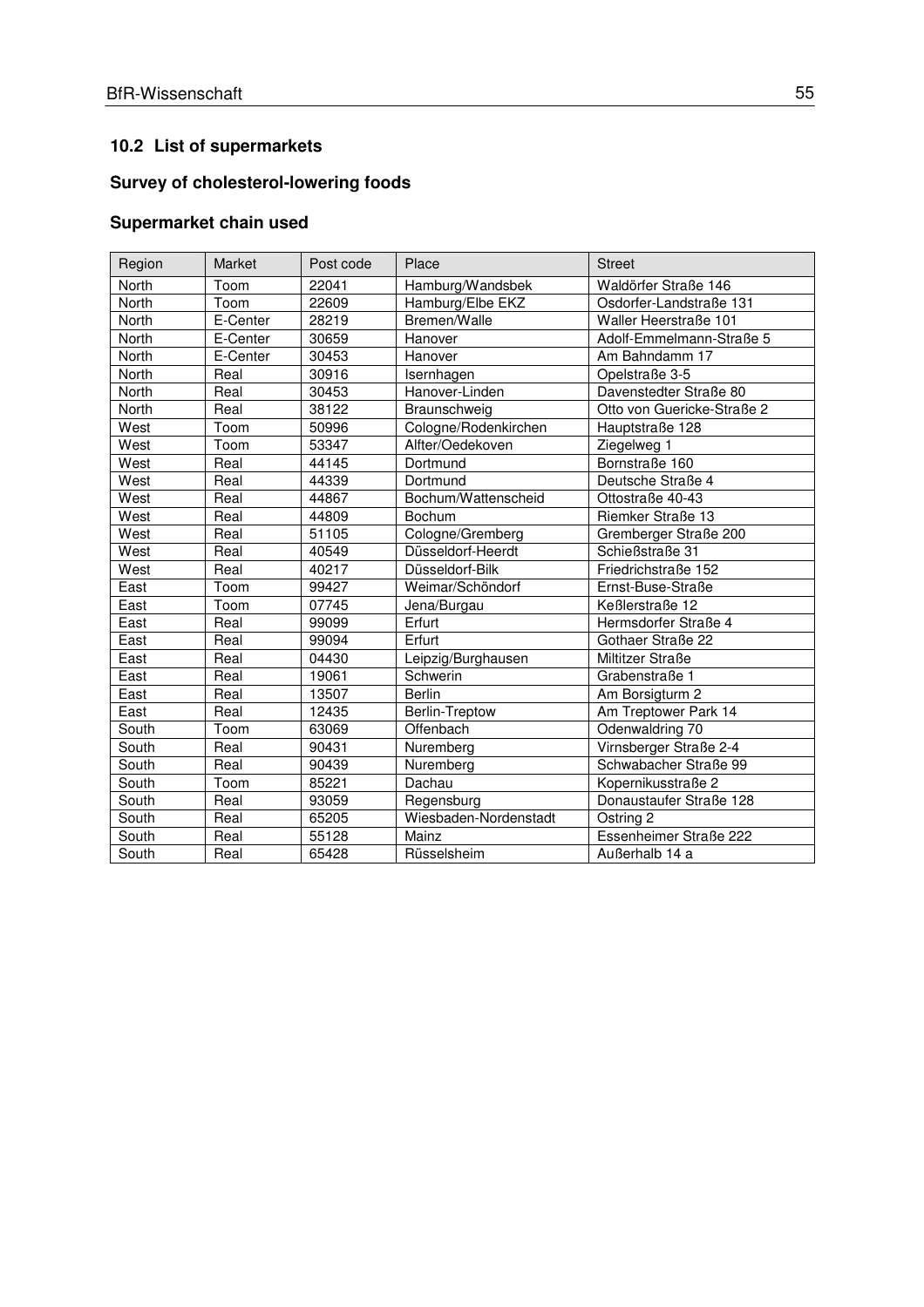## 10.2 List of supermarkets

### Survey of cholesterol-lowering foods

### Supermarket chain used

| Region | Market | Post code | Place | Street |
|---|---|---|---|---|
| North | Toom | 22041 | Hamburg/Wandsbek | Waldörfer Straße 146 |
| North | Toom | 22609 | Hamburg/Elbe EKZ | Osdorfer-Landstraße 131 |
| North | E-Center | 28219 | Bremen/Walle | Waller Heerstraße 101 |
| North | E-Center | 30659 | Hanover | Adolf-Emmelmann-Straße 5 |
| North | E-Center | 30453 | Hanover | Am Bahndamm 17 |
| North | Real | 30916 | Isernhagen | Opelstraße 3-5 |
| North | Real | 30453 | Hanover-Linden | Davenstedter Straße 80 |
| North | Real | 38122 | Braunschweig | Otto von Guericke-Straße 2 |
| West | Toom | 50996 | Cologne/Rodenkirchen | Hauptstraße 128 |
| West | Toom | 53347 | Alfter/Oedekoven | Ziegelweg 1 |
| West | Real | 44145 | Dortmund | Bornstraße 160 |
| West | Real | 44339 | Dortmund | Deutsche Straße 4 |
| West | Real | 44867 | Bochum/Wattenscheid | Ottostraße 40-43 |
| West | Real | 44809 | Bochum | Riemker Straße 13 |
| West | Real | 51105 | Cologne/Gremberg | Gremberger Straße 200 |
| West | Real | 40549 | Düsseldorf-Heerdt | Schießstraße 31 |
| West | Real | 40217 | Düsseldorf-Bilk | Friedrichstraße 152 |
| East | Toom | 99427 | Weimar/Schöndorf | Ernst-Buse-Straße |
| East | Toom | 07745 | Jena/Burgau | Keßlerstraße 12 |
| East | Real | 99099 | Erfurt | Hermsdorfer Straße 4 |
| East | Real | 99094 | Erfurt | Gothaer Straße 22 |
| East | Real | 04430 | Leipzig/Burghausen | Miltitzer Straße |
| East | Real | 19061 | Schwerin | Grabenstraße 1 |
| East | Real | 13507 | Berlin | Am Borsigturm 2 |
| East | Real | 12435 | Berlin-Treptow | Am Treptower Park 14 |
| South | Toom | 63069 | Offenbach | Odenwaldring 70 |
| South | Real | 90431 | Nuremberg | Virnsberger Straße 2-4 |
| South | Real | 90439 | Nuremberg | Schwabacher Straße 99 |
| South | Toom | 85221 | Dachau | Kopernikusstraße 2 |
| South | Real | 93059 | Regensburg | Donaustaufer Straße 128 |
| South | Real | 65205 | Wiesbaden-Nordenstadt | Ostring 2 |
| South | Real | 55128 | Mainz | Essenheimer Straße 222 |
| South | Real | 65428 | Rüsselsheim | Außerhalb 14 a |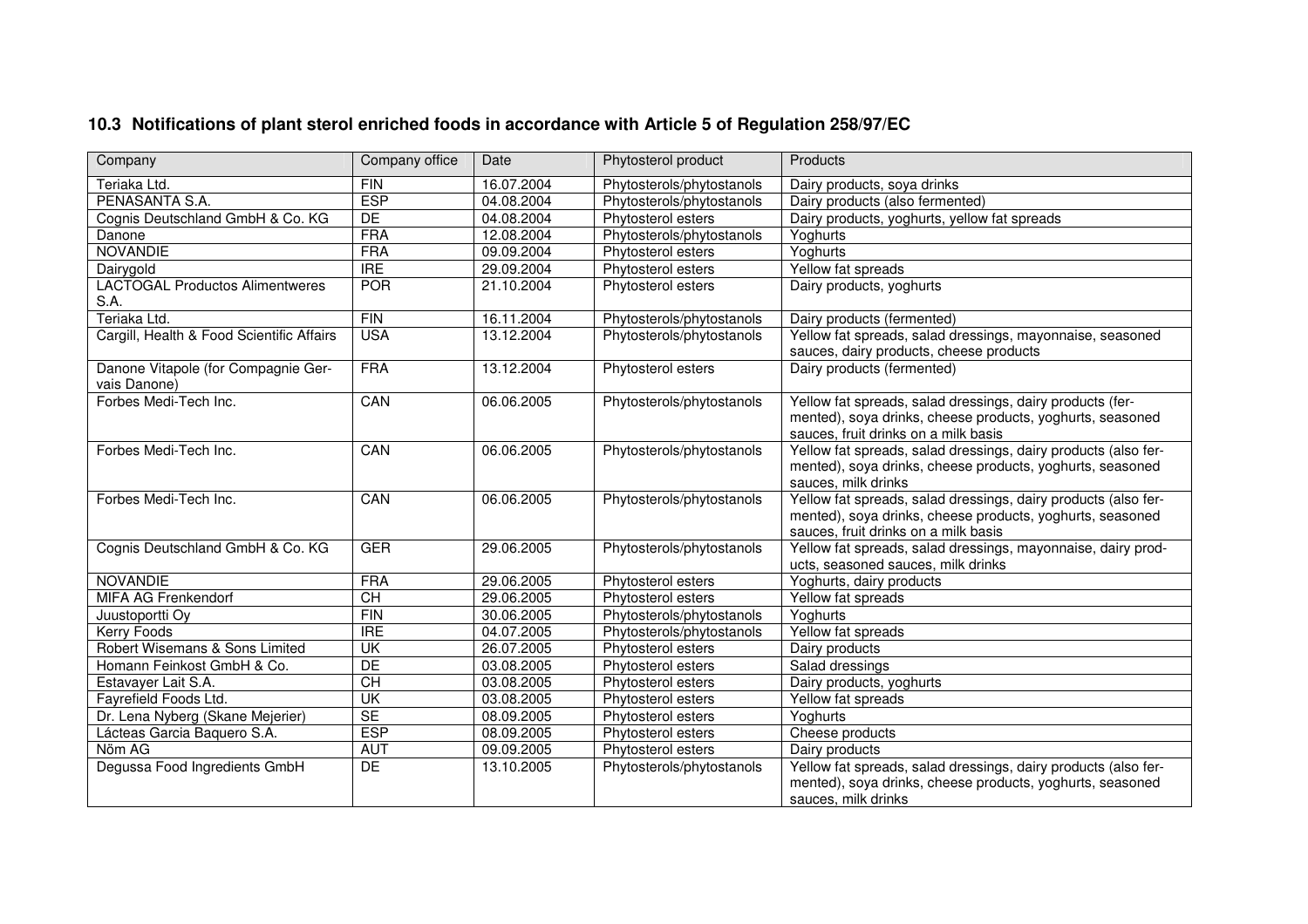## 10.3 Notifications of plant sterol enriched foods in accordance with Article 5 of Regulation 258/97/EC

| Company | Company office | Date | Phytosterol product | Products |
|---|---|---|---|---|
| Teriaka Ltd. | FIN | 16.07.2004 | Phytosterols/phytostanols | Dairy products, soya drinks |
| PENASANTA S.A. | ESP | 04.08.2004 | Phytosterols/phytostanols | Dairy products (also fermented) |
| Cognis Deutschland GmbH & Co. KG | DE | 04.08.2004 | Phytosterol esters | Dairy products, yoghurts, yellow fat spreads |
| Danone | FRA | 12.08.2004 | Phytosterols/phytostanols | Yoghurts |
| NOVANDIE | FRA | 09.09.2004 | Phytosterol esters | Yoghurts |
| Dairygold | IRE | 29.09.2004 | Phytosterol esters | Yellow fat spreads |
| LACTOGAL Productos Alimentweres S.A. | POR | 21.10.2004 | Phytosterol esters | Dairy products, yoghurts |
| Teriaka Ltd. | FIN | 16.11.2004 | Phytosterols/phytostanols | Dairy products (fermented) |
| Cargill, Health & Food Scientific Affairs | USA | 13.12.2004 | Phytosterols/phytostanols | Yellow fat spreads, salad dressings, mayonnaise, seasoned sauces, dairy products, cheese products |
| Danone Vitapole (for Compagnie Gervais Danone) | FRA | 13.12.2004 | Phytosterol esters | Dairy products (fermented) |
| Forbes Medi-Tech Inc. | CAN | 06.06.2005 | Phytosterols/phytostanols | Yellow fat spreads, salad dressings, dairy products (fermented), soya drinks, cheese products, yoghurts, seasoned sauces, fruit drinks on a milk basis |
| Forbes Medi-Tech Inc. | CAN | 06.06.2005 | Phytosterols/phytostanols | Yellow fat spreads, salad dressings, dairy products (also fermented), soya drinks, cheese products, yoghurts, seasoned sauces, milk drinks |
| Forbes Medi-Tech Inc. | CAN | 06.06.2005 | Phytosterols/phytostanols | Yellow fat spreads, salad dressings, dairy products (also fermented), soya drinks, cheese products, yoghurts, seasoned sauces, fruit drinks on a milk basis |
| Cognis Deutschland GmbH & Co. KG | GER | 29.06.2005 | Phytosterols/phytostanols | Yellow fat spreads, salad dressings, mayonnaise, dairy products, seasoned sauces, milk drinks |
| NOVANDIE | FRA | 29.06.2005 | Phytosterol esters | Yoghurts, dairy products |
| MIFA AG Frenkendorf | CH | 29.06.2005 | Phytosterol esters | Yellow fat spreads |
| Juustoportti Oy | FIN | 30.06.2005 | Phytosterols/phytostanols | Yoghurts |
| Kerry Foods | IRE | 04.07.2005 | Phytosterols/phytostanols | Yellow fat spreads |
| Robert Wisemans & Sons Limited | UK | 26.07.2005 | Phytosterol esters | Dairy products |
| Homann Feinkost GmbH & Co. | DE | 03.08.2005 | Phytosterol esters | Salad dressings |
| Estavayer Lait S.A. | CH | 03.08.2005 | Phytosterol esters | Dairy products, yoghurts |
| Fayrefield Foods Ltd. | UK | 03.08.2005 | Phytosterol esters | Yellow fat spreads |
| Dr. Lena Nyberg (Skane Mejerier) | SE | 08.09.2005 | Phytosterol esters | Yoghurts |
| Lácteas Garcia Baquero S.A. | ESP | 08.09.2005 | Phytosterol esters | Cheese products |
| Nöm AG | AUT | 09.09.2005 | Phytosterol esters | Dairy products |
| Degussa Food Ingredients GmbH | DE | 13.10.2005 | Phytosterols/phytostanols | Yellow fat spreads, salad dressings, dairy products (also fermented), soya drinks, cheese products, yoghurts, seasoned sauces, milk drinks |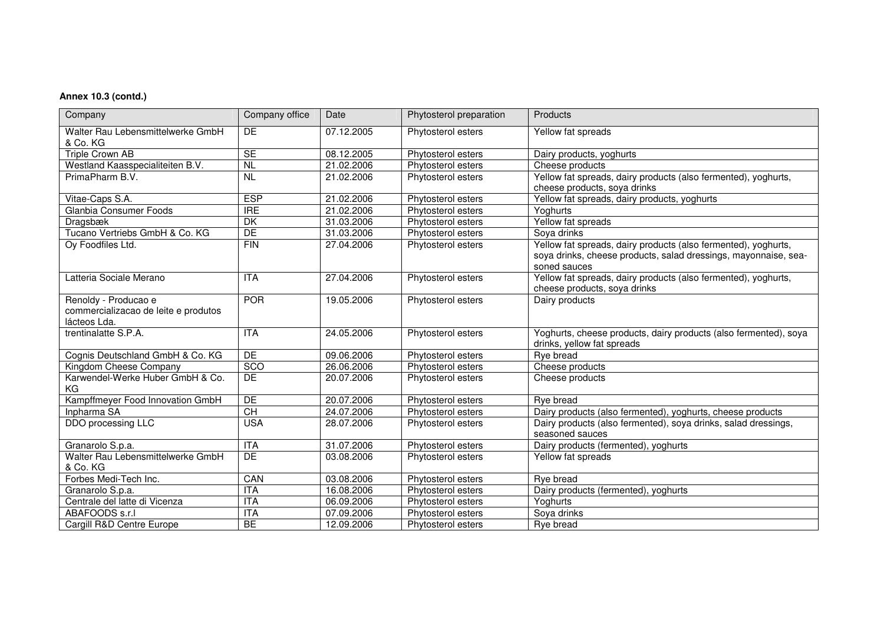**Annex 10.3 (contd.)**

| Company | Company office | Date | Phytosterol preparation | Products |
|---|---|---|---|---|
| Walter Rau Lebensmittelwerke GmbH & Co. KG | DE | 07.12.2005 | Phytosterol esters | Yellow fat spreads |
| Triple Crown AB | SE | 08.12.2005 | Phytosterol esters | Dairy products, yoghurts |
| Westland Kaasspecialiteiten B.V. | NL | 21.02.2006 | Phytosterol esters | Cheese products |
| PrimaPharm B.V. | NL | 21.02.2006 | Phytosterol esters | Yellow fat spreads, dairy products (also fermented), yoghurts, cheese products, soya drinks |
| Vitae-Caps S.A. | ESP | 21.02.2006 | Phytosterol esters | Yellow fat spreads, dairy products, yoghurts |
| Glanbia Consumer Foods | IRE | 21.02.2006 | Phytosterol esters | Yoghurts |
| Dragsbæk | DK | 31.03.2006 | Phytosterol esters | Yellow fat spreads |
| Tucano Vertriebs GmbH & Co. KG | DE | 31.03.2006 | Phytosterol esters | Soya drinks |
| Oy Foodfiles Ltd. | FIN | 27.04.2006 | Phytosterol esters | Yellow fat spreads, dairy products (also fermented), yoghurts, soya drinks, cheese products, salad dressings, mayonnaise, seasoned sauces |
| Latteria Sociale Merano | ITA | 27.04.2006 | Phytosterol esters | Yellow fat spreads, dairy products (also fermented), yoghurts, cheese products, soya drinks |
| Renoldy - Producao e commercializacao de leite e produtos lácteos Lda. | POR | 19.05.2006 | Phytosterol esters | Dairy products |
| trentinalatte S.P.A. | ITA | 24.05.2006 | Phytosterol esters | Yoghurts, cheese products, dairy products (also fermented), soya drinks, yellow fat spreads |
| Cognis Deutschland GmbH & Co. KG | DE | 09.06.2006 | Phytosterol esters | Rye bread |
| Kingdom Cheese Company | SCO | 26.06.2006 | Phytosterol esters | Cheese products |
| Karwendel-Werke Huber GmbH & Co. KG | DE | 20.07.2006 | Phytosterol esters | Cheese products |
| Kampffmeyer Food Innovation GmbH | DE | 20.07.2006 | Phytosterol esters | Rye bread |
| Inpharma SA | CH | 24.07.2006 | Phytosterol esters | Dairy products (also fermented), yoghurts, cheese products |
| DDO processing LLC | USA | 28.07.2006 | Phytosterol esters | Dairy products (also fermented), soya drinks, salad dressings, seasoned sauces |
| Granarolo S.p.a. | ITA | 31.07.2006 | Phytosterol esters | Dairy products (fermented), yoghurts |
| Walter Rau Lebensmittelwerke GmbH & Co. KG | DE | 03.08.2006 | Phytosterol esters | Yellow fat spreads |
| Forbes Medi-Tech Inc. | CAN | 03.08.2006 | Phytosterol esters | Rye bread |
| Granarolo S.p.a. | ITA | 16.08.2006 | Phytosterol esters | Dairy products (fermented), yoghurts |
| Centrale del latte di Vicenza | ITA | 06.09.2006 | Phytosterol esters | Yoghurts |
| ABAFOODS s.r.l | ITA | 07.09.2006 | Phytosterol esters | Soya drinks |
| Cargill R&D Centre Europe | BE | 12.09.2006 | Phytosterol esters | Rye bread |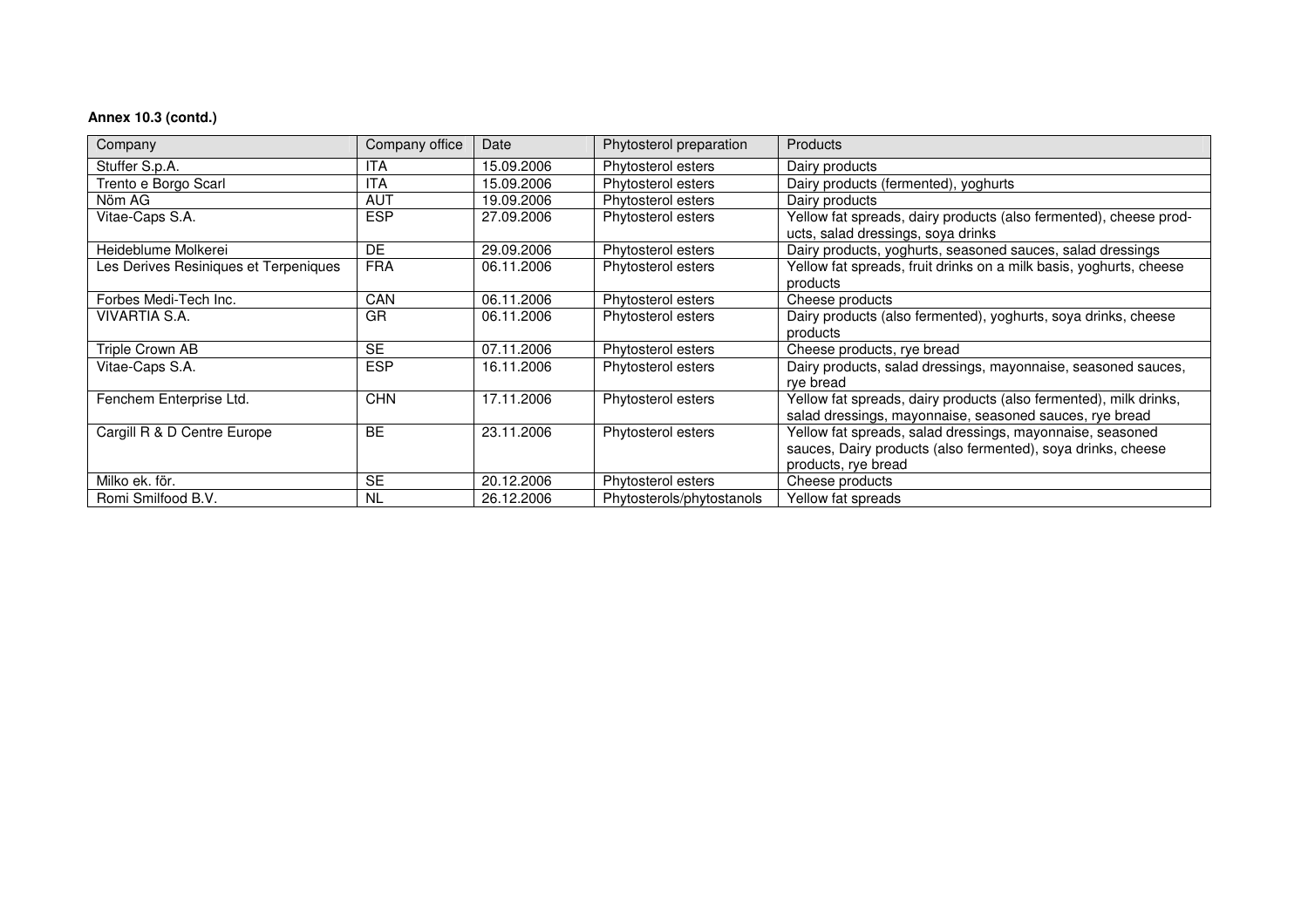**Annex 10.3 (contd.)**

| Company | Company office | Date | Phytosterol preparation | Products |
|---|---|---|---|---|
| Stuffer S.p.A. | ITA | 15.09.2006 | Phytosterol esters | Dairy products |
| Trento e Borgo Scarl | ITA | 15.09.2006 | Phytosterol esters | Dairy products (fermented), yoghurts |
| Nöm AG | AUT | 19.09.2006 | Phytosterol esters | Dairy products |
| Vitae-Caps S.A. | ESP | 27.09.2006 | Phytosterol esters | Yellow fat spreads, dairy products (also fermented), cheese products, salad dressings, soya drinks |
| Heideblume Molkerei | DE | 29.09.2006 | Phytosterol esters | Dairy products, yoghurts, seasoned sauces, salad dressings |
| Les Derives Resiniques et Terpeniques | FRA | 06.11.2006 | Phytosterol esters | Yellow fat spreads, fruit drinks on a milk basis, yoghurts, cheese products |
| Forbes Medi-Tech Inc. | CAN | 06.11.2006 | Phytosterol esters | Cheese products |
| VIVARTIA S.A. | GR | 06.11.2006 | Phytosterol esters | Dairy products (also fermented), yoghurts, soya drinks, cheese products |
| Triple Crown AB | SE | 07.11.2006 | Phytosterol esters | Cheese products, rye bread |
| Vitae-Caps S.A. | ESP | 16.11.2006 | Phytosterol esters | Dairy products, salad dressings, mayonnaise, seasoned sauces, rye bread |
| Fenchem Enterprise Ltd. | CHN | 17.11.2006 | Phytosterol esters | Yellow fat spreads, dairy products (also fermented), milk drinks, salad dressings, mayonnaise, seasoned sauces, rye bread |
| Cargill R & D Centre Europe | BE | 23.11.2006 | Phytosterol esters | Yellow fat spreads, salad dressings, mayonnaise, seasoned sauces, Dairy products (also fermented), soya drinks, cheese products, rye bread |
| Milko ek. för. | SE | 20.12.2006 | Phytosterol esters | Cheese products |
| Romi Smilfood B.V. | NL | 26.12.2006 | Phytosterols/phytostanols | Yellow fat spreads |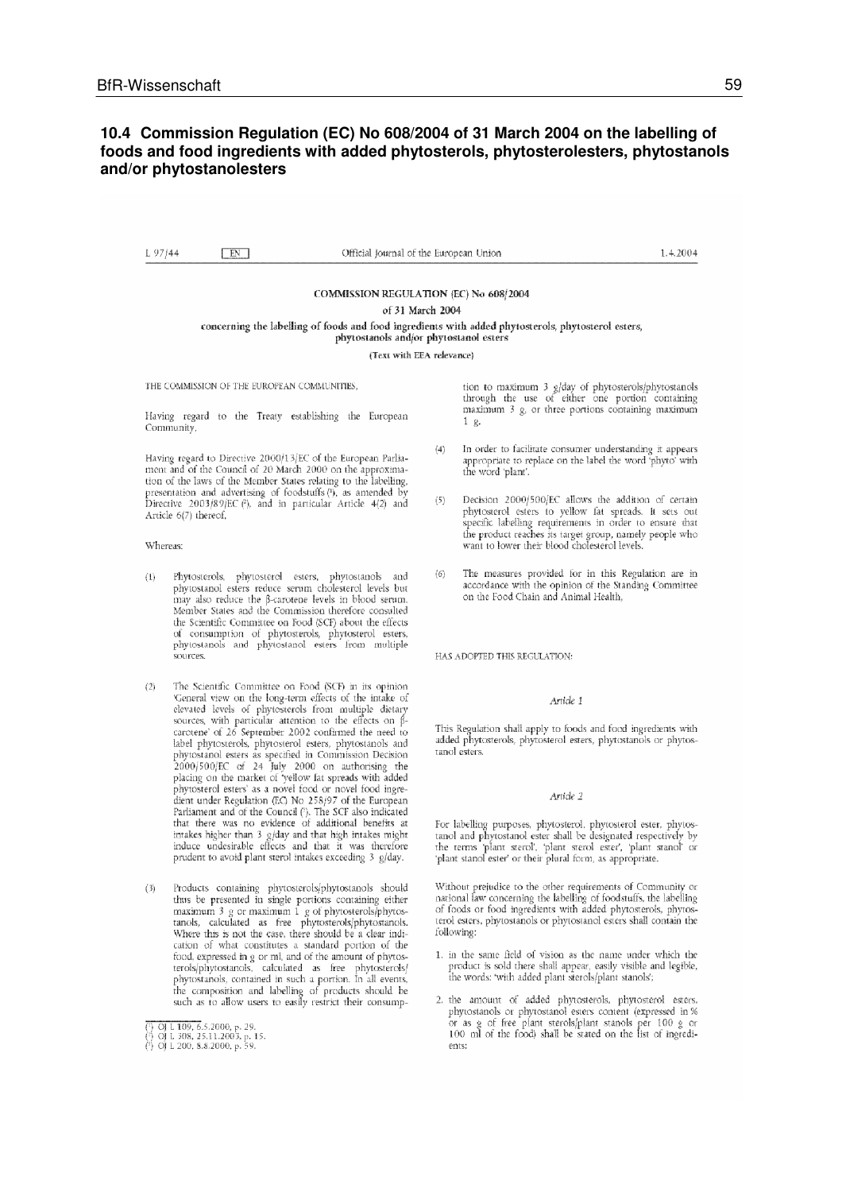## 10.4 Commission Regulation (EC) No 608/2004 of 31 March 2004 on the labelling of foods and food ingredients with added phytosterols, phytosterolesters, phytostanols and/or phytostanolesters

L 97/44 EN Official Journal of the European Union 1.4.2004

### COMMISSION REGULATION (EC) No 608/2004

of 31 March 2004

concerning the labelling of foods and food ingredients with added phytosterols, phytosterol esters, phytostanols and/or phytostanol esters

(Text with EEA relevance)

THE COMMISSION OF THE EUROPEAN COMMUNITIES,

Having regard to the Treaty establishing the European Community,

Having regard to Directive 2000/13/EC of the European Parliament and of the Council of 20 March 2000 on the approximation of the laws of the Member States relating to the labelling, presentation and advertising of foodstuffs ([1]), as amended by Directive 2003/89/EC ([2]), and in particular Article 4(2) and Article 6(7) thereof,

Whereas:

(1) Phytosterols, phytosterol esters, phytostanols and phytostanol esters reduce serum cholesterol levels but may also reduce the β-carotene levels in blood serum. Member States and the Commission therefore consulted the Scientific Committee on Food (SCF) about the effects of consumption of phytosterols, phytosterol esters, phytostanols and phytostanol esters from multiple sources.

(2) The Scientific Committee on Food (SCF) in its opinion 'General view on the long-term effects of the intake of elevated levels of phytosterols from multiple dietary sources, with particular attention to the effects on β-carotene' of 26 September 2002 confirmed the need to label phytosterols, phytosterol esters, phytostanols and phytostanol esters as specified in Commission Decision 2000/500/EC of 24 July 2000 on authorising the placing on the market of 'yellow fat spreads with added phytosterol esters' as a novel food or novel food ingredient under Regulation (EC) No 258/97 of the European Parliament and of the Council ([3]). The SCF also indicated that there was no evidence of additional benefits at intakes higher than 3 g/day and that high intakes might induce undesirable effects and that it was therefore prudent to avoid plant sterol intakes exceeding 3 g/day.

(3) Products containing phytosterols/phytostanols should thus be presented in single portions containing either maximum 3 g or maximum 1 g of phytosterols/phytostanols, calculated as free phytosterols/phytostanols. Where this is not the case, there should be a clear indication of what constitutes a standard portion of the food, expressed in g or ml, and of the amount of phytosterols/phytostanols, calculated as free phytosterols/phytostanols, contained in such a portion. In all events, the composition and labelling of products should be such as to allow users to easily restrict their consumption to maximum 3 g/day of phytosterols/phytostanols through the use of either one portion containing maximum 3 g, or three portions containing maximum 1 g.

(4) In order to facilitate consumer understanding it appears appropriate to replace on the label the word 'phyto' with the word 'plant'.

(5) Decision 2000/500/EC allows the addition of certain phytosterol esters to yellow fat spreads. It sets out specific labelling requirements in order to ensure that the product reaches its target group, namely people who want to lower their blood cholesterol levels.

(6) The measures provided for in this Regulation are in accordance with the opinion of the Standing Committee on the Food Chain and Animal Health,

HAS ADOPTED THIS REGULATION:

*Article 1*

This Regulation shall apply to foods and food ingredients with added phytosterols, phytosterol esters, phytostanols or phytostanol esters.

*Article 2*

For labelling purposes, phytosterol, phytosterol ester, phytostanol and phytostanol ester shall be designated respectively by the terms 'plant sterol', 'plant sterol ester', 'plant stanol' or 'plant stanol ester' or their plural form, as appropriate.

Without prejudice to the other requirements of Community or national law concerning the labelling of foodstuffs, the labelling of foods or food ingredients with added phytosterols, phytosterol esters, phytostanols or phytostanol esters shall contain the following:

1. in the same field of vision as the name under which the product is sold there shall appear, easily visible and legible, the words: 'with added plant sterols/plant stanols';

2. the amount of added phytosterols, phytosterol esters, phytostanols or phytostanol esters content (expressed in % or as g of free plant sterols/plant stanols per 100 g or 100 ml of the food) shall be stated on the list of ingredients;

([1]) OJ L 109, 6.5.2000, p. 29.
([2]) OJ L 308, 25.11.2003, p. 15.
([3]) OJ L 200, 8.8.2000, p. 59.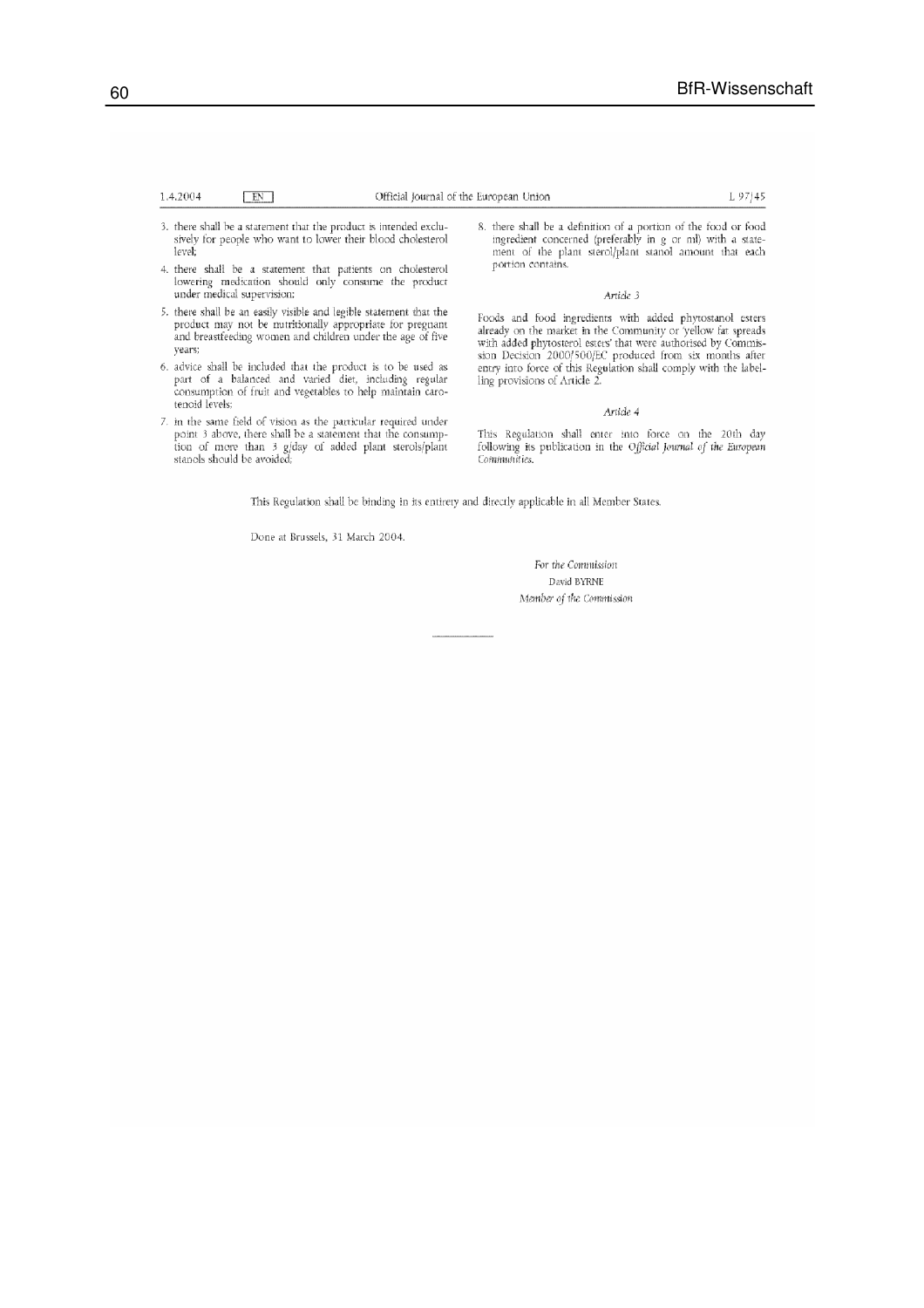3. there shall be a statement that the product is intended exclusively for people who want to lower their blood cholesterol level;

4. there shall be a statement that patients on cholesterol lowering medication should only consume the product under medical supervision;

5. there shall be an easily visible and legible statement that the product may not be nutritionally appropriate for pregnant and breastfeeding women and children under the age of five years;

6. advice shall be included that the product is to be used as part of a balanced and varied diet, including regular consumption of fruit and vegetables to help maintain carotenoid levels;

7. in the same field of vision as the particular required under point 3 above, there shall be a statement that the consumption of more than 3 g/day of added plant sterols/plant stanols should be avoided;

8. there shall be a definition of a portion of the food or food ingredient concerned (preferably in g or ml) with a statement of the plant sterol/plant stanol amount that each portion contains.

*Article 3*

Foods and food ingredients with added phytostanol esters already on the market in the Community or 'yellow fat spreads with added phytosterol esters' that were authorised by Commission Decision 2000/500/EC produced from six months after entry into force of this Regulation shall comply with the labelling provisions of Article 2.

*Article 4*

This Regulation shall enter into force on the 20th day following its publication in the *Official Journal of the European Communities*.

This Regulation shall be binding in its entirety and directly applicable in all Member States.

Done at Brussels, 31 March 2004.

*For the Commission*

David BYRNE

*Member of the Commission*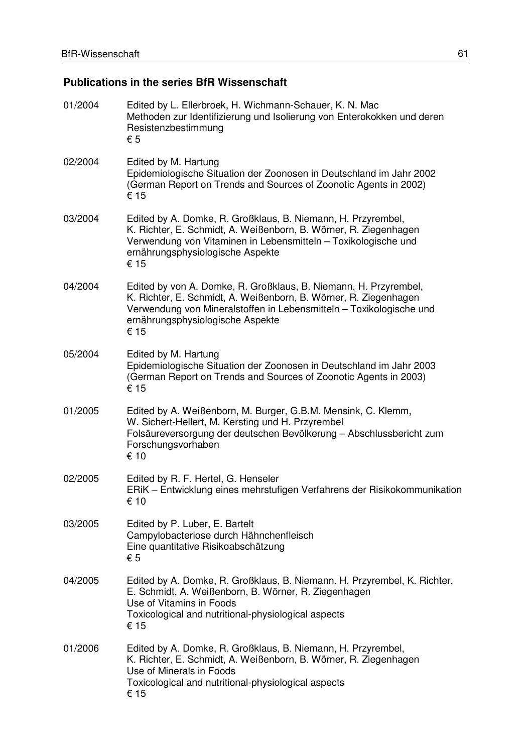## Publications in the series BfR Wissenschaft

01/2004 Edited by L. Ellerbroek, H. Wichmann-Schauer, K. N. Mac
Methoden zur Identifizierung und Isolierung von Enterokokken und deren Resistenzbestimmung
€ 5

02/2004 Edited by M. Hartung
Epidemiologische Situation der Zoonosen in Deutschland im Jahr 2002
(German Report on Trends and Sources of Zoonotic Agents in 2002)
€ 15

03/2004 Edited by A. Domke, R. Großklaus, B. Niemann, H. Przyrembel, K. Richter, E. Schmidt, A. Weißenborn, B. Wörner, R. Ziegenhagen
Verwendung von Vitaminen in Lebensmitteln – Toxikologische und ernährungsphysiologische Aspekte
€ 15

04/2004 Edited by von A. Domke, R. Großklaus, B. Niemann, H. Przyrembel, K. Richter, E. Schmidt, A. Weißenborn, B. Wörner, R. Ziegenhagen
Verwendung von Mineralstoffen in Lebensmitteln – Toxikologische und ernährungsphysiologische Aspekte
€ 15

05/2004 Edited by M. Hartung
Epidemiologische Situation der Zoonosen in Deutschland im Jahr 2003
(German Report on Trends and Sources of Zoonotic Agents in 2003)
€ 15

01/2005 Edited by A. Weißenborn, M. Burger, G.B.M. Mensink, C. Klemm, W. Sichert-Hellert, M. Kersting und H. Przyrembel
Folsäureversorgung der deutschen Bevölkerung – Abschlussbericht zum Forschungsvorhaben
€ 10

02/2005 Edited by R. F. Hertel, G. Henseler
ERiK – Entwicklung eines mehrstufigen Verfahrens der Risikokommunikation
€ 10

03/2005 Edited by P. Luber, E. Bartelt
Campylobacteriose durch Hähnchenfleisch
Eine quantitative Risikoabschätzung
€ 5

04/2005 Edited by A. Domke, R. Großklaus, B. Niemann. H. Przyrembel, K. Richter, E. Schmidt, A. Weißenborn, B. Wörner, R. Ziegenhagen
Use of Vitamins in Foods
Toxicological and nutritional-physiological aspects
€ 15

01/2006 Edited by A. Domke, R. Großklaus, B. Niemann, H. Przyrembel, K. Richter, E. Schmidt, A. Weißenborn, B. Wörner, R. Ziegenhagen
Use of Minerals in Foods
Toxicological and nutritional-physiological aspects
€ 15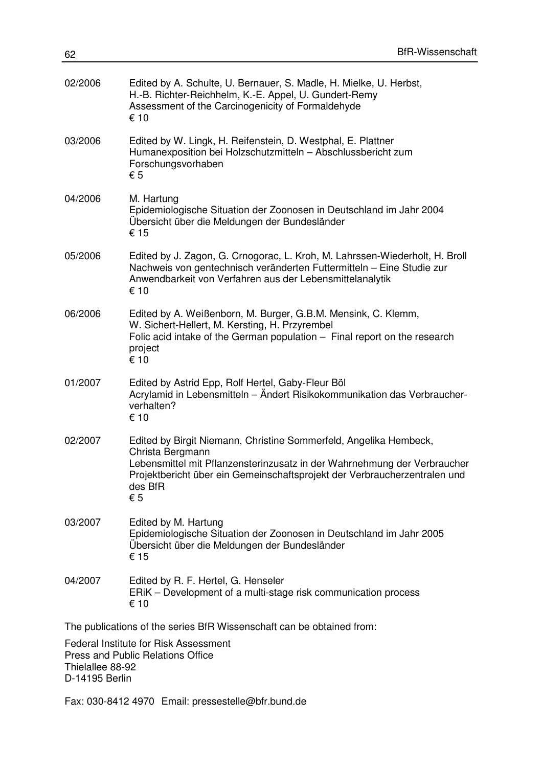02/2006 Edited by A. Schulte, U. Bernauer, S. Madle, H. Mielke, U. Herbst, H.-B. Richter-Reichhelm, K.-E. Appel, U. Gundert-Remy
Assessment of the Carcinogenicity of Formaldehyde
€ 10

03/2006 Edited by W. Lingk, H. Reifenstein, D. Westphal, E. Plattner
Humanexposition bei Holzschutzmitteln – Abschlussbericht zum Forschungsvorhaben
€ 5

04/2006 M. Hartung
Epidemiologische Situation der Zoonosen in Deutschland im Jahr 2004
Übersicht über die Meldungen der Bundesländer
€ 15

05/2006 Edited by J. Zagon, G. Crnogorac, L. Kroh, M. Lahrssen-Wiederholt, H. Broll
Nachweis von gentechnisch veränderten Futtermitteln – Eine Studie zur Anwendbarkeit von Verfahren aus der Lebensmittelanalytik
€ 10

06/2006 Edited by A. Weißenborn, M. Burger, G.B.M. Mensink, C. Klemm, W. Sichert-Hellert, M. Kersting, H. Przyrembel
Folic acid intake of the German population – Final report on the research project
€ 10

01/2007 Edited by Astrid Epp, Rolf Hertel, Gaby-Fleur Böl
Acrylamid in Lebensmitteln – Ändert Risikokommunikation das Verbraucherverhalten?
€ 10

02/2007 Edited by Birgit Niemann, Christine Sommerfeld, Angelika Hembeck, Christa Bergmann
Lebensmittel mit Pflanzensterinzusatz in der Wahrnehmung der Verbraucher
Projektbericht über ein Gemeinschaftsprojekt der Verbraucherzentralen und des BfR
€ 5

03/2007 Edited by M. Hartung
Epidemiologische Situation der Zoonosen in Deutschland im Jahr 2005
Übersicht über die Meldungen der Bundesländer
€ 15

04/2007 Edited by R. F. Hertel, G. Henseler
ERiK – Development of a multi-stage risk communication process
€ 10

The publications of the series BfR Wissenschaft can be obtained from:

Federal Institute for Risk Assessment
Press and Public Relations Office
Thielallee 88-92
D-14195 Berlin

Fax: 030-8412 4970 Email: pressestelle@bfr.bund.de